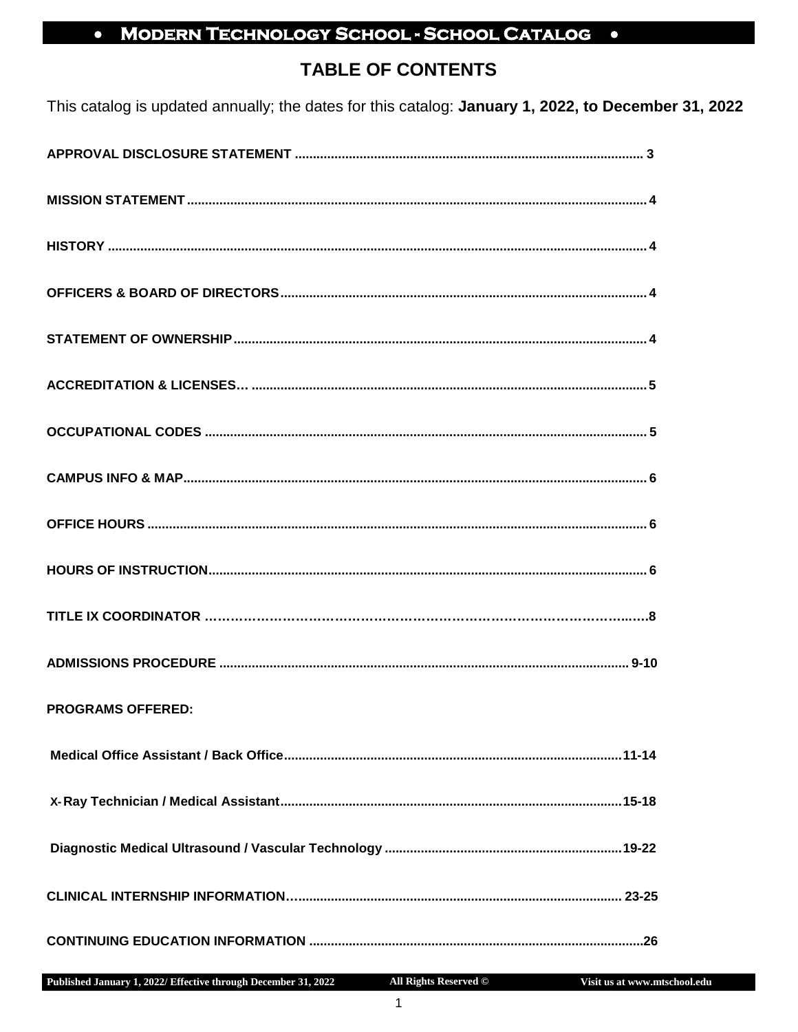# TABLE OF CONTENTS

This catalog is updated annually; the dates for this catalog: **January 1, 2022, to December 31, 2022**

**APPROVAL DISCLOSURE STATEMENT** ........ 3

**MISSION STATEMENT** ........ 4

**HISTORY** ........ 4

**OFFICERS & BOARD OF DIRECTORS** ........ 4

**STATEMENT OF OWNERSHIP** ........ 4

**ACCREDITATION & LICENSES…** ........ 5

**OCCUPATIONAL CODES** ........ 5

**CAMPUS INFO & MAP** ........ 6

**OFFICE HOURS** ........ 6

**HOURS OF INSTRUCTION** ........ 6

**TITLE IX COORDINATOR** ........ 8

**ADMISSIONS PROCEDURE** ........ 9-10

**PROGRAMS OFFERED:**

**Medical Office Assistant / Back Office** ........ 11-14

**X-Ray Technician / Medical Assistant** ........ 15-18

**Diagnostic Medical Ultrasound / Vascular Technology** ........ 19-22

**CLINICAL INTERNSHIP INFORMATION** ........ 23-25

**CONTINUING EDUCATION INFORMATION** ........ 26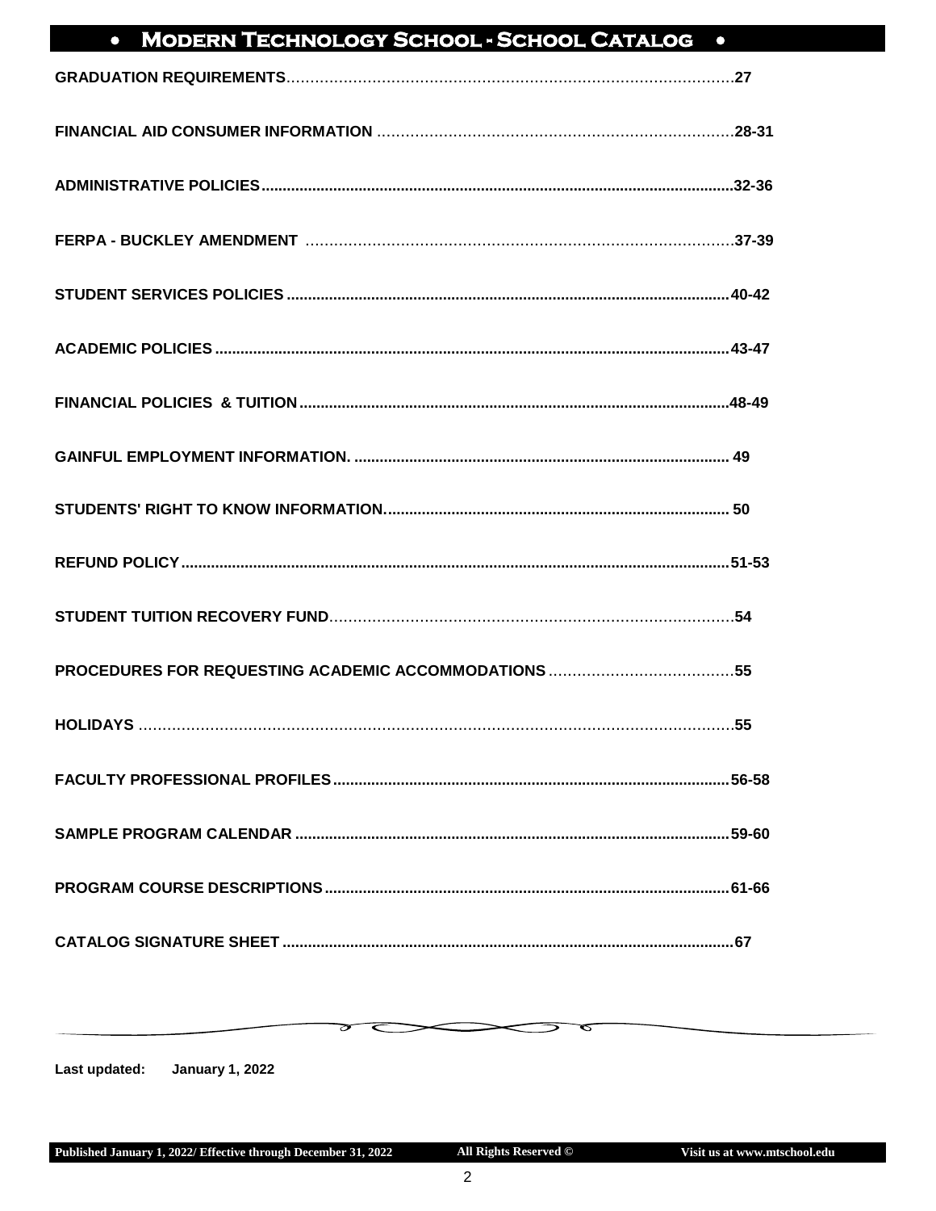| | |
|---|---|
| **GRADUATION REQUIREMENTS** | **27** |
| **FINANCIAL AID CONSUMER INFORMATION** | **28-31** |
| **ADMINISTRATIVE POLICIES** | **32-36** |
| **FERPA - BUCKLEY AMENDMENT** | **37-39** |
| **STUDENT SERVICES POLICIES** | **40-42** |
| **ACADEMIC POLICIES** | **43-47** |
| **FINANCIAL POLICIES & TUITION** | **48-49** |
| **GAINFUL EMPLOYMENT INFORMATION.** | **49** |
| **STUDENTS' RIGHT TO KNOW INFORMATION.** | **50** |
| **REFUND POLICY** | **51-53** |
| **STUDENT TUITION RECOVERY FUND** | **54** |
| **PROCEDURES FOR REQUESTING ACADEMIC ACCOMMODATIONS** | **55** |
| **HOLIDAYS** | **55** |
| **FACULTY PROFESSIONAL PROFILES** | **56-58** |
| **SAMPLE PROGRAM CALENDAR** | **59-60** |
| **PROGRAM COURSE DESCRIPTIONS** | **61-66** |
| **CATALOG SIGNATURE SHEET** | **67** |

**Last updated: January 1, 2022**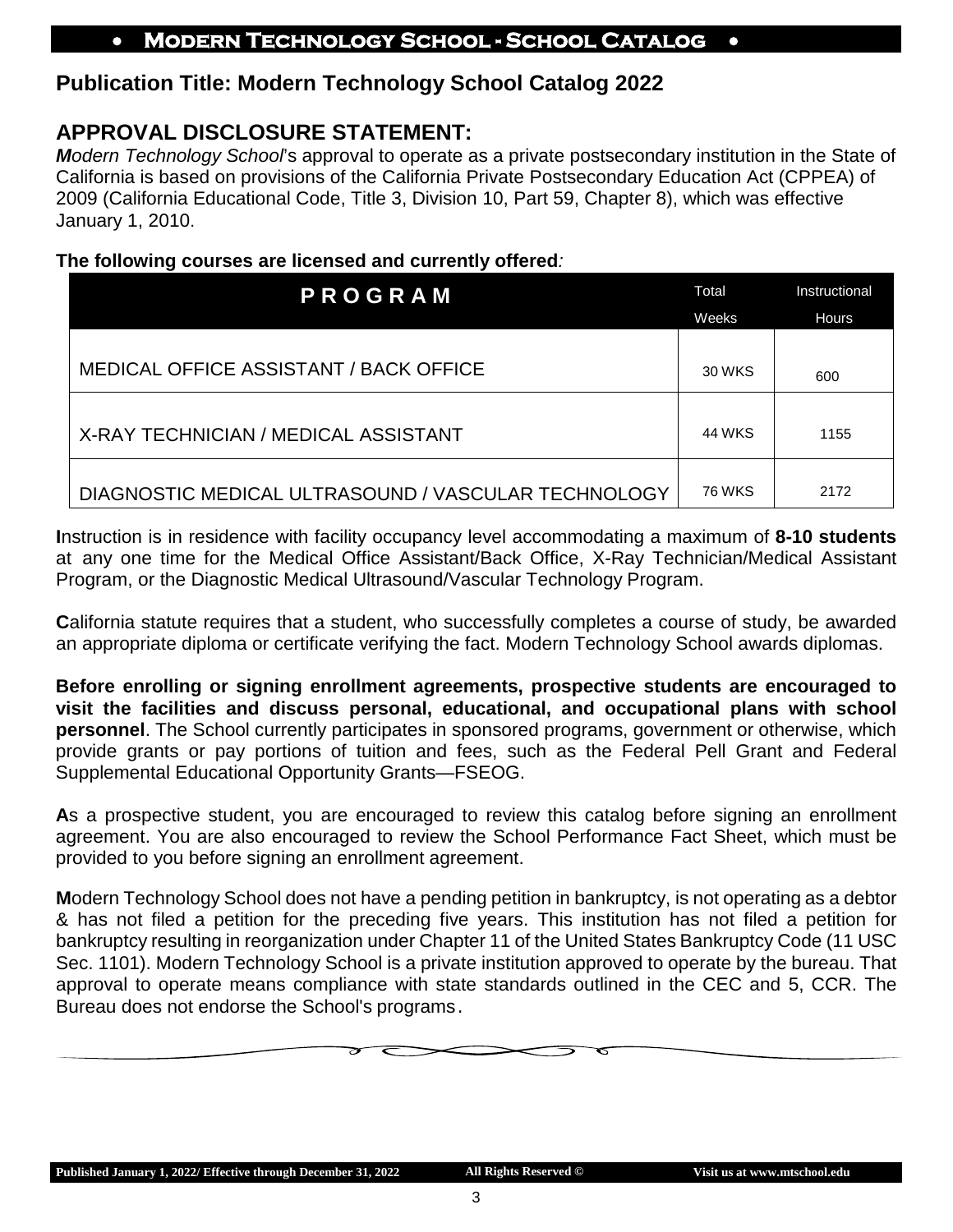## Publication Title: Modern Technology School Catalog 2022

## APPROVAL DISCLOSURE STATEMENT:

***M**odern Technology School*'s approval to operate as a private postsecondary institution in the State of California is based on provisions of the California Private Postsecondary Education Act (CPPEA) of 2009 (California Educational Code, Title 3, Division 10, Part 59, Chapter 8), which was effective January 1, 2010.

**The following courses are licensed and currently offered***:*

| PROGRAM | Total Weeks | Instructional Hours |
|---|---|---|
| MEDICAL OFFICE ASSISTANT / BACK OFFICE | 30 WKS | 600 |
| X-RAY TECHNICIAN / MEDICAL ASSISTANT | 44 WKS | 1155 |
| DIAGNOSTIC MEDICAL ULTRASOUND / VASCULAR TECHNOLOGY | 76 WKS | 2172 |

**I**nstruction is in residence with facility occupancy level accommodating a maximum of **8-10 students** at any one time for the Medical Office Assistant/Back Office, X-Ray Technician/Medical Assistant Program, or the Diagnostic Medical Ultrasound/Vascular Technology Program.

**C**alifornia statute requires that a student, who successfully completes a course of study, be awarded an appropriate diploma or certificate verifying the fact. Modern Technology School awards diplomas.

**Before enrolling or signing enrollment agreements, prospective students are encouraged to visit the facilities and discuss personal, educational, and occupational plans with school personnel**. The School currently participates in sponsored programs, government or otherwise, which provide grants or pay portions of tuition and fees, such as the Federal Pell Grant and Federal Supplemental Educational Opportunity Grants—FSEOG.

**A**s a prospective student, you are encouraged to review this catalog before signing an enrollment agreement. You are also encouraged to review the School Performance Fact Sheet, which must be provided to you before signing an enrollment agreement.

**M**odern Technology School does not have a pending petition in bankruptcy, is not operating as a debtor & has not filed a petition for the preceding five years. This institution has not filed a petition for bankruptcy resulting in reorganization under Chapter 11 of the United States Bankruptcy Code (11 USC Sec. 1101). Modern Technology School is a private institution approved to operate by the bureau. That approval to operate means compliance with state standards outlined in the CEC and 5, CCR. The Bureau does not endorse the School's programs.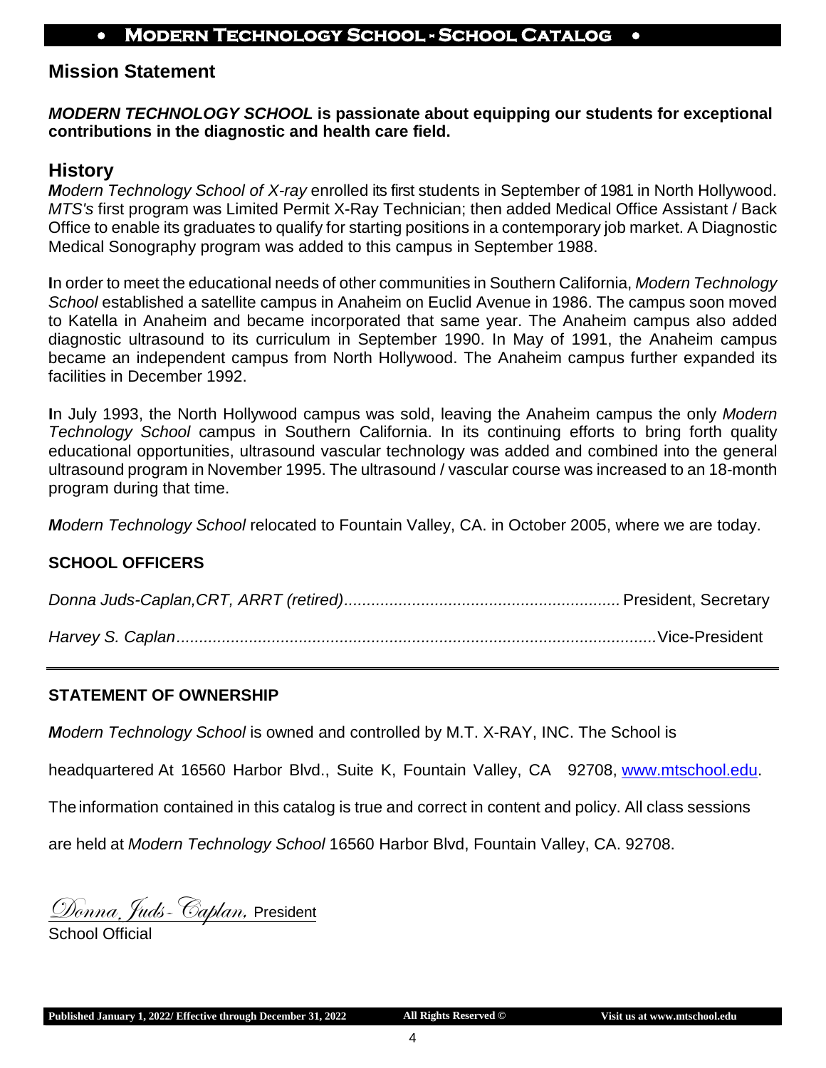## Mission Statement

***MODERN TECHNOLOGY SCHOOL* is passionate about equipping our students for exceptional contributions in the diagnostic and health care field.**

## History

***M**odern Technology School of X-ray* enrolled its first students in September of 1981 in North Hollywood. *MTS's* first program was Limited Permit X-Ray Technician; then added Medical Office Assistant / Back Office to enable its graduates to qualify for starting positions in a contemporary job market. A Diagnostic Medical Sonography program was added to this campus in September 1988.

**I**n order to meet the educational needs of other communities in Southern California, *Modern Technology School* established a satellite campus in Anaheim on Euclid Avenue in 1986. The campus soon moved to Katella in Anaheim and became incorporated that same year. The Anaheim campus also added diagnostic ultrasound to its curriculum in September 1990. In May of 1991, the Anaheim campus became an independent campus from North Hollywood. The Anaheim campus further expanded its facilities in December 1992.

**I**n July 1993, the North Hollywood campus was sold, leaving the Anaheim campus the only *Modern Technology School* campus in Southern California. In its continuing efforts to bring forth quality educational opportunities, ultrasound vascular technology was added and combined into the general ultrasound program in November 1995. The ultrasound / vascular course was increased to an 18-month program during that time.

***M**odern Technology School* relocated to Fountain Valley, CA. in October 2005, where we are today.

### SCHOOL OFFICERS

*Donna Juds-Caplan,CRT, ARRT (retired)*............................................................ President, Secretary

*Harvey S. Caplan*.........................................................................................Vice-President

---

### STATEMENT OF OWNERSHIP

***M**odern Technology School* is owned and controlled by M.T. X-RAY, INC. The School is headquartered At 16560 Harbor Blvd., Suite K, Fountain Valley, CA 92708, www.mtschool.edu. The information contained in this catalog is true and correct in content and policy. All class sessions are held at *Modern Technology School* 16560 Harbor Blvd, Fountain Valley, CA. 92708.

*Donna Juds-Caplan,* President
School Official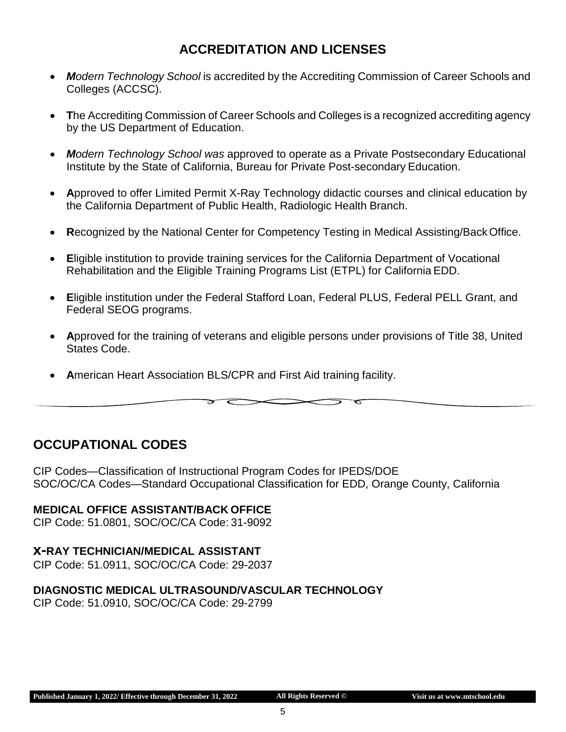# ACCREDITATION AND LICENSES

- ***M****odern Technology School* is accredited by the Accrediting Commission of Career Schools and Colleges (ACCSC).
- **T**he Accrediting Commission of Career Schools and Colleges is a recognized accrediting agency by the US Department of Education.
- ***M****odern Technology School was* approved to operate as a Private Postsecondary Educational Institute by the State of California, Bureau for Private Post-secondary Education.
- **A**pproved to offer Limited Permit X-Ray Technology didactic courses and clinical education by the California Department of Public Health, Radiologic Health Branch.
- **R**ecognized by the National Center for Competency Testing in Medical Assisting/Back Office.
- **E**ligible institution to provide training services for the California Department of Vocational Rehabilitation and the Eligible Training Programs List (ETPL) for California EDD.
- **E**ligible institution under the Federal Stafford Loan, Federal PLUS, Federal PELL Grant, and Federal SEOG programs.
- **A**pproved for the training of veterans and eligible persons under provisions of Title 38, United States Code.
- **A**merican Heart Association BLS/CPR and First Aid training facility.

## OCCUPATIONAL CODES

CIP Codes—Classification of Instructional Program Codes for IPEDS/DOE
SOC/OC/CA Codes—Standard Occupational Classification for EDD, Orange County, California

**MEDICAL OFFICE ASSISTANT/BACK OFFICE**
CIP Code: 51.0801, SOC/OC/CA Code: 31-9092

**X-RAY TECHNICIAN/MEDICAL ASSISTANT**
CIP Code: 51.0911, SOC/OC/CA Code: 29-2037

**DIAGNOSTIC MEDICAL ULTRASOUND/VASCULAR TECHNOLOGY**
CIP Code: 51.0910, SOC/OC/CA Code: 29-2799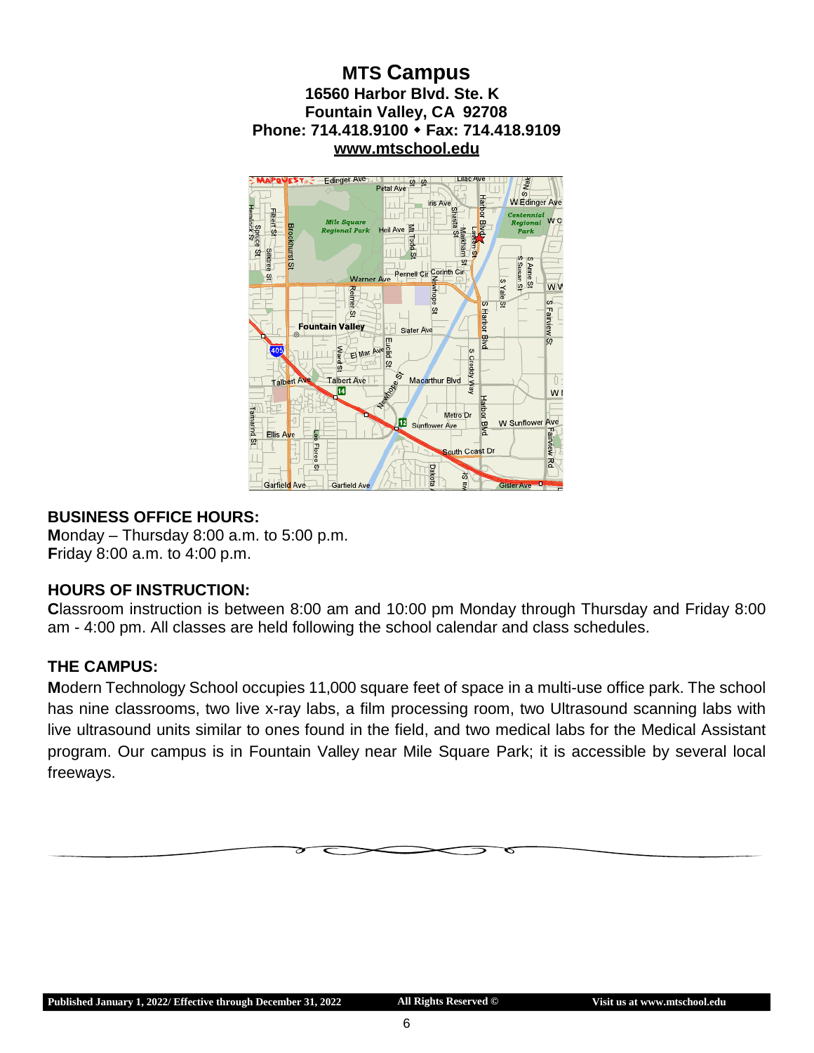# MTS Campus

**16560 Harbor Blvd. Ste. K**
**Fountain Valley, CA 92708**
**Phone: 714.418.9100 ◆ Fax: 714.418.9109**
**[www.mtschool.edu](http://www.mtschool.edu)**

## BUSINESS OFFICE HOURS:

Monday – Thursday 8:00 a.m. to 5:00 p.m.
Friday 8:00 a.m. to 4:00 p.m.

## HOURS OF INSTRUCTION:

Classroom instruction is between 8:00 am and 10:00 pm Monday through Thursday and Friday 8:00 am - 4:00 pm. All classes are held following the school calendar and class schedules.

## THE CAMPUS:

Modern Technology School occupies 11,000 square feet of space in a multi-use office park. The school has nine classrooms, two live x-ray labs, a film processing room, two Ultrasound scanning labs with live ultrasound units similar to ones found in the field, and two medical labs for the Medical Assistant program. Our campus is in Fountain Valley near Mile Square Park; it is accessible by several local freeways.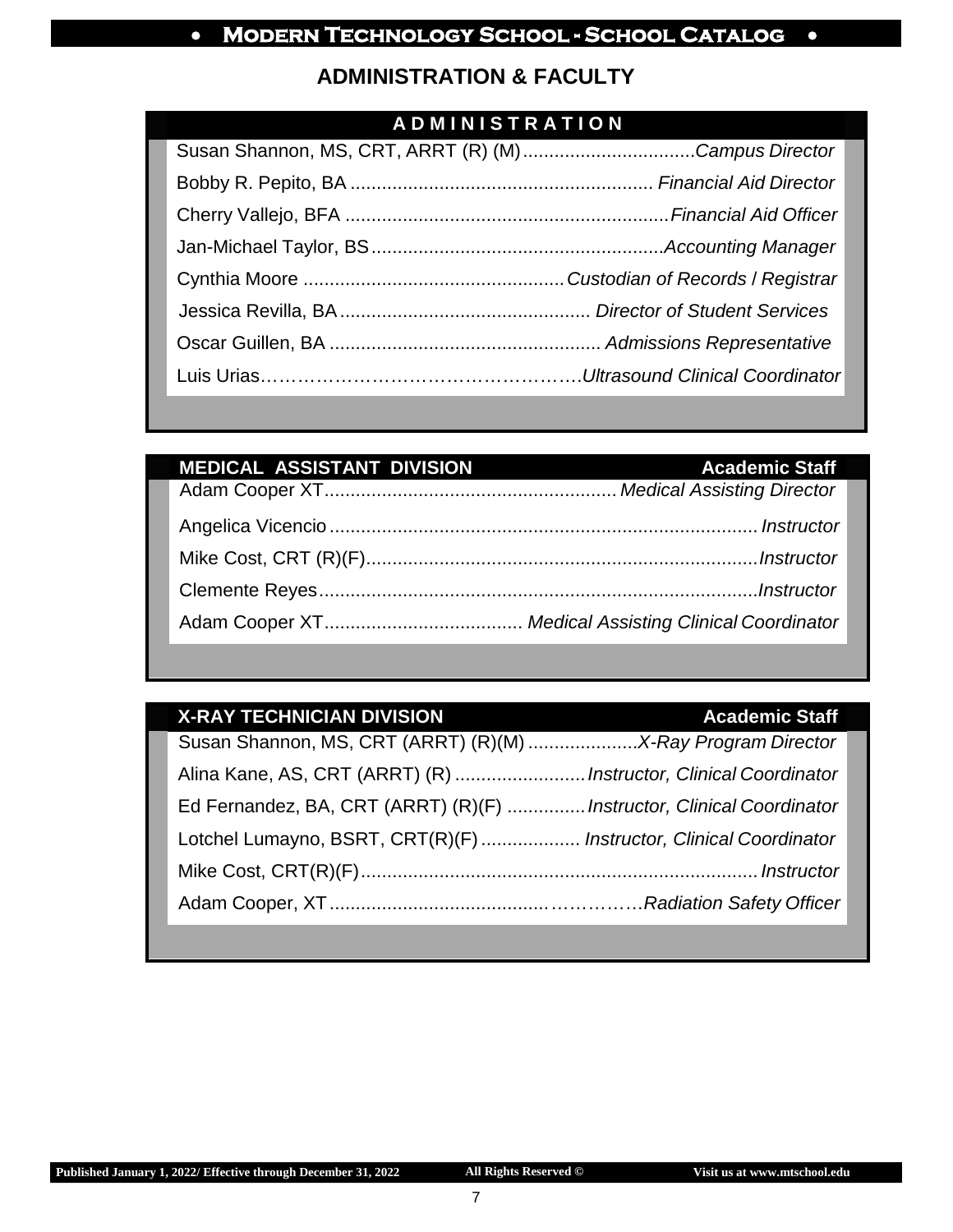## ADMINISTRATION & FACULTY

### ADMINISTRATION

| Name | Title |
|---|---|
| Susan Shannon, MS, CRT, ARRT (R) (M) | *Campus Director* |
| Bobby R. Pepito, BA | *Financial Aid Director* |
| Cherry Vallejo, BFA | *Financial Aid Officer* |
| Jan-Michael Taylor, BS | *Accounting Manager* |
| Cynthia Moore | *Custodian of Records / Registrar* |
| Jessica Revilla, BA | *Director of Student Services* |
| Oscar Guillen, BA | *Admissions Representative* |
| Luis Urias | *Ultrasound Clinical Coordinator* |

### MEDICAL ASSISTANT DIVISION

| Name | Academic Staff |
|---|---|
| Adam Cooper XT | *Medical Assisting Director* |
| Angelica Vicencio | *Instructor* |
| Mike Cost, CRT (R)(F) | *Instructor* |
| Clemente Reyes | *Instructor* |
| Adam Cooper XT | *Medical Assisting Clinical Coordinator* |

### X-RAY TECHNICIAN DIVISION

| Name | Academic Staff |
|---|---|
| Susan Shannon, MS, CRT (ARRT) (R)(M) | *X-Ray Program Director* |
| Alina Kane, AS, CRT (ARRT) (R) | *Instructor, Clinical Coordinator* |
| Ed Fernandez, BA, CRT (ARRT) (R)(F) | *Instructor, Clinical Coordinator* |
| Lotchel Lumayno, BSRT, CRT(R)(F) | *Instructor, Clinical Coordinator* |
| Mike Cost, CRT(R)(F) | *Instructor* |
| Adam Cooper, XT | *Radiation Safety Officer* |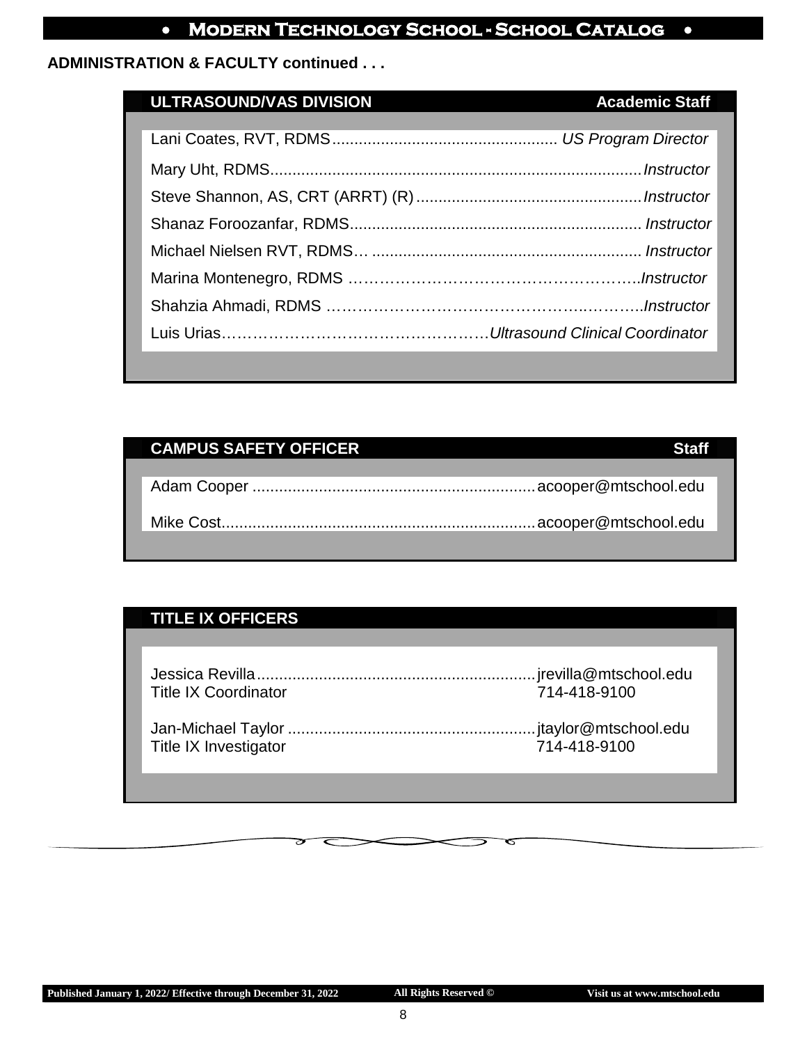**ADMINISTRATION & FACULTY continued . . .**

| ULTRASOUND/VAS DIVISION | Academic Staff |
| --- | --- |
| Lani Coates, RVT, RDMS | *US Program Director* |
| Mary Uht, RDMS | *Instructor* |
| Steve Shannon, AS, CRT (ARRT) (R) | *Instructor* |
| Shanaz Foroozanfar, RDMS | *Instructor* |
| Michael Nielsen RVT, RDMS | *Instructor* |
| Marina Montenegro, RDMS | *Instructor* |
| Shahzia Ahmadi, RDMS | *Instructor* |
| Luis Urias | *Ultrasound Clinical Coordinator* |

| CAMPUS SAFETY OFFICER | Staff |
| --- | --- |
| Adam Cooper | acooper@mtschool.edu |
| Mike Cost | acooper@mtschool.edu |

| TITLE IX OFFICERS | |
| --- | --- |
| Jessica Revilla | jrevilla@mtschool.edu |
| Title IX Coordinator | 714-418-9100 |
| Jan-Michael Taylor | jtaylor@mtschool.edu |
| Title IX Investigator | 714-418-9100 |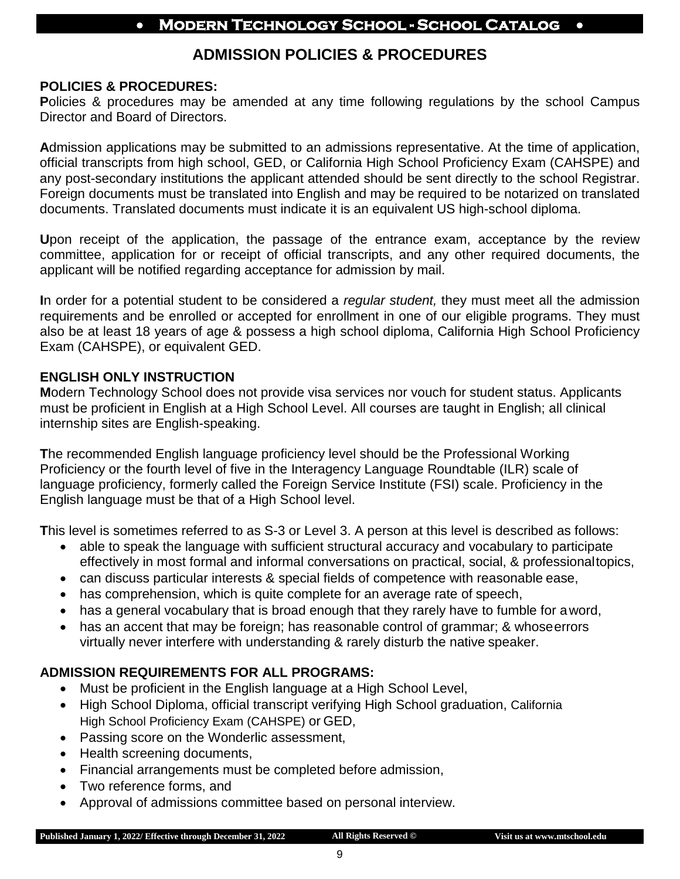## ADMISSION POLICIES & PROCEDURES

### POLICIES & PROCEDURES:

**P**olicies & procedures may be amended at any time following regulations by the school Campus Director and Board of Directors.

**A**dmission applications may be submitted to an admissions representative. At the time of application, official transcripts from high school, GED, or California High School Proficiency Exam (CAHSPE) and any post-secondary institutions the applicant attended should be sent directly to the school Registrar. Foreign documents must be translated into English and may be required to be notarized on translated documents. Translated documents must indicate it is an equivalent US high-school diploma.

**U**pon receipt of the application, the passage of the entrance exam, acceptance by the review committee, application for or receipt of official transcripts, and any other required documents, the applicant will be notified regarding acceptance for admission by mail.

**I**n order for a potential student to be considered a *regular student,* they must meet all the admission requirements and be enrolled or accepted for enrollment in one of our eligible programs. They must also be at least 18 years of age & possess a high school diploma, California High School Proficiency Exam (CAHSPE), or equivalent GED.

### ENGLISH ONLY INSTRUCTION

**M**odern Technology School does not provide visa services nor vouch for student status. Applicants must be proficient in English at a High School Level. All courses are taught in English; all clinical internship sites are English-speaking.

**T**he recommended English language proficiency level should be the Professional Working Proficiency or the fourth level of five in the Interagency Language Roundtable (ILR) scale of language proficiency, formerly called the Foreign Service Institute (FSI) scale. Proficiency in the English language must be that of a High School level.

**T**his level is sometimes referred to as S-3 or Level 3. A person at this level is described as follows:

- able to speak the language with sufficient structural accuracy and vocabulary to participate effectively in most formal and informal conversations on practical, social, & professional topics,
- can discuss particular interests & special fields of competence with reasonable ease,
- has comprehension, which is quite complete for an average rate of speech,
- has a general vocabulary that is broad enough that they rarely have to fumble for a word,
- has an accent that may be foreign; has reasonable control of grammar; & whose errors virtually never interfere with understanding & rarely disturb the native speaker.

### ADMISSION REQUIREMENTS FOR ALL PROGRAMS:

- Must be proficient in the English language at a High School Level,
- High School Diploma, official transcript verifying High School graduation, California High School Proficiency Exam (CAHSPE) or GED,
- Passing score on the Wonderlic assessment,
- Health screening documents,
- Financial arrangements must be completed before admission,
- Two reference forms, and
- Approval of admissions committee based on personal interview.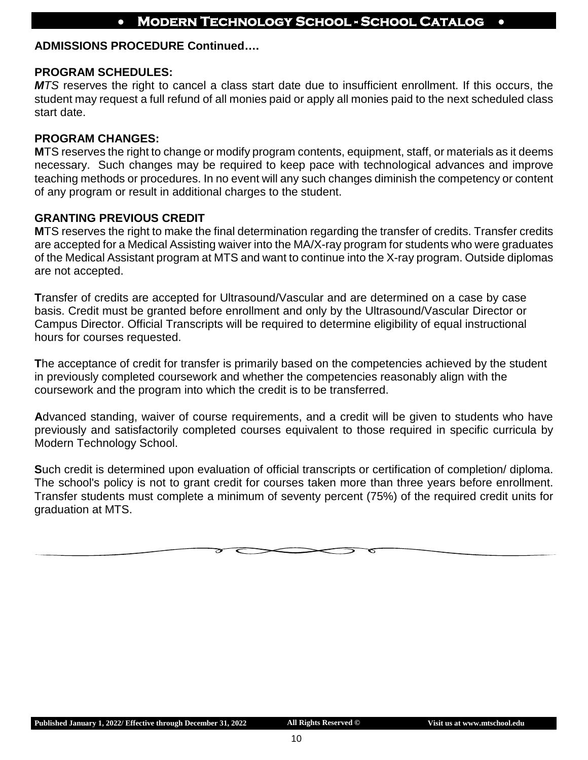**ADMISSIONS PROCEDURE Continued….**

**PROGRAM SCHEDULES:**

***M****TS* reserves the right to cancel a class start date due to insufficient enrollment. If this occurs, the student may request a full refund of all monies paid or apply all monies paid to the next scheduled class start date.

**PROGRAM CHANGES:**

**M**TS reserves the right to change or modify program contents, equipment, staff, or materials as it deems necessary. Such changes may be required to keep pace with technological advances and improve teaching methods or procedures. In no event will any such changes diminish the competency or content of any program or result in additional charges to the student.

**GRANTING PREVIOUS CREDIT**

**M**TS reserves the right to make the final determination regarding the transfer of credits. Transfer credits are accepted for a Medical Assisting waiver into the MA/X-ray program for students who were graduates of the Medical Assistant program at MTS and want to continue into the X-ray program. Outside diplomas are not accepted.

**T**ransfer of credits are accepted for Ultrasound/Vascular and are determined on a case by case basis. Credit must be granted before enrollment and only by the Ultrasound/Vascular Director or Campus Director. Official Transcripts will be required to determine eligibility of equal instructional hours for courses requested.

**T**he acceptance of credit for transfer is primarily based on the competencies achieved by the student in previously completed coursework and whether the competencies reasonably align with the coursework and the program into which the credit is to be transferred.

**A**dvanced standing, waiver of course requirements, and a credit will be given to students who have previously and satisfactorily completed courses equivalent to those required in specific curricula by Modern Technology School.

**S**uch credit is determined upon evaluation of official transcripts or certification of completion/ diploma. The school's policy is not to grant credit for courses taken more than three years before enrollment. Transfer students must complete a minimum of seventy percent (75%) of the required credit units for graduation at MTS.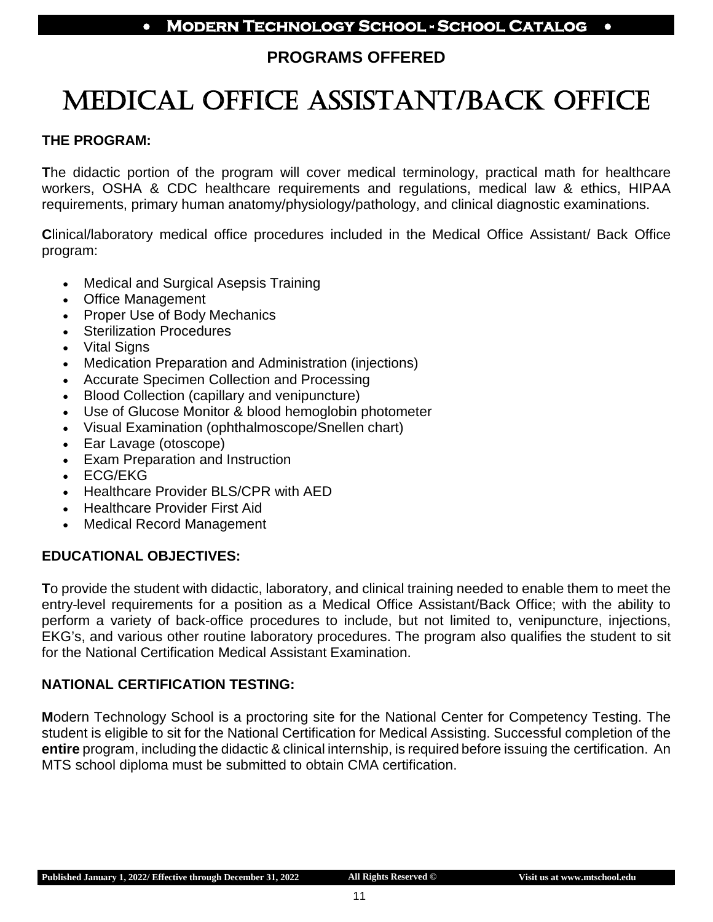## PROGRAMS OFFERED

# MEDICAL OFFICE ASSISTANT/BACK OFFICE

### THE PROGRAM:

**T**he didactic portion of the program will cover medical terminology, practical math for healthcare workers, OSHA & CDC healthcare requirements and regulations, medical law & ethics, HIPAA requirements, primary human anatomy/physiology/pathology, and clinical diagnostic examinations.

**C**linical/laboratory medical office procedures included in the Medical Office Assistant/ Back Office program:

- Medical and Surgical Asepsis Training
- Office Management
- Proper Use of Body Mechanics
- Sterilization Procedures
- Vital Signs
- Medication Preparation and Administration (injections)
- Accurate Specimen Collection and Processing
- Blood Collection (capillary and venipuncture)
- Use of Glucose Monitor & blood hemoglobin photometer
- Visual Examination (ophthalmoscope/Snellen chart)
- Ear Lavage (otoscope)
- Exam Preparation and Instruction
- ECG/EKG
- Healthcare Provider BLS/CPR with AED
- Healthcare Provider First Aid
- Medical Record Management

### EDUCATIONAL OBJECTIVES:

**T**o provide the student with didactic, laboratory, and clinical training needed to enable them to meet the entry-level requirements for a position as a Medical Office Assistant/Back Office; with the ability to perform a variety of back-office procedures to include, but not limited to, venipuncture, injections, EKG's, and various other routine laboratory procedures. The program also qualifies the student to sit for the National Certification Medical Assistant Examination.

### NATIONAL CERTIFICATION TESTING:

**M**odern Technology School is a proctoring site for the National Center for Competency Testing. The student is eligible to sit for the National Certification for Medical Assisting. Successful completion of the **entire** program, including the didactic & clinical internship, is required before issuing the certification. An MTS school diploma must be submitted to obtain CMA certification.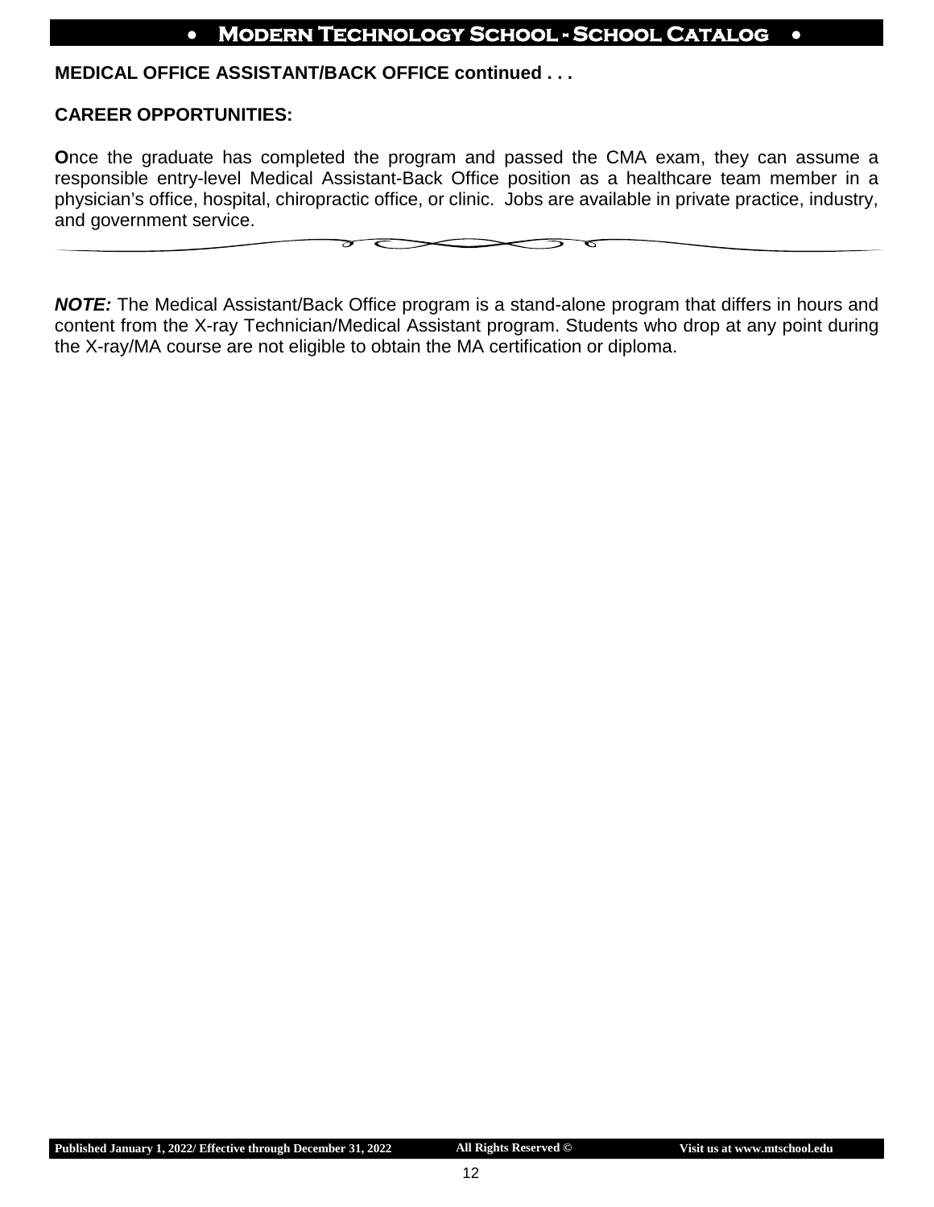**MEDICAL OFFICE ASSISTANT/BACK OFFICE continued . . .**

**CAREER OPPORTUNITIES:**

**O**nce the graduate has completed the program and passed the CMA exam, they can assume a responsible entry-level Medical Assistant-Back Office position as a healthcare team member in a physician's office, hospital, chiropractic office, or clinic. Jobs are available in private practice, industry, and government service.

---

***NOTE:*** The Medical Assistant/Back Office program is a stand-alone program that differs in hours and content from the X-ray Technician/Medical Assistant program. Students who drop at any point during the X-ray/MA course are not eligible to obtain the MA certification or diploma.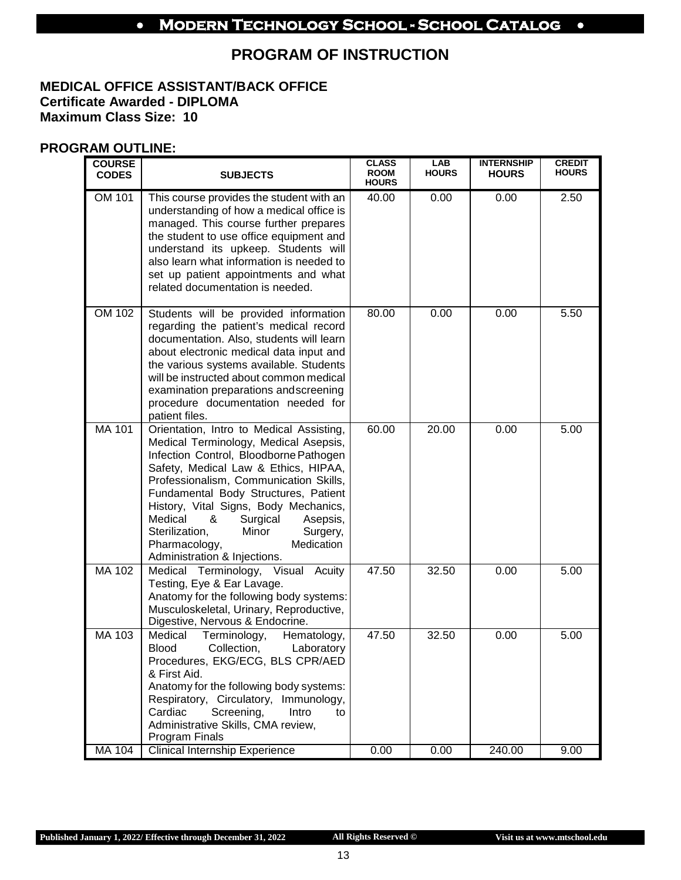# PROGRAM OF INSTRUCTION

**MEDICAL OFFICE ASSISTANT/BACK OFFICE**
**Certificate Awarded - DIPLOMA**
**Maximum Class Size: 10**

## PROGRAM OUTLINE:

| COURSE CODES | SUBJECTS | CLASS ROOM HOURS | LAB HOURS | INTERNSHIP HOURS | CREDIT HOURS |
|---|---|---|---|---|---|
| OM 101 | This course provides the student with an understanding of how a medical office is managed. This course further prepares the student to use office equipment and understand its upkeep. Students will also learn what information is needed to set up patient appointments and what related documentation is needed. | 40.00 | 0.00 | 0.00 | 2.50 |
| OM 102 | Students will be provided information regarding the patient's medical record documentation. Also, students will learn about electronic medical data input and the various systems available. Students will be instructed about common medical examination preparations andscreening procedure documentation needed for patient files. | 80.00 | 0.00 | 0.00 | 5.50 |
| MA 101 | Orientation, Intro to Medical Assisting, Medical Terminology, Medical Asepsis, Infection Control, Bloodborne Pathogen Safety, Medical Law & Ethics, HIPAA, Professionalism, Communication Skills, Fundamental Body Structures, Patient History, Vital Signs, Body Mechanics, Medical & Surgical Asepsis, Sterilization, Minor Surgery, Pharmacology, Medication Administration & Injections. | 60.00 | 20.00 | 0.00 | 5.00 |
| MA 102 | Medical Terminology, Visual Acuity Testing, Eye & Ear Lavage. Anatomy for the following body systems: Musculoskeletal, Urinary, Reproductive, Digestive, Nervous & Endocrine. | 47.50 | 32.50 | 0.00 | 5.00 |
| MA 103 | Medical Terminology, Hematology, Blood Collection, Laboratory Procedures, EKG/ECG, BLS CPR/AED & First Aid. Anatomy for the following body systems: Respiratory, Circulatory, Immunology, Cardiac Screening, Intro to Administrative Skills, CMA review, Program Finals | 47.50 | 32.50 | 0.00 | 5.00 |
| MA 104 | Clinical Internship Experience | 0.00 | 0.00 | 240.00 | 9.00 |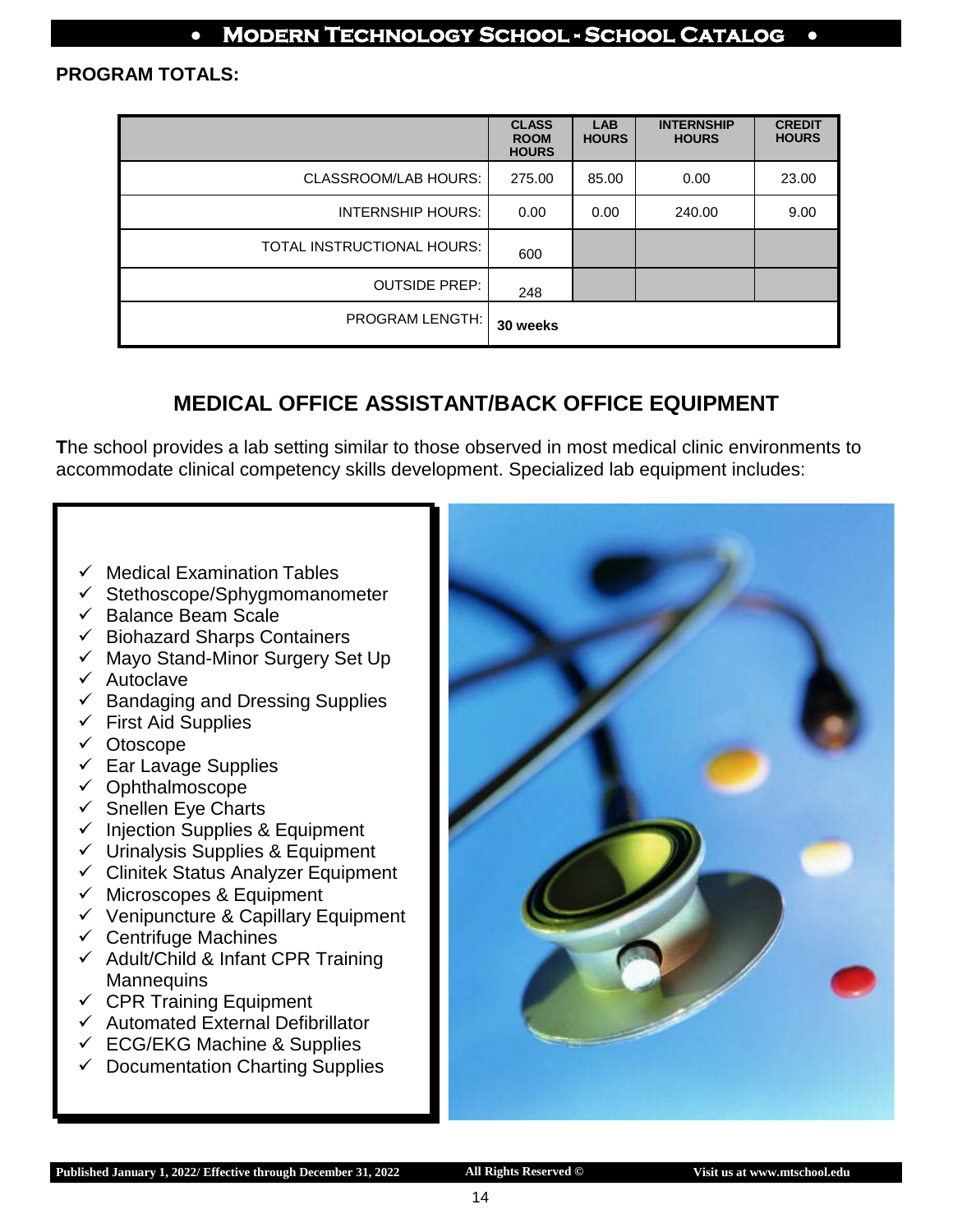**PROGRAM TOTALS:**

| | CLASS ROOM HOURS | LAB HOURS | INTERNSHIP HOURS | CREDIT HOURS |
|---|---|---|---|---|
| CLASSROOM/LAB HOURS: | 275.00 | 85.00 | 0.00 | 23.00 |
| INTERNSHIP HOURS: | 0.00 | 0.00 | 240.00 | 9.00 |
| TOTAL INSTRUCTIONAL HOURS: | 600 | | | |
| OUTSIDE PREP: | 248 | | | |
| PROGRAM LENGTH: | **30 weeks** | | | |

## MEDICAL OFFICE ASSISTANT/BACK OFFICE EQUIPMENT

**T**he school provides a lab setting similar to those observed in most medical clinic environments to accommodate clinical competency skills development. Specialized lab equipment includes:

- ✓ Medical Examination Tables
- ✓ Stethoscope/Sphygmomanometer
- ✓ Balance Beam Scale
- ✓ Biohazard Sharps Containers
- ✓ Mayo Stand-Minor Surgery Set Up
- ✓ Autoclave
- ✓ Bandaging and Dressing Supplies
- ✓ First Aid Supplies
- ✓ Otoscope
- ✓ Ear Lavage Supplies
- ✓ Ophthalmoscope
- ✓ Snellen Eye Charts
- ✓ Injection Supplies & Equipment
- ✓ Urinalysis Supplies & Equipment
- ✓ Clinitek Status Analyzer Equipment
- ✓ Microscopes & Equipment
- ✓ Venipuncture & Capillary Equipment
- ✓ Centrifuge Machines
- ✓ Adult/Child & Infant CPR Training Mannequins
- ✓ CPR Training Equipment
- ✓ Automated External Defibrillator
- ✓ ECG/EKG Machine & Supplies
- ✓ Documentation Charting Supplies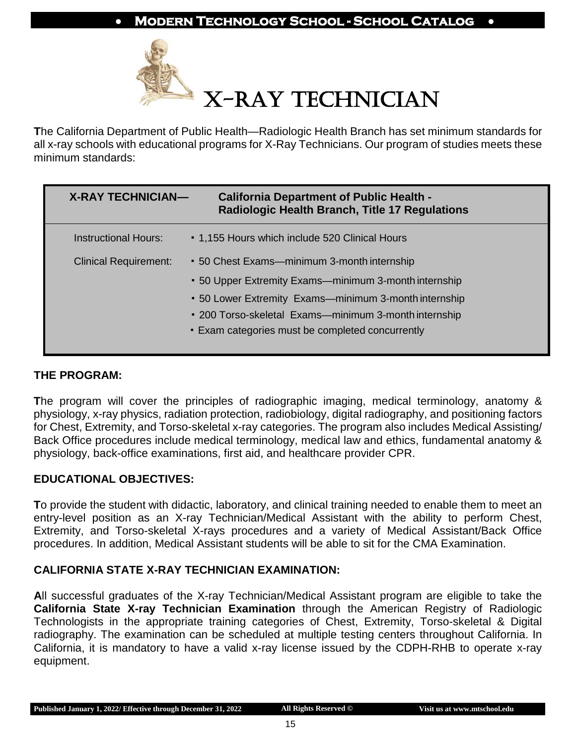# X-RAY TECHNICIAN

**T**he California Department of Public Health—Radiologic Health Branch has set minimum standards for all x-ray schools with educational programs for X-Ray Technicians. Our program of studies meets these minimum standards:

| X-RAY TECHNICIAN— | California Department of Public Health - Radiologic Health Branch, Title 17 Regulations |
|---|---|
| Instructional Hours: | ▪ 1,155 Hours which include 520 Clinical Hours |
| Clinical Requirement: | ▪ 50 Chest Exams—minimum 3-month internship |
| | ▪ 50 Upper Extremity Exams—minimum 3-month internship |
| | ▪ 50 Lower Extremity Exams—minimum 3-month internship |
| | ▪ 200 Torso-skeletal Exams—minimum 3-month internship |
| | ▪ Exam categories must be completed concurrently |

## THE PROGRAM:

**T**he program will cover the principles of radiographic imaging, medical terminology, anatomy & physiology, x-ray physics, radiation protection, radiobiology, digital radiography, and positioning factors for Chest, Extremity, and Torso-skeletal x-ray categories. The program also includes Medical Assisting/ Back Office procedures include medical terminology, medical law and ethics, fundamental anatomy & physiology, back-office examinations, first aid, and healthcare provider CPR.

## EDUCATIONAL OBJECTIVES:

**T**o provide the student with didactic, laboratory, and clinical training needed to enable them to meet an entry-level position as an X-ray Technician/Medical Assistant with the ability to perform Chest, Extremity, and Torso-skeletal X-rays procedures and a variety of Medical Assistant/Back Office procedures. In addition, Medical Assistant students will be able to sit for the CMA Examination.

## CALIFORNIA STATE X-RAY TECHNICIAN EXAMINATION:

**A**ll successful graduates of the X-ray Technician/Medical Assistant program are eligible to take the **California State X-ray Technician Examination** through the American Registry of Radiologic Technologists in the appropriate training categories of Chest, Extremity, Torso-skeletal & Digital radiography. The examination can be scheduled at multiple testing centers throughout California. In California, it is mandatory to have a valid x-ray license issued by the CDPH-RHB to operate x-ray equipment.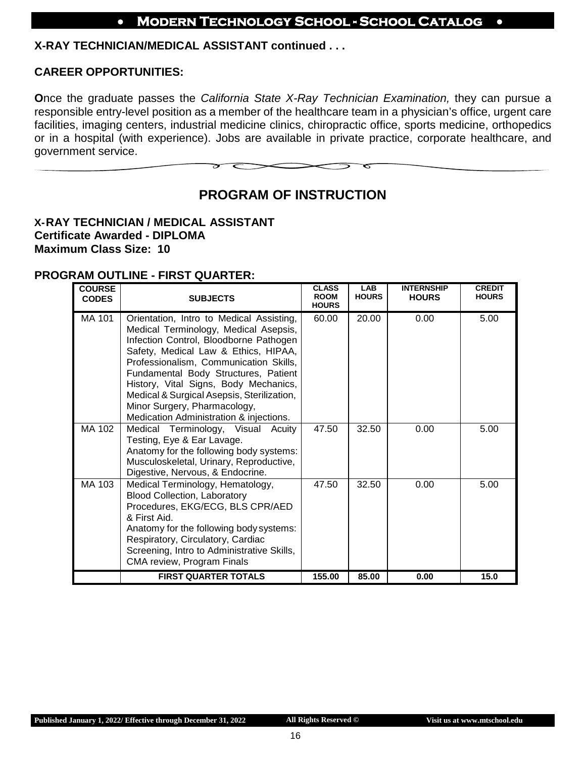**X-RAY TECHNICIAN/MEDICAL ASSISTANT continued . . .**

**CAREER OPPORTUNITIES:**

**O**nce the graduate passes the *California State X-Ray Technician Examination,* they can pursue a responsible entry-level position as a member of the healthcare team in a physician's office, urgent care facilities, imaging centers, industrial medicine clinics, chiropractic office, sports medicine, orthopedics or in a hospital (with experience). Jobs are available in private practice, corporate healthcare, and government service.

## PROGRAM OF INSTRUCTION

**X-RAY TECHNICIAN / MEDICAL ASSISTANT**
**Certificate Awarded - DIPLOMA**
**Maximum Class Size: 10**

**PROGRAM OUTLINE - FIRST QUARTER:**

| COURSE CODES | SUBJECTS | CLASS ROOM HOURS | LAB HOURS | INTERNSHIP HOURS | CREDIT HOURS |
|---|---|---|---|---|---|
| MA 101 | Orientation, Intro to Medical Assisting, Medical Terminology, Medical Asepsis, Infection Control, Bloodborne Pathogen Safety, Medical Law & Ethics, HIPAA, Professionalism, Communication Skills, Fundamental Body Structures, Patient History, Vital Signs, Body Mechanics, Medical & Surgical Asepsis, Sterilization, Minor Surgery, Pharmacology, Medication Administration & injections. | 60.00 | 20.00 | 0.00 | 5.00 |
| MA 102 | Medical Terminology, Visual Acuity Testing, Eye & Ear Lavage. Anatomy for the following body systems: Musculoskeletal, Urinary, Reproductive, Digestive, Nervous, & Endocrine. | 47.50 | 32.50 | 0.00 | 5.00 |
| MA 103 | Medical Terminology, Hematology, Blood Collection, Laboratory Procedures, EKG/ECG, BLS CPR/AED & First Aid. Anatomy for the following body systems: Respiratory, Circulatory, Cardiac Screening, Intro to Administrative Skills, CMA review, Program Finals | 47.50 | 32.50 | 0.00 | 5.00 |
| | **FIRST QUARTER TOTALS** | **155.00** | **85.00** | **0.00** | **15.0** |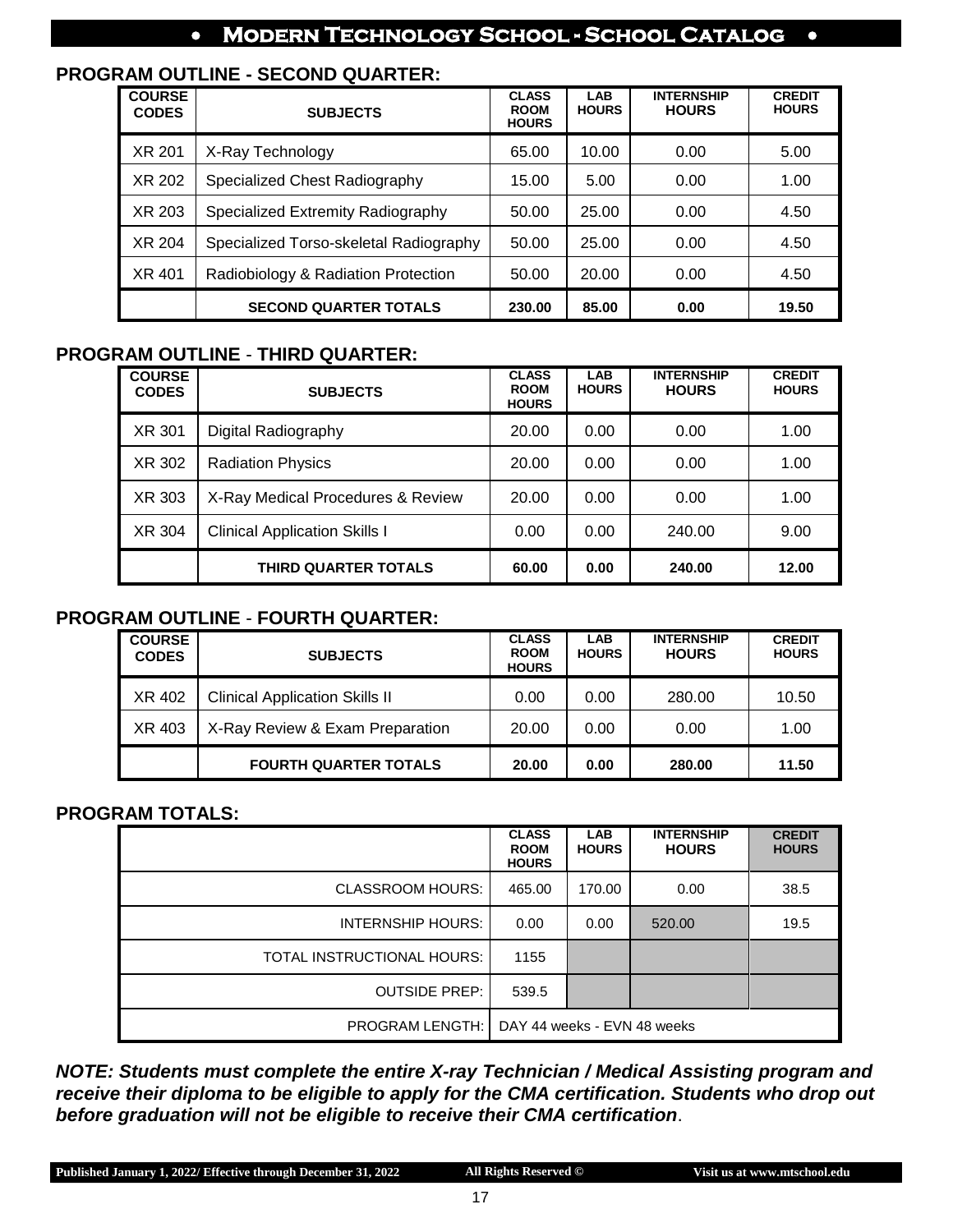## PROGRAM OUTLINE - SECOND QUARTER:

| COURSE CODES | SUBJECTS | CLASS ROOM HOURS | LAB HOURS | INTERNSHIP HOURS | CREDIT HOURS |
|---|---|---|---|---|---|
| XR 201 | X-Ray Technology | 65.00 | 10.00 | 0.00 | 5.00 |
| XR 202 | Specialized Chest Radiography | 15.00 | 5.00 | 0.00 | 1.00 |
| XR 203 | Specialized Extremity Radiography | 50.00 | 25.00 | 0.00 | 4.50 |
| XR 204 | Specialized Torso-skeletal Radiography | 50.00 | 25.00 | 0.00 | 4.50 |
| XR 401 | Radiobiology & Radiation Protection | 50.00 | 20.00 | 0.00 | 4.50 |
| | **SECOND QUARTER TOTALS** | **230.00** | **85.00** | **0.00** | **19.50** |

## PROGRAM OUTLINE - THIRD QUARTER:

| COURSE CODES | SUBJECTS | CLASS ROOM HOURS | LAB HOURS | INTERNSHIP HOURS | CREDIT HOURS |
|---|---|---|---|---|---|
| XR 301 | Digital Radiography | 20.00 | 0.00 | 0.00 | 1.00 |
| XR 302 | Radiation Physics | 20.00 | 0.00 | 0.00 | 1.00 |
| XR 303 | X-Ray Medical Procedures & Review | 20.00 | 0.00 | 0.00 | 1.00 |
| XR 304 | Clinical Application Skills I | 0.00 | 0.00 | 240.00 | 9.00 |
| | **THIRD QUARTER TOTALS** | **60.00** | **0.00** | **240.00** | **12.00** |

## PROGRAM OUTLINE - FOURTH QUARTER:

| COURSE CODES | SUBJECTS | CLASS ROOM HOURS | LAB HOURS | INTERNSHIP HOURS | CREDIT HOURS |
|---|---|---|---|---|---|
| XR 402 | Clinical Application Skills II | 0.00 | 0.00 | 280.00 | 10.50 |
| XR 403 | X-Ray Review & Exam Preparation | 20.00 | 0.00 | 0.00 | 1.00 |
| | **FOURTH QUARTER TOTALS** | **20.00** | **0.00** | **280.00** | **11.50** |

## PROGRAM TOTALS:

| | CLASS ROOM HOURS | LAB HOURS | INTERNSHIP HOURS | CREDIT HOURS |
|---|---|---|---|---|
| CLASSROOM HOURS: | 465.00 | 170.00 | 0.00 | 38.5 |
| INTERNSHIP HOURS: | 0.00 | 0.00 | 520.00 | 19.5 |
| TOTAL INSTRUCTIONAL HOURS: | 1155 | | | |
| OUTSIDE PREP: | 539.5 | | | |
| PROGRAM LENGTH: | DAY 44 weeks - EVN 48 weeks | | | |

***NOTE: Students must complete the entire X-ray Technician / Medical Assisting program and receive their diploma to be eligible to apply for the CMA certification. Students who drop out before graduation will not be eligible to receive their CMA certification*.**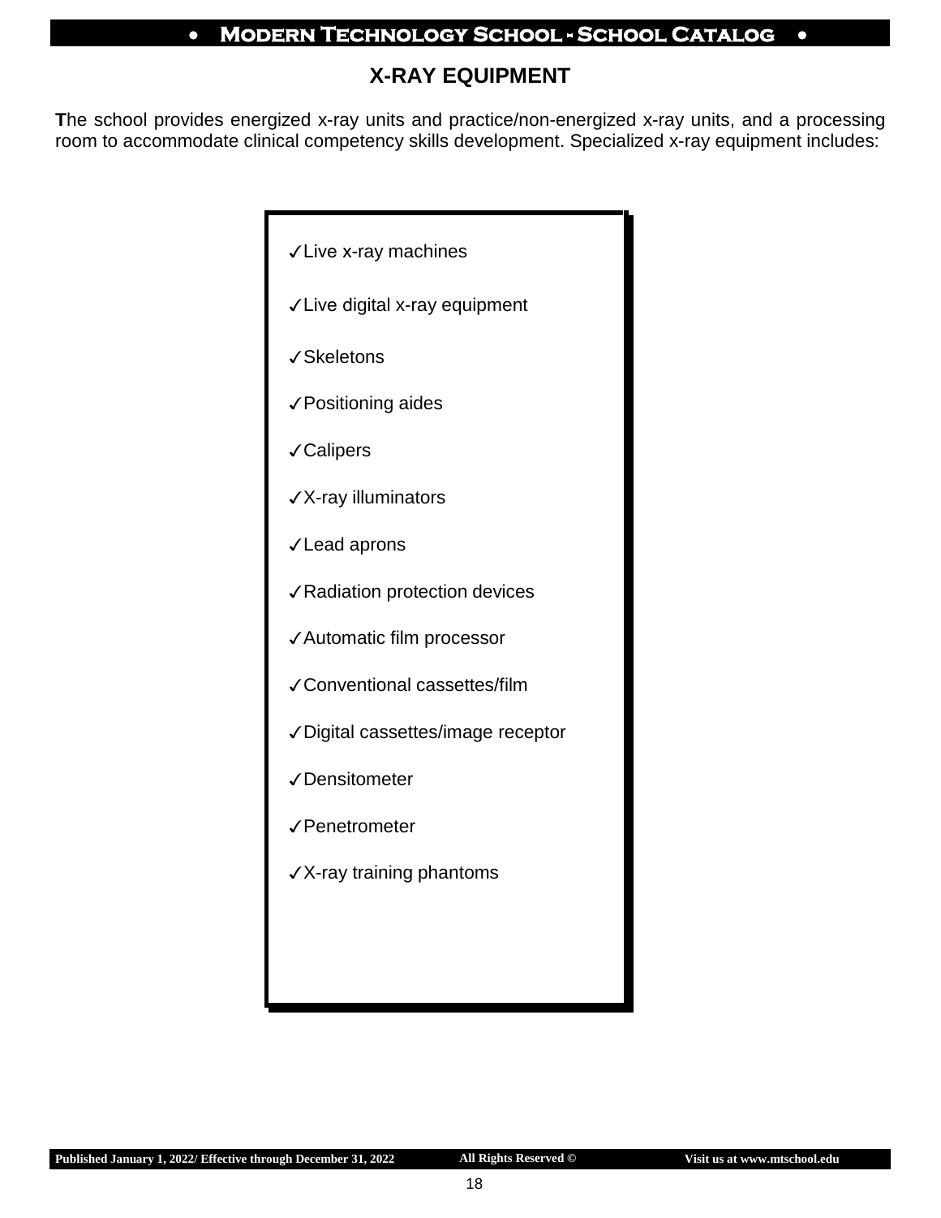## X-RAY EQUIPMENT

**T**he school provides energized x-ray units and practice/non-energized x-ray units, and a processing room to accommodate clinical competency skills development. Specialized x-ray equipment includes:

- ✓Live x-ray machines
- ✓Live digital x-ray equipment
- ✓Skeletons
- ✓Positioning aides
- ✓Calipers
- ✓X-ray illuminators
- ✓Lead aprons
- ✓Radiation protection devices
- ✓Automatic film processor
- ✓Conventional cassettes/film
- ✓Digital cassettes/image receptor
- ✓Densitometer
- ✓Penetrometer
- ✓X-ray training phantoms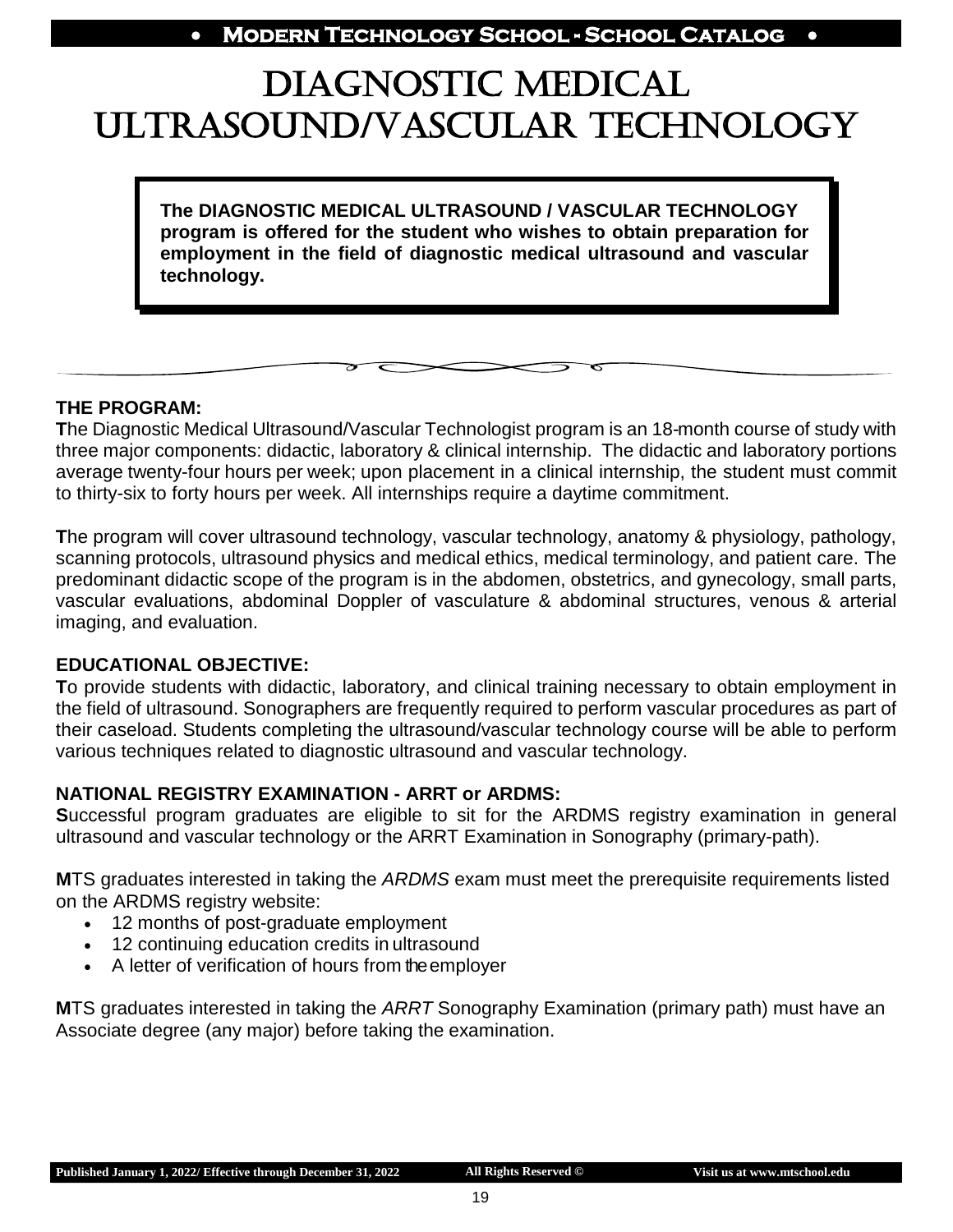# DIAGNOSTIC MEDICAL ULTRASOUND/VASCULAR TECHNOLOGY

**The DIAGNOSTIC MEDICAL ULTRASOUND / VASCULAR TECHNOLOGY program is offered for the student who wishes to obtain preparation for employment in the field of diagnostic medical ultrasound and vascular technology.**

## THE PROGRAM:

**T**he Diagnostic Medical Ultrasound/Vascular Technologist program is an 18-month course of study with three major components: didactic, laboratory & clinical internship. The didactic and laboratory portions average twenty-four hours per week; upon placement in a clinical internship, the student must commit to thirty-six to forty hours per week. All internships require a daytime commitment.

**T**he program will cover ultrasound technology, vascular technology, anatomy & physiology, pathology, scanning protocols, ultrasound physics and medical ethics, medical terminology, and patient care. The predominant didactic scope of the program is in the abdomen, obstetrics, and gynecology, small parts, vascular evaluations, abdominal Doppler of vasculature & abdominal structures, venous & arterial imaging, and evaluation.

## EDUCATIONAL OBJECTIVE:

**T**o provide students with didactic, laboratory, and clinical training necessary to obtain employment in the field of ultrasound. Sonographers are frequently required to perform vascular procedures as part of their caseload. Students completing the ultrasound/vascular technology course will be able to perform various techniques related to diagnostic ultrasound and vascular technology.

## NATIONAL REGISTRY EXAMINATION - ARRT or ARDMS:

**S**uccessful program graduates are eligible to sit for the ARDMS registry examination in general ultrasound and vascular technology or the ARRT Examination in Sonography (primary-path).

**M**TS graduates interested in taking the *ARDMS* exam must meet the prerequisite requirements listed on the ARDMS registry website:

- 12 months of post-graduate employment
- 12 continuing education credits in ultrasound
- A letter of verification of hours from the employer

**M**TS graduates interested in taking the *ARRT* Sonography Examination (primary path) must have an Associate degree (any major) before taking the examination.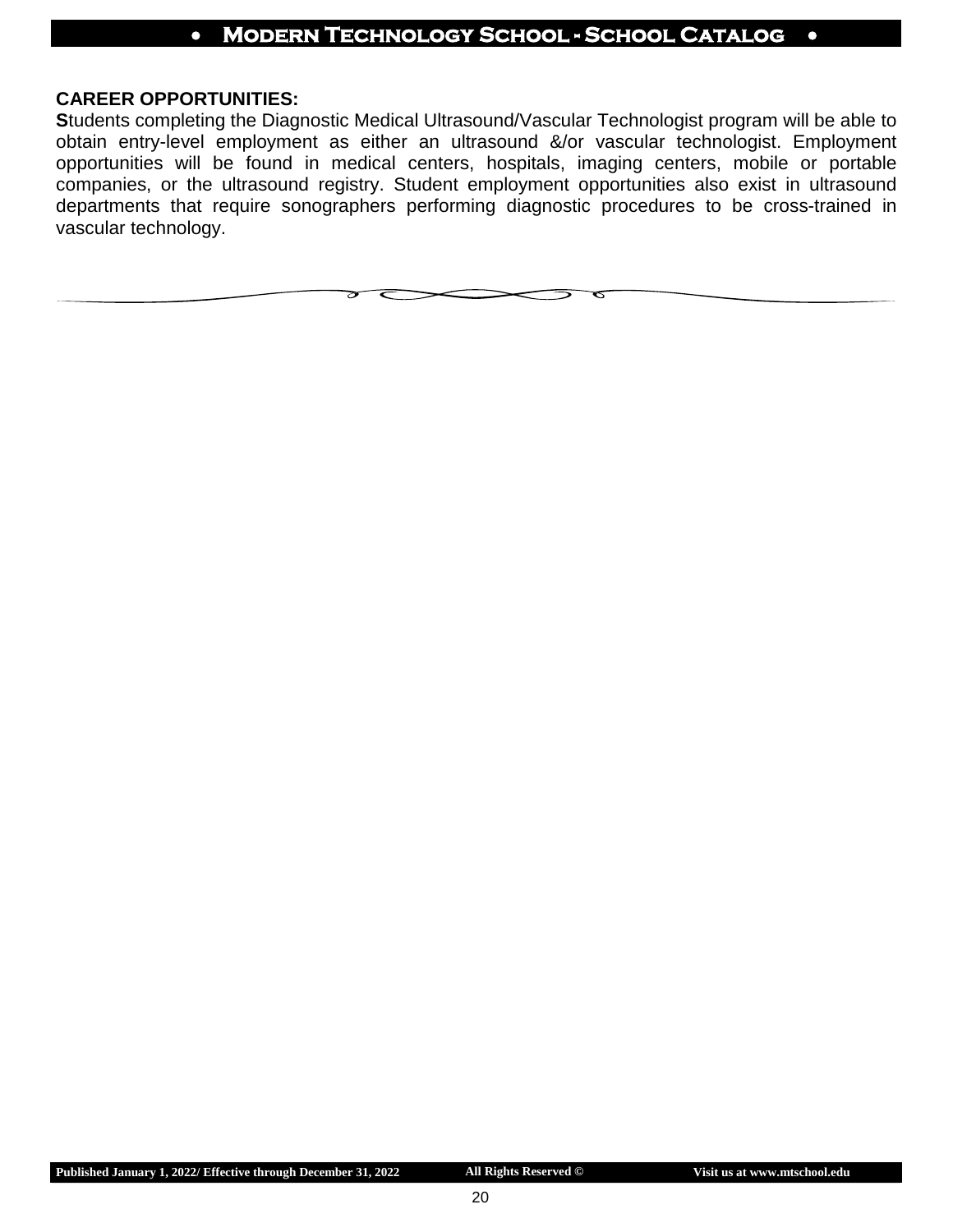**CAREER OPPORTUNITIES:**

**S**tudents completing the Diagnostic Medical Ultrasound/Vascular Technologist program will be able to obtain entry-level employment as either an ultrasound &/or vascular technologist. Employment opportunities will be found in medical centers, hospitals, imaging centers, mobile or portable companies, or the ultrasound registry. Student employment opportunities also exist in ultrasound departments that require sonographers performing diagnostic procedures to be cross-trained in vascular technology.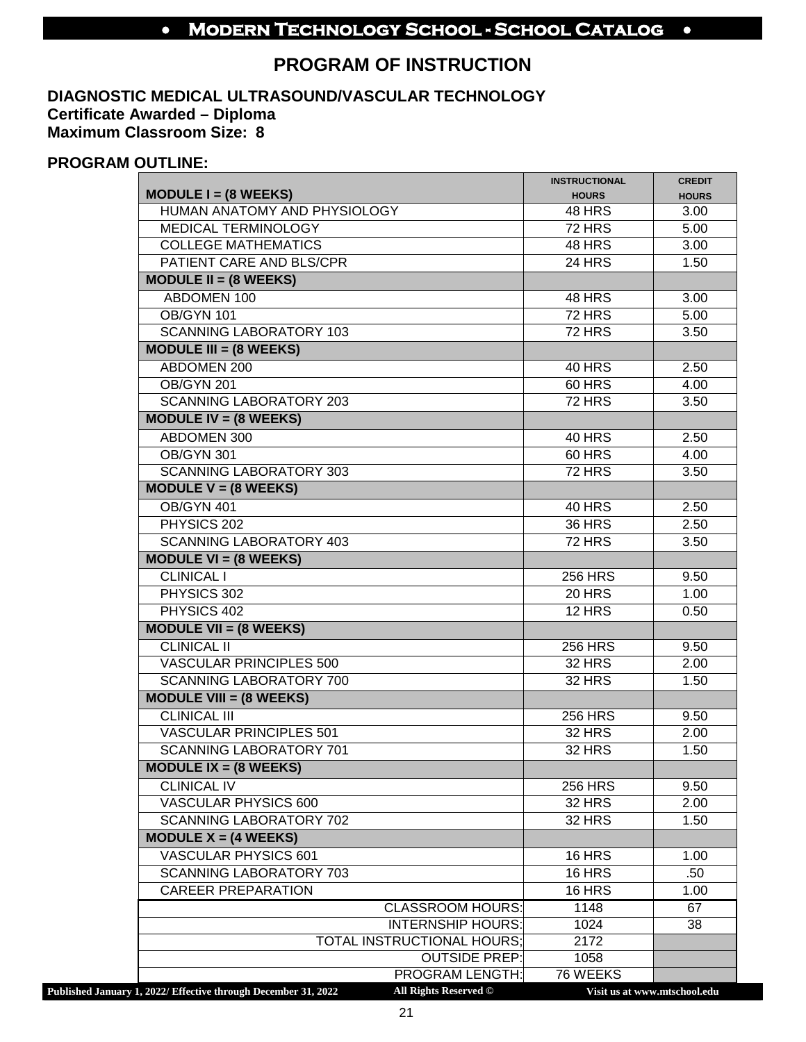## PROGRAM OF INSTRUCTION

**DIAGNOSTIC MEDICAL ULTRASOUND/VASCULAR TECHNOLOGY**
**Certificate Awarded – Diploma**
**Maximum Classroom Size: 8**

**PROGRAM OUTLINE:**

| MODULE I = (8 WEEKS) | INSTRUCTIONAL HOURS | CREDIT HOURS |
|---|---|---|
| HUMAN ANATOMY AND PHYSIOLOGY | 48 HRS | 3.00 |
| MEDICAL TERMINOLOGY | 72 HRS | 5.00 |
| COLLEGE MATHEMATICS | 48 HRS | 3.00 |
| PATIENT CARE AND BLS/CPR | 24 HRS | 1.50 |
| **MODULE II = (8 WEEKS)** | | |
| ABDOMEN 100 | 48 HRS | 3.00 |
| OB/GYN 101 | 72 HRS | 5.00 |
| SCANNING LABORATORY 103 | 72 HRS | 3.50 |
| **MODULE III = (8 WEEKS)** | | |
| ABDOMEN 200 | 40 HRS | 2.50 |
| OB/GYN 201 | 60 HRS | 4.00 |
| SCANNING LABORATORY 203 | 72 HRS | 3.50 |
| **MODULE IV = (8 WEEKS)** | | |
| ABDOMEN 300 | 40 HRS | 2.50 |
| OB/GYN 301 | 60 HRS | 4.00 |
| SCANNING LABORATORY 303 | 72 HRS | 3.50 |
| **MODULE V = (8 WEEKS)** | | |
| OB/GYN 401 | 40 HRS | 2.50 |
| PHYSICS 202 | 36 HRS | 2.50 |
| SCANNING LABORATORY 403 | 72 HRS | 3.50 |
| **MODULE VI = (8 WEEKS)** | | |
| CLINICAL I | 256 HRS | 9.50 |
| PHYSICS 302 | 20 HRS | 1.00 |
| PHYSICS 402 | 12 HRS | 0.50 |
| **MODULE VII = (8 WEEKS)** | | |
| CLINICAL II | 256 HRS | 9.50 |
| VASCULAR PRINCIPLES 500 | 32 HRS | 2.00 |
| SCANNING LABORATORY 700 | 32 HRS | 1.50 |
| **MODULE VIII = (8 WEEKS)** | | |
| CLINICAL III | 256 HRS | 9.50 |
| VASCULAR PRINCIPLES 501 | 32 HRS | 2.00 |
| SCANNING LABORATORY 701 | 32 HRS | 1.50 |
| **MODULE IX = (8 WEEKS)** | | |
| CLINICAL IV | 256 HRS | 9.50 |
| VASCULAR PHYSICS 600 | 32 HRS | 2.00 |
| SCANNING LABORATORY 702 | 32 HRS | 1.50 |
| **MODULE X = (4 WEEKS)** | | |
| VASCULAR PHYSICS 601 | 16 HRS | 1.00 |
| SCANNING LABORATORY 703 | 16 HRS | .50 |
| CAREER PREPARATION | 16 HRS | 1.00 |
| CLASSROOM HOURS: | 1148 | 67 |
| INTERNSHIP HOURS: | 1024 | 38 |
| TOTAL INSTRUCTIONAL HOURS; | 2172 | |
| OUTSIDE PREP: | 1058 | |
| PROGRAM LENGTH: | 76 WEEKS | |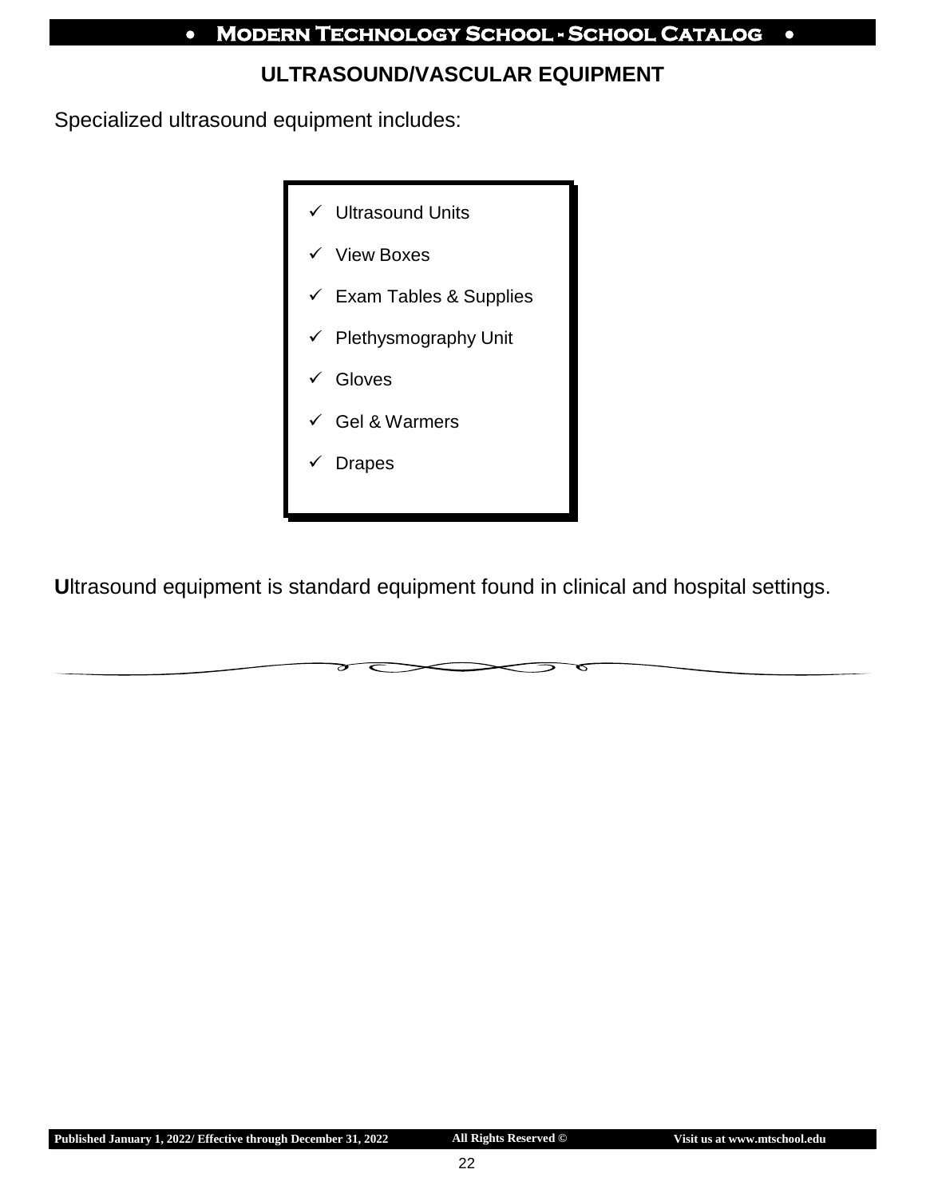## ULTRASOUND/VASCULAR EQUIPMENT

Specialized ultrasound equipment includes:

- ✓ Ultrasound Units
- ✓ View Boxes
- ✓ Exam Tables & Supplies
- ✓ Plethysmography Unit
- ✓ Gloves
- ✓ Gel & Warmers
- ✓ Drapes

**U**ltrasound equipment is standard equipment found in clinical and hospital settings.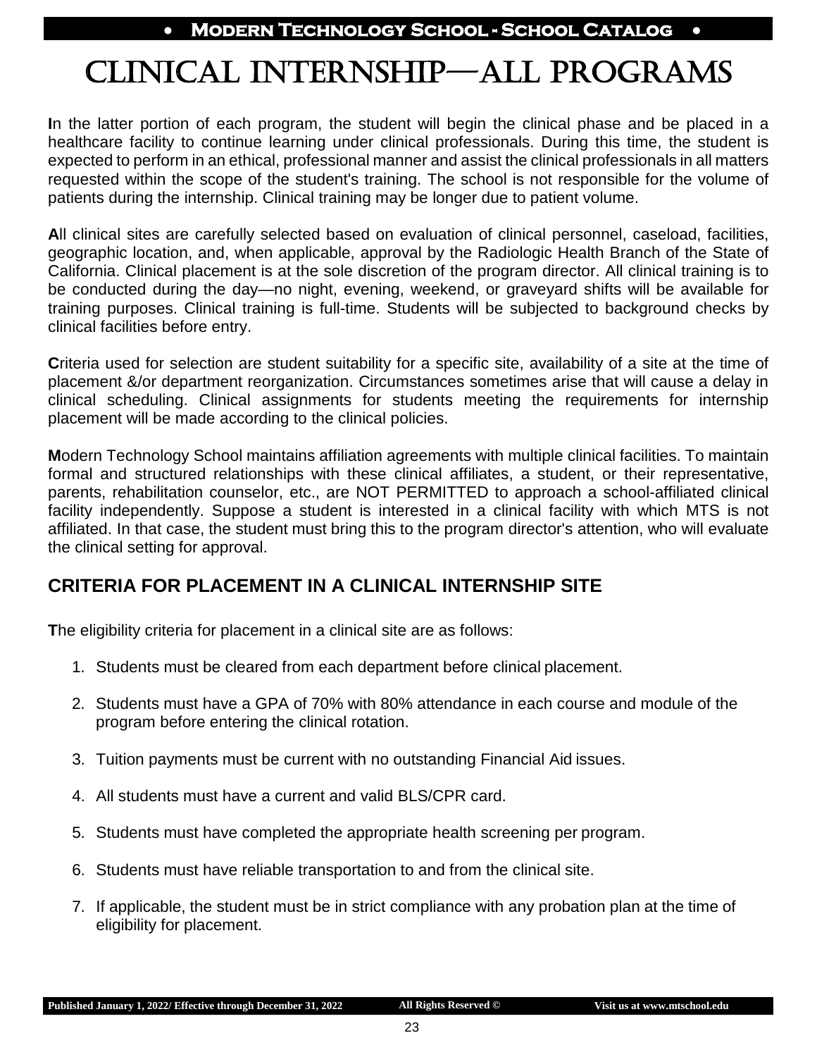# CLINICAL INTERNSHIP—ALL PROGRAMS

In the latter portion of each program, the student will begin the clinical phase and be placed in a healthcare facility to continue learning under clinical professionals. During this time, the student is expected to perform in an ethical, professional manner and assist the clinical professionals in all matters requested within the scope of the student's training. The school is not responsible for the volume of patients during the internship. Clinical training may be longer due to patient volume.

All clinical sites are carefully selected based on evaluation of clinical personnel, caseload, facilities, geographic location, and, when applicable, approval by the Radiologic Health Branch of the State of California. Clinical placement is at the sole discretion of the program director. All clinical training is to be conducted during the day—no night, evening, weekend, or graveyard shifts will be available for training purposes. Clinical training is full-time. Students will be subjected to background checks by clinical facilities before entry.

Criteria used for selection are student suitability for a specific site, availability of a site at the time of placement &/or department reorganization. Circumstances sometimes arise that will cause a delay in clinical scheduling. Clinical assignments for students meeting the requirements for internship placement will be made according to the clinical policies.

Modern Technology School maintains affiliation agreements with multiple clinical facilities. To maintain formal and structured relationships with these clinical affiliates, a student, or their representative, parents, rehabilitation counselor, etc., are NOT PERMITTED to approach a school-affiliated clinical facility independently. Suppose a student is interested in a clinical facility with which MTS is not affiliated. In that case, the student must bring this to the program director's attention, who will evaluate the clinical setting for approval.

## CRITERIA FOR PLACEMENT IN A CLINICAL INTERNSHIP SITE

The eligibility criteria for placement in a clinical site are as follows:

1. Students must be cleared from each department before clinical placement.
2. Students must have a GPA of 70% with 80% attendance in each course and module of the program before entering the clinical rotation.
3. Tuition payments must be current with no outstanding Financial Aid issues.
4. All students must have a current and valid BLS/CPR card.
5. Students must have completed the appropriate health screening per program.
6. Students must have reliable transportation to and from the clinical site.
7. If applicable, the student must be in strict compliance with any probation plan at the time of eligibility for placement.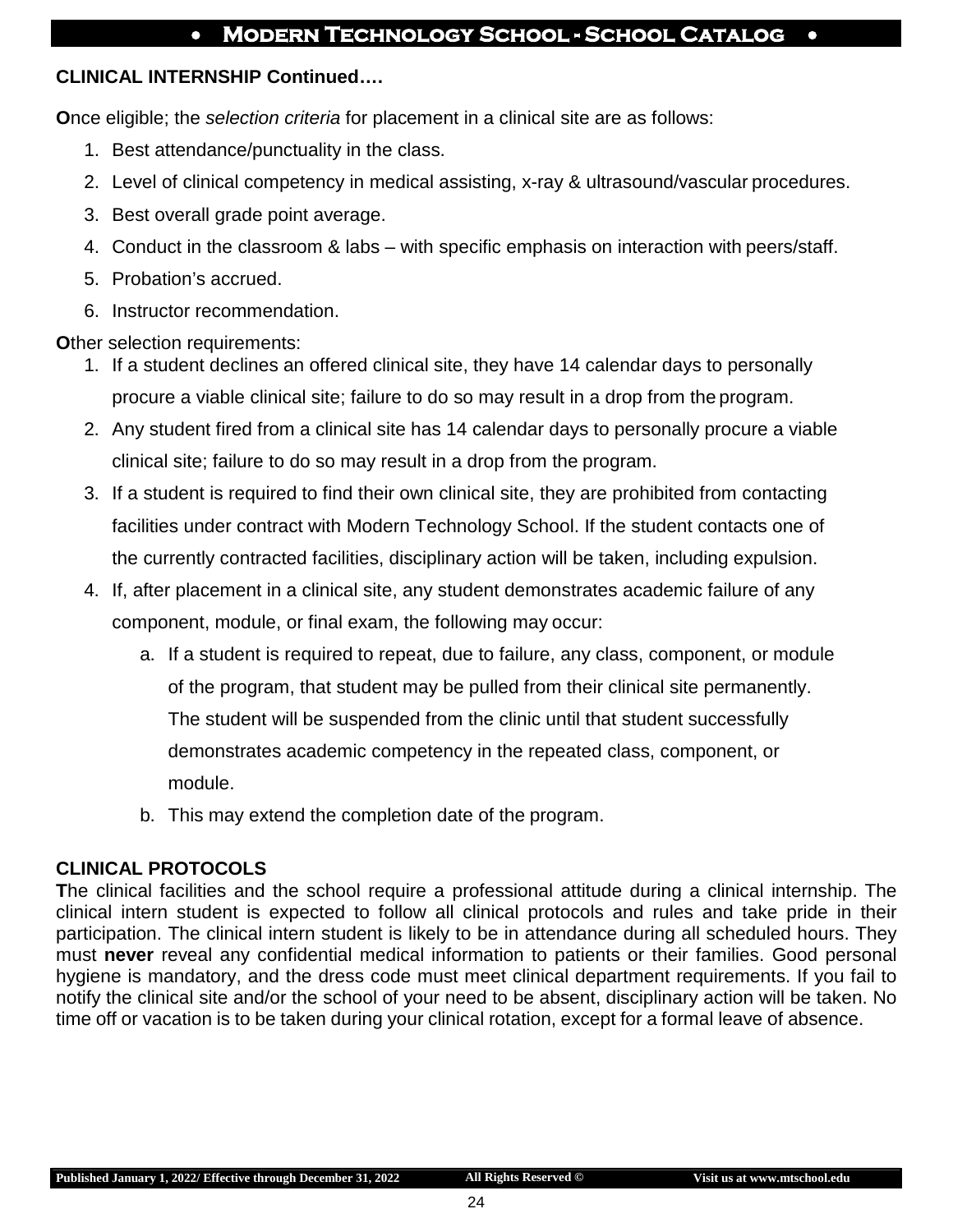## CLINICAL INTERNSHIP Continued….

**O**nce eligible; the *selection criteria* for placement in a clinical site are as follows:

1. Best attendance/punctuality in the class.
2. Level of clinical competency in medical assisting, x-ray & ultrasound/vascular procedures.
3. Best overall grade point average.
4. Conduct in the classroom & labs – with specific emphasis on interaction with peers/staff.
5. Probation's accrued.
6. Instructor recommendation.

**O**ther selection requirements:

1. If a student declines an offered clinical site, they have 14 calendar days to personally procure a viable clinical site; failure to do so may result in a drop from the program.
2. Any student fired from a clinical site has 14 calendar days to personally procure a viable clinical site; failure to do so may result in a drop from the program.
3. If a student is required to find their own clinical site, they are prohibited from contacting facilities under contract with Modern Technology School. If the student contacts one of the currently contracted facilities, disciplinary action will be taken, including expulsion.
4. If, after placement in a clinical site, any student demonstrates academic failure of any component, module, or final exam, the following may occur:
   a. If a student is required to repeat, due to failure, any class, component, or module of the program, that student may be pulled from their clinical site permanently. The student will be suspended from the clinic until that student successfully demonstrates academic competency in the repeated class, component, or module.
   b. This may extend the completion date of the program.

## CLINICAL PROTOCOLS

**T**he clinical facilities and the school require a professional attitude during a clinical internship. The clinical intern student is expected to follow all clinical protocols and rules and take pride in their participation. The clinical intern student is likely to be in attendance during all scheduled hours. They must **never** reveal any confidential medical information to patients or their families. Good personal hygiene is mandatory, and the dress code must meet clinical department requirements. If you fail to notify the clinical site and/or the school of your need to be absent, disciplinary action will be taken. No time off or vacation is to be taken during your clinical rotation, except for a formal leave of absence.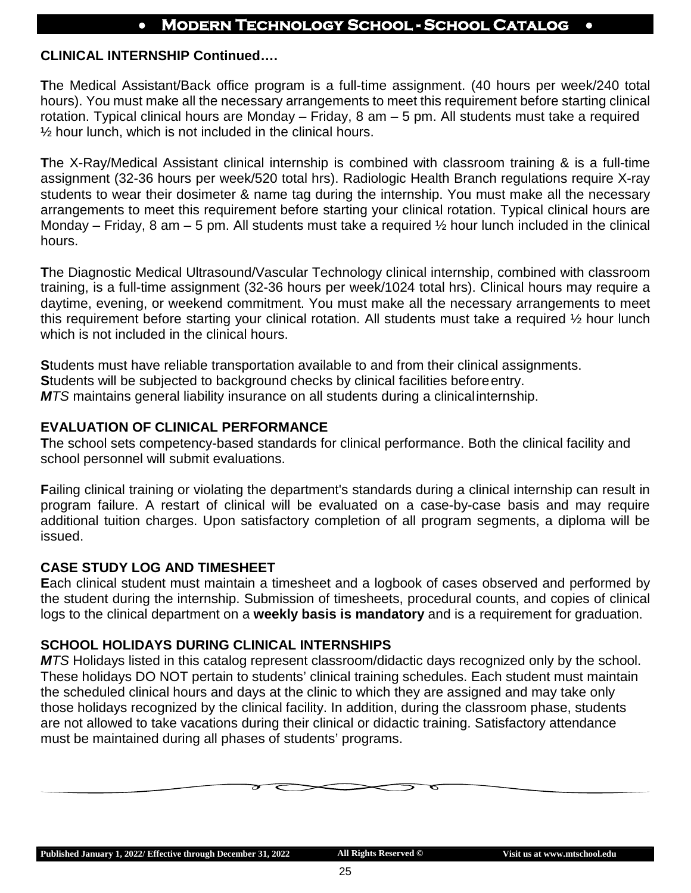## CLINICAL INTERNSHIP Continued….

**T**he Medical Assistant/Back office program is a full-time assignment. (40 hours per week/240 total hours). You must make all the necessary arrangements to meet this requirement before starting clinical rotation. Typical clinical hours are Monday – Friday, 8 am – 5 pm. All students must take a required ½ hour lunch, which is not included in the clinical hours.

**T**he X-Ray/Medical Assistant clinical internship is combined with classroom training & is a full-time assignment (32-36 hours per week/520 total hrs). Radiologic Health Branch regulations require X-ray students to wear their dosimeter & name tag during the internship. You must make all the necessary arrangements to meet this requirement before starting your clinical rotation. Typical clinical hours are Monday – Friday, 8 am – 5 pm. All students must take a required ½ hour lunch included in the clinical hours.

**T**he Diagnostic Medical Ultrasound/Vascular Technology clinical internship, combined with classroom training, is a full-time assignment (32-36 hours per week/1024 total hrs). Clinical hours may require a daytime, evening, or weekend commitment. You must make all the necessary arrangements to meet this requirement before starting your clinical rotation. All students must take a required ½ hour lunch which is not included in the clinical hours.

**S**tudents must have reliable transportation available to and from their clinical assignments.
**S**tudents will be subjected to background checks by clinical facilities before entry.
***M****TS* maintains general liability insurance on all students during a clinical internship.

## EVALUATION OF CLINICAL PERFORMANCE

**T**he school sets competency-based standards for clinical performance. Both the clinical facility and school personnel will submit evaluations.

**F**ailing clinical training or violating the department's standards during a clinical internship can result in program failure. A restart of clinical will be evaluated on a case-by-case basis and may require additional tuition charges. Upon satisfactory completion of all program segments, a diploma will be issued.

## CASE STUDY LOG AND TIMESHEET

**E**ach clinical student must maintain a timesheet and a logbook of cases observed and performed by the student during the internship. Submission of timesheets, procedural counts, and copies of clinical logs to the clinical department on a **weekly basis is mandatory** and is a requirement for graduation.

## SCHOOL HOLIDAYS DURING CLINICAL INTERNSHIPS

***M****TS* Holidays listed in this catalog represent classroom/didactic days recognized only by the school. These holidays DO NOT pertain to students' clinical training schedules. Each student must maintain the scheduled clinical hours and days at the clinic to which they are assigned and may take only those holidays recognized by the clinical facility. In addition, during the classroom phase, students are not allowed to take vacations during their clinical or didactic training. Satisfactory attendance must be maintained during all phases of students' programs.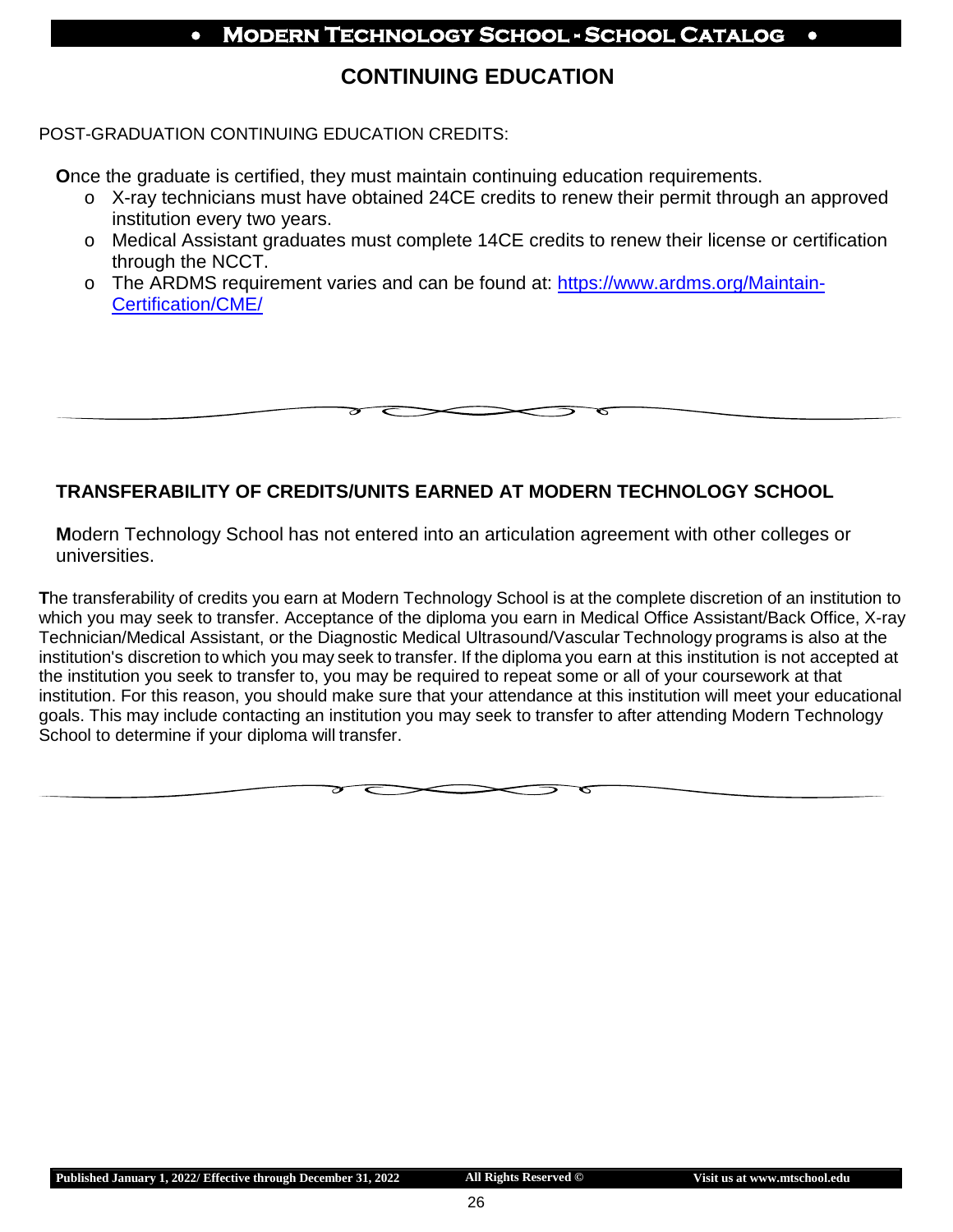## CONTINUING EDUCATION

POST-GRADUATION CONTINUING EDUCATION CREDITS:

**O**nce the graduate is certified, they must maintain continuing education requirements.

- X-ray technicians must have obtained 24CE credits to renew their permit through an approved institution every two years.
- Medical Assistant graduates must complete 14CE credits to renew their license or certification through the NCCT.
- The ARDMS requirement varies and can be found at: [https://www.ardms.org/Maintain-Certification/CME/](https://www.ardms.org/Maintain-Certification/CME/)

---

### TRANSFERABILITY OF CREDITS/UNITS EARNED AT MODERN TECHNOLOGY SCHOOL

**M**odern Technology School has not entered into an articulation agreement with other colleges or universities.

**T**he transferability of credits you earn at Modern Technology School is at the complete discretion of an institution to which you may seek to transfer. Acceptance of the diploma you earn in Medical Office Assistant/Back Office, X-ray Technician/Medical Assistant, or the Diagnostic Medical Ultrasound/Vascular Technology programs is also at the institution's discretion to which you may seek to transfer. If the diploma you earn at this institution is not accepted at the institution you seek to transfer to, you may be required to repeat some or all of your coursework at that institution. For this reason, you should make sure that your attendance at this institution will meet your educational goals. This may include contacting an institution you may seek to transfer to after attending Modern Technology School to determine if your diploma will transfer.

---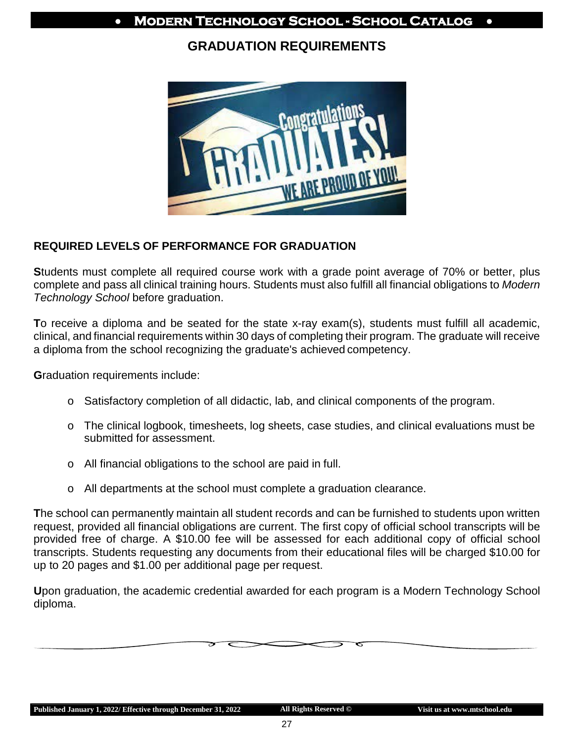# GRADUATION REQUIREMENTS

## REQUIRED LEVELS OF PERFORMANCE FOR GRADUATION

**S**tudents must complete all required course work with a grade point average of 70% or better, plus complete and pass all clinical training hours. Students must also fulfill all financial obligations to *Modern Technology School* before graduation.

**T**o receive a diploma and be seated for the state x-ray exam(s), students must fulfill all academic, clinical, and financial requirements within 30 days of completing their program. The graduate will receive a diploma from the school recognizing the graduate's achieved competency.

**G**raduation requirements include:

- Satisfactory completion of all didactic, lab, and clinical components of the program.
- The clinical logbook, timesheets, log sheets, case studies, and clinical evaluations must be submitted for assessment.
- All financial obligations to the school are paid in full.
- All departments at the school must complete a graduation clearance.

**T**he school can permanently maintain all student records and can be furnished to students upon written request, provided all financial obligations are current. The first copy of official school transcripts will be provided free of charge. A $10.00 fee will be assessed for each additional copy of official school transcripts. Students requesting any documents from their educational files will be charged $10.00 for up to 20 pages and $1.00 per additional page per request.

**U**pon graduation, the academic credential awarded for each program is a Modern Technology School diploma.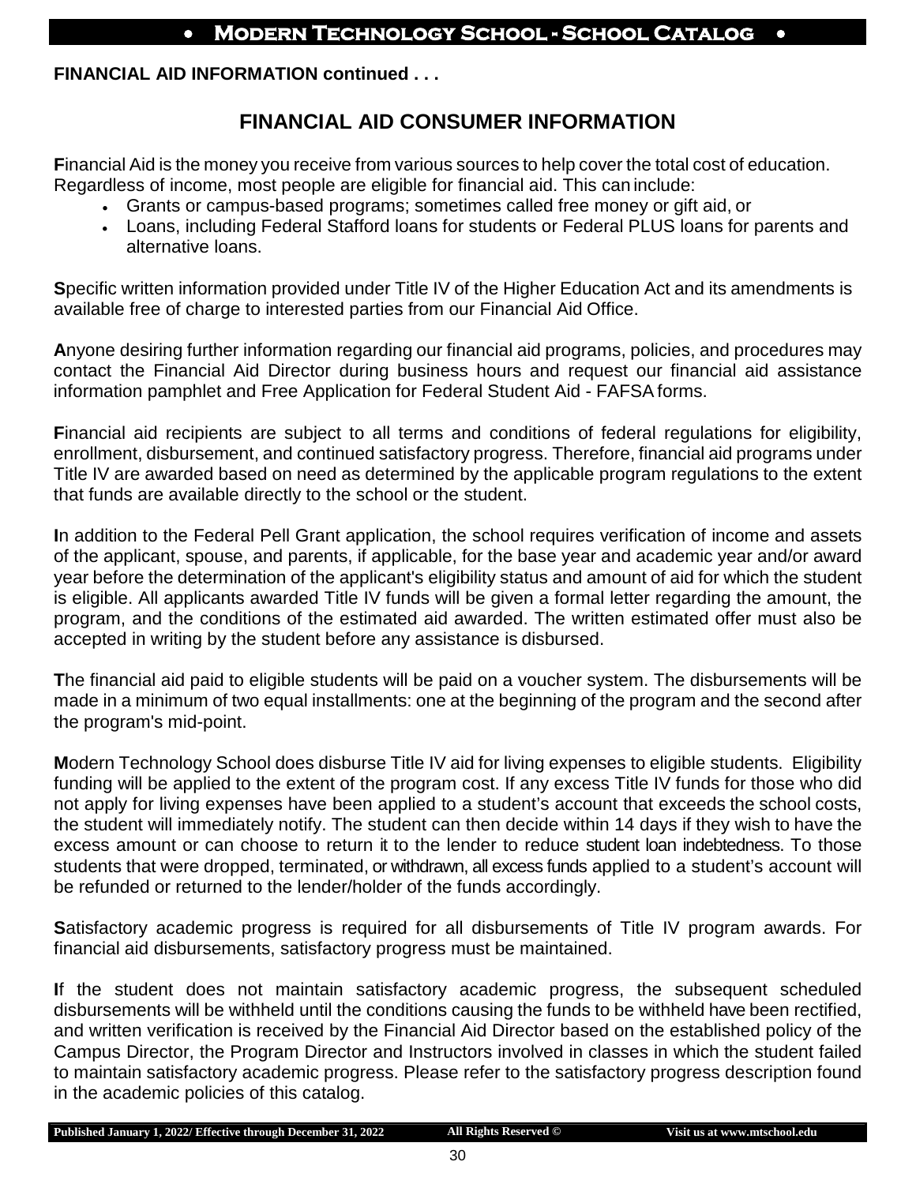**FINANCIAL AID INFORMATION continued . . .**

## FINANCIAL AID CONSUMER INFORMATION

**F**inancial Aid is the money you receive from various sources to help cover the total cost of education. Regardless of income, most people are eligible for financial aid. This can include:

- Grants or campus-based programs; sometimes called free money or gift aid, or
- Loans, including Federal Stafford loans for students or Federal PLUS loans for parents and alternative loans.

**S**pecific written information provided under Title IV of the Higher Education Act and its amendments is available free of charge to interested parties from our Financial Aid Office.

**A**nyone desiring further information regarding our financial aid programs, policies, and procedures may contact the Financial Aid Director during business hours and request our financial aid assistance information pamphlet and Free Application for Federal Student Aid - FAFSA forms.

**F**inancial aid recipients are subject to all terms and conditions of federal regulations for eligibility, enrollment, disbursement, and continued satisfactory progress. Therefore, financial aid programs under Title IV are awarded based on need as determined by the applicable program regulations to the extent that funds are available directly to the school or the student.

**I**n addition to the Federal Pell Grant application, the school requires verification of income and assets of the applicant, spouse, and parents, if applicable, for the base year and academic year and/or award year before the determination of the applicant's eligibility status and amount of aid for which the student is eligible. All applicants awarded Title IV funds will be given a formal letter regarding the amount, the program, and the conditions of the estimated aid awarded. The written estimated offer must also be accepted in writing by the student before any assistance is disbursed.

**T**he financial aid paid to eligible students will be paid on a voucher system. The disbursements will be made in a minimum of two equal installments: one at the beginning of the program and the second after the program's mid-point.

**M**odern Technology School does disburse Title IV aid for living expenses to eligible students. Eligibility funding will be applied to the extent of the program cost. If any excess Title IV funds for those who did not apply for living expenses have been applied to a student's account that exceeds the school costs, the student will immediately notify. The student can then decide within 14 days if they wish to have the excess amount or can choose to return it to the lender to reduce student loan indebtedness. To those students that were dropped, terminated, or withdrawn, all excess funds applied to a student's account will be refunded or returned to the lender/holder of the funds accordingly.

**S**atisfactory academic progress is required for all disbursements of Title IV program awards. For financial aid disbursements, satisfactory progress must be maintained.

**I**f the student does not maintain satisfactory academic progress, the subsequent scheduled disbursements will be withheld until the conditions causing the funds to be withheld have been rectified, and written verification is received by the Financial Aid Director based on the established policy of the Campus Director, the Program Director and Instructors involved in classes in which the student failed to maintain satisfactory academic progress. Please refer to the satisfactory progress description found in the academic policies of this catalog.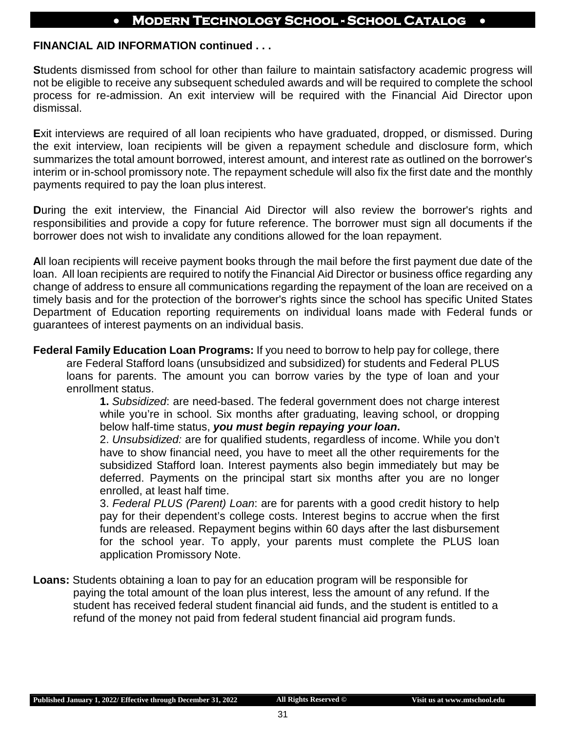**FINANCIAL AID INFORMATION continued . . .**

**S**tudents dismissed from school for other than failure to maintain satisfactory academic progress will not be eligible to receive any subsequent scheduled awards and will be required to complete the school process for re-admission. An exit interview will be required with the Financial Aid Director upon dismissal.

**E**xit interviews are required of all loan recipients who have graduated, dropped, or dismissed. During the exit interview, loan recipients will be given a repayment schedule and disclosure form, which summarizes the total amount borrowed, interest amount, and interest rate as outlined on the borrower's interim or in-school promissory note. The repayment schedule will also fix the first date and the monthly payments required to pay the loan plus interest.

**D**uring the exit interview, the Financial Aid Director will also review the borrower's rights and responsibilities and provide a copy for future reference. The borrower must sign all documents if the borrower does not wish to invalidate any conditions allowed for the loan repayment.

**A**ll loan recipients will receive payment books through the mail before the first payment due date of the loan. All loan recipients are required to notify the Financial Aid Director or business office regarding any change of address to ensure all communications regarding the repayment of the loan are received on a timely basis and for the protection of the borrower's rights since the school has specific United States Department of Education reporting requirements on individual loans made with Federal funds or guarantees of interest payments on an individual basis.

**Federal Family Education Loan Programs:** If you need to borrow to help pay for college, there are Federal Stafford loans (unsubsidized and subsidized) for students and Federal PLUS loans for parents. The amount you can borrow varies by the type of loan and your enrollment status.

**1.** *Subsidized*: are need-based. The federal government does not charge interest while you're in school. Six months after graduating, leaving school, or dropping below half-time status, ***you must begin repaying your loan*.**

2. *Unsubsidized:* are for qualified students, regardless of income. While you don't have to show financial need, you have to meet all the other requirements for the subsidized Stafford loan. Interest payments also begin immediately but may be deferred. Payments on the principal start six months after you are no longer enrolled, at least half time.

3. *Federal PLUS (Parent) Loan*: are for parents with a good credit history to help pay for their dependent's college costs. Interest begins to accrue when the first funds are released. Repayment begins within 60 days after the last disbursement for the school year. To apply, your parents must complete the PLUS loan application Promissory Note.

**Loans:** Students obtaining a loan to pay for an education program will be responsible for paying the total amount of the loan plus interest, less the amount of any refund. If the student has received federal student financial aid funds, and the student is entitled to a refund of the money not paid from federal student financial aid program funds.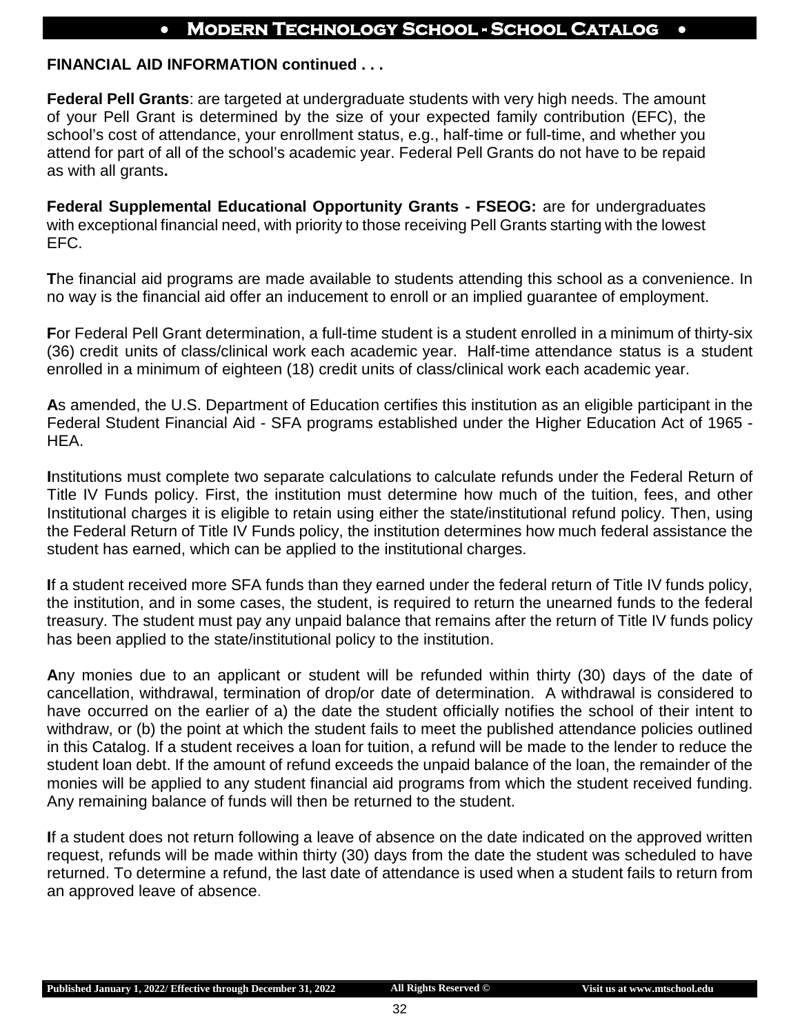**FINANCIAL AID INFORMATION continued . . .**

**Federal Pell Grants**: are targeted at undergraduate students with very high needs. The amount of your Pell Grant is determined by the size of your expected family contribution (EFC), the school's cost of attendance, your enrollment status, e.g., half-time or full-time, and whether you attend for part of all of the school's academic year. Federal Pell Grants do not have to be repaid as with all grants**.**

**Federal Supplemental Educational Opportunity Grants - FSEOG:** are for undergraduates with exceptional financial need, with priority to those receiving Pell Grants starting with the lowest EFC.

**T**he financial aid programs are made available to students attending this school as a convenience. In no way is the financial aid offer an inducement to enroll or an implied guarantee of employment.

**F**or Federal Pell Grant determination, a full-time student is a student enrolled in a minimum of thirty-six (36) credit units of class/clinical work each academic year. Half-time attendance status is a student enrolled in a minimum of eighteen (18) credit units of class/clinical work each academic year.

**A**s amended, the U.S. Department of Education certifies this institution as an eligible participant in the Federal Student Financial Aid - SFA programs established under the Higher Education Act of 1965 - HEA.

**I**nstitutions must complete two separate calculations to calculate refunds under the Federal Return of Title IV Funds policy. First, the institution must determine how much of the tuition, fees, and other Institutional charges it is eligible to retain using either the state/institutional refund policy. Then, using the Federal Return of Title IV Funds policy, the institution determines how much federal assistance the student has earned, which can be applied to the institutional charges.

**I**f a student received more SFA funds than they earned under the federal return of Title IV funds policy, the institution, and in some cases, the student, is required to return the unearned funds to the federal treasury. The student must pay any unpaid balance that remains after the return of Title IV funds policy has been applied to the state/institutional policy to the institution.

**A**ny monies due to an applicant or student will be refunded within thirty (30) days of the date of cancellation, withdrawal, termination of drop/or date of determination. A withdrawal is considered to have occurred on the earlier of a) the date the student officially notifies the school of their intent to withdraw, or (b) the point at which the student fails to meet the published attendance policies outlined in this Catalog. If a student receives a loan for tuition, a refund will be made to the lender to reduce the student loan debt. If the amount of refund exceeds the unpaid balance of the loan, the remainder of the monies will be applied to any student financial aid programs from which the student received funding. Any remaining balance of funds will then be returned to the student.

**I**f a student does not return following a leave of absence on the date indicated on the approved written request, refunds will be made within thirty (30) days from the date the student was scheduled to have returned. To determine a refund, the last date of attendance is used when a student fails to return from an approved leave of absence.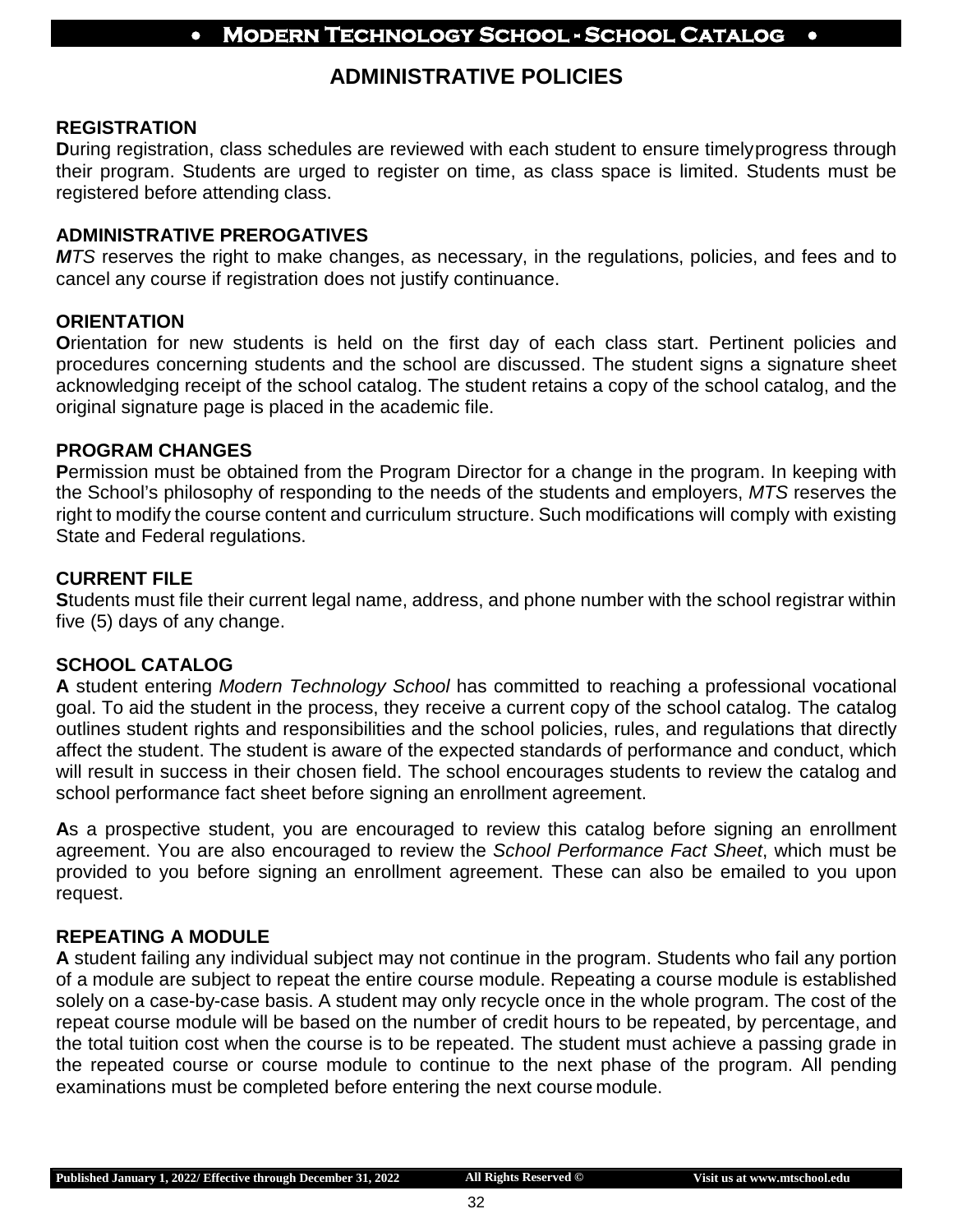# ADMINISTRATIVE POLICIES

## REGISTRATION

**D**uring registration, class schedules are reviewed with each student to ensure timely progress through their program. Students are urged to register on time, as class space is limited. Students must be registered before attending class.

## ADMINISTRATIVE PREROGATIVES

***M**TS* reserves the right to make changes, as necessary, in the regulations, policies, and fees and to cancel any course if registration does not justify continuance.

## ORIENTATION

**O**rientation for new students is held on the first day of each class start. Pertinent policies and procedures concerning students and the school are discussed. The student signs a signature sheet acknowledging receipt of the school catalog. The student retains a copy of the school catalog, and the original signature page is placed in the academic file.

## PROGRAM CHANGES

**P**ermission must be obtained from the Program Director for a change in the program. In keeping with the School's philosophy of responding to the needs of the students and employers, *MTS* reserves the right to modify the course content and curriculum structure. Such modifications will comply with existing State and Federal regulations.

## CURRENT FILE

**S**tudents must file their current legal name, address, and phone number with the school registrar within five (5) days of any change.

## SCHOOL CATALOG

**A** student entering *Modern Technology School* has committed to reaching a professional vocational goal. To aid the student in the process, they receive a current copy of the school catalog. The catalog outlines student rights and responsibilities and the school policies, rules, and regulations that directly affect the student. The student is aware of the expected standards of performance and conduct, which will result in success in their chosen field. The school encourages students to review the catalog and school performance fact sheet before signing an enrollment agreement.

**A**s a prospective student, you are encouraged to review this catalog before signing an enrollment agreement. You are also encouraged to review the *School Performance Fact Sheet*, which must be provided to you before signing an enrollment agreement. These can also be emailed to you upon request.

## REPEATING A MODULE

**A** student failing any individual subject may not continue in the program. Students who fail any portion of a module are subject to repeat the entire course module. Repeating a course module is established solely on a case-by-case basis. A student may only recycle once in the whole program. The cost of the repeat course module will be based on the number of credit hours to be repeated, by percentage, and the total tuition cost when the course is to be repeated. The student must achieve a passing grade in the repeated course or course module to continue to the next phase of the program. All pending examinations must be completed before entering the next course module.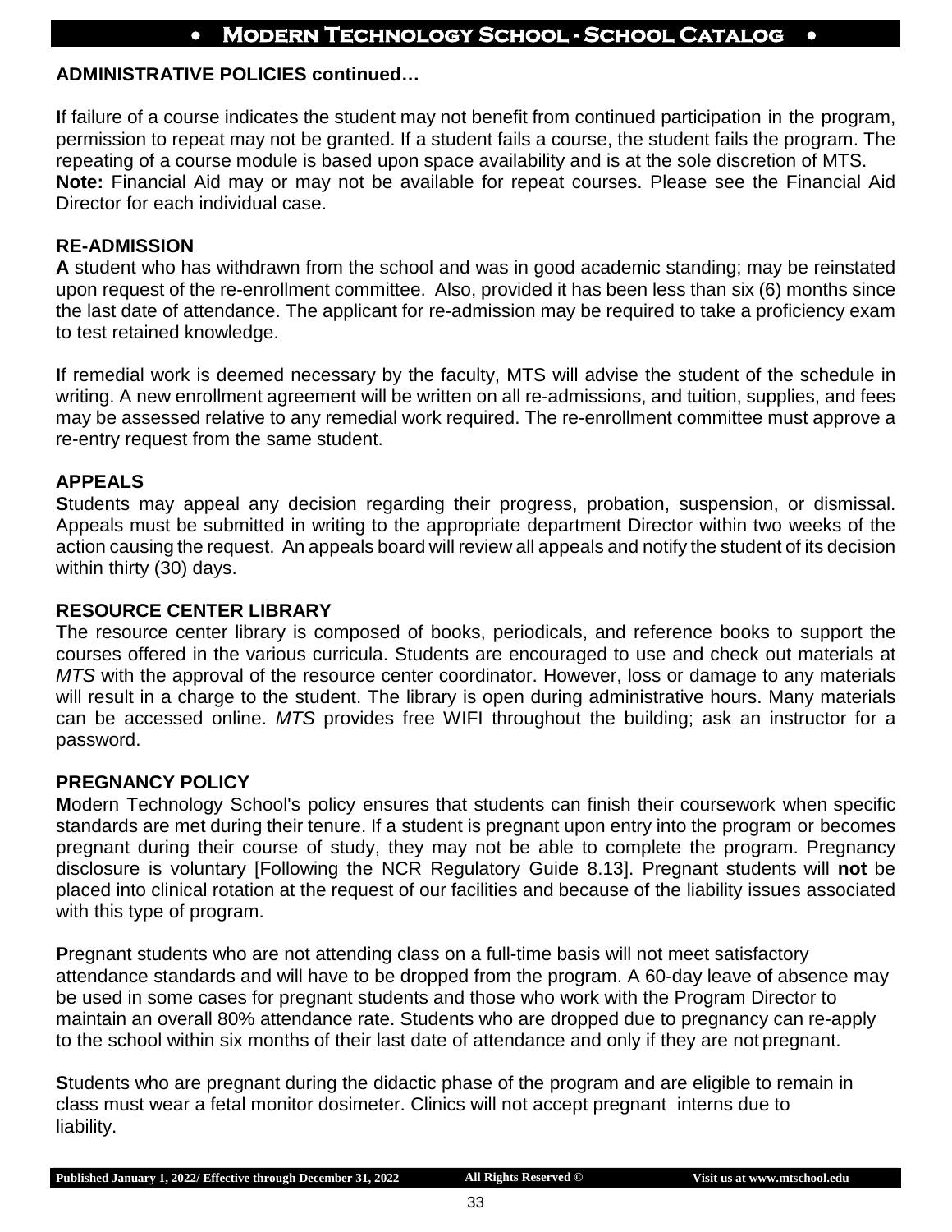## ADMINISTRATIVE POLICIES continued…

**I**f failure of a course indicates the student may not benefit from continued participation in the program, permission to repeat may not be granted. If a student fails a course, the student fails the program. The repeating of a course module is based upon space availability and is at the sole discretion of MTS.

**Note:** Financial Aid may or may not be available for repeat courses. Please see the Financial Aid Director for each individual case.

### RE-ADMISSION

**A** student who has withdrawn from the school and was in good academic standing; may be reinstated upon request of the re-enrollment committee. Also, provided it has been less than six (6) months since the last date of attendance. The applicant for re-admission may be required to take a proficiency exam to test retained knowledge.

**I**f remedial work is deemed necessary by the faculty, MTS will advise the student of the schedule in writing. A new enrollment agreement will be written on all re-admissions, and tuition, supplies, and fees may be assessed relative to any remedial work required. The re-enrollment committee must approve a re-entry request from the same student.

### APPEALS

**S**tudents may appeal any decision regarding their progress, probation, suspension, or dismissal. Appeals must be submitted in writing to the appropriate department Director within two weeks of the action causing the request. An appeals board will review all appeals and notify the student of its decision within thirty (30) days.

### RESOURCE CENTER LIBRARY

**T**he resource center library is composed of books, periodicals, and reference books to support the courses offered in the various curricula. Students are encouraged to use and check out materials at *MTS* with the approval of the resource center coordinator. However, loss or damage to any materials will result in a charge to the student. The library is open during administrative hours. Many materials can be accessed online. *MTS* provides free WIFI throughout the building; ask an instructor for a password.

### PREGNANCY POLICY

**M**odern Technology School's policy ensures that students can finish their coursework when specific standards are met during their tenure. If a student is pregnant upon entry into the program or becomes pregnant during their course of study, they may not be able to complete the program. Pregnancy disclosure is voluntary [Following the NCR Regulatory Guide 8.13]. Pregnant students will **not** be placed into clinical rotation at the request of our facilities and because of the liability issues associated with this type of program.

**P**regnant students who are not attending class on a full-time basis will not meet satisfactory attendance standards and will have to be dropped from the program. A 60-day leave of absence may be used in some cases for pregnant students and those who work with the Program Director to maintain an overall 80% attendance rate. Students who are dropped due to pregnancy can re-apply to the school within six months of their last date of attendance and only if they are not pregnant.

**S**tudents who are pregnant during the didactic phase of the program and are eligible to remain in class must wear a fetal monitor dosimeter. Clinics will not accept pregnant interns due to liability.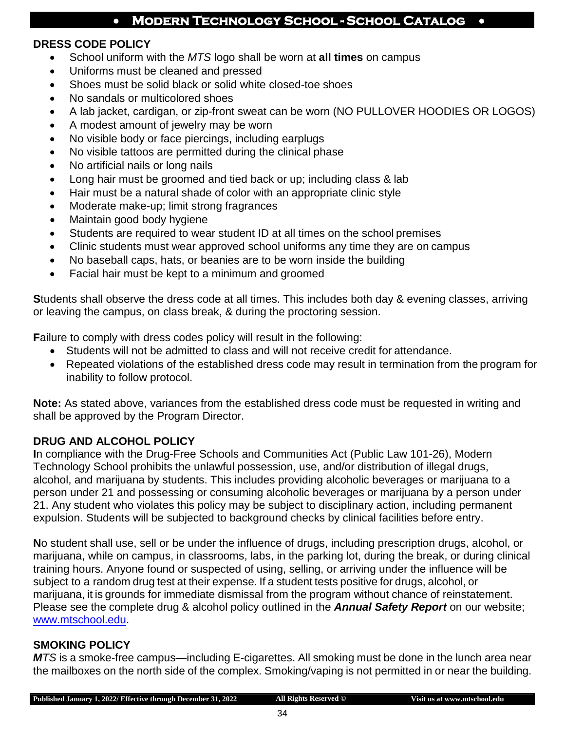## DRESS CODE POLICY

- School uniform with the *MTS* logo shall be worn at **all times** on campus
- Uniforms must be cleaned and pressed
- Shoes must be solid black or solid white closed-toe shoes
- No sandals or multicolored shoes
- A lab jacket, cardigan, or zip-front sweat can be worn (NO PULLOVER HOODIES OR LOGOS)
- A modest amount of jewelry may be worn
- No visible body or face piercings, including earplugs
- No visible tattoos are permitted during the clinical phase
- No artificial nails or long nails
- Long hair must be groomed and tied back or up; including class & lab
- Hair must be a natural shade of color with an appropriate clinic style
- Moderate make-up; limit strong fragrances
- Maintain good body hygiene
- Students are required to wear student ID at all times on the school premises
- Clinic students must wear approved school uniforms any time they are on campus
- No baseball caps, hats, or beanies are to be worn inside the building
- Facial hair must be kept to a minimum and groomed

**S**tudents shall observe the dress code at all times. This includes both day & evening classes, arriving or leaving the campus, on class break, & during the proctoring session.

**F**ailure to comply with dress codes policy will result in the following:

- Students will not be admitted to class and will not receive credit for attendance.
- Repeated violations of the established dress code may result in termination from the program for inability to follow protocol.

**Note:** As stated above, variances from the established dress code must be requested in writing and shall be approved by the Program Director.

## DRUG AND ALCOHOL POLICY

**I**n compliance with the Drug-Free Schools and Communities Act (Public Law 101-26), Modern Technology School prohibits the unlawful possession, use, and/or distribution of illegal drugs, alcohol, and marijuana by students. This includes providing alcoholic beverages or marijuana to a person under 21 and possessing or consuming alcoholic beverages or marijuana by a person under 21. Any student who violates this policy may be subject to disciplinary action, including permanent expulsion. Students will be subjected to background checks by clinical facilities before entry.

**N**o student shall use, sell or be under the influence of drugs, including prescription drugs, alcohol, or marijuana, while on campus, in classrooms, labs, in the parking lot, during the break, or during clinical training hours. Anyone found or suspected of using, selling, or arriving under the influence will be subject to a random drug test at their expense. If a student tests positive for drugs, alcohol, or marijuana, it is grounds for immediate dismissal from the program without chance of reinstatement. Please see the complete drug & alcohol policy outlined in the ***Annual Safety Report*** on our website; www.mtschool.edu.

## SMOKING POLICY

***MTS*** is a smoke-free campus—including E-cigarettes. All smoking must be done in the lunch area near the mailboxes on the north side of the complex. Smoking/vaping is not permitted in or near the building.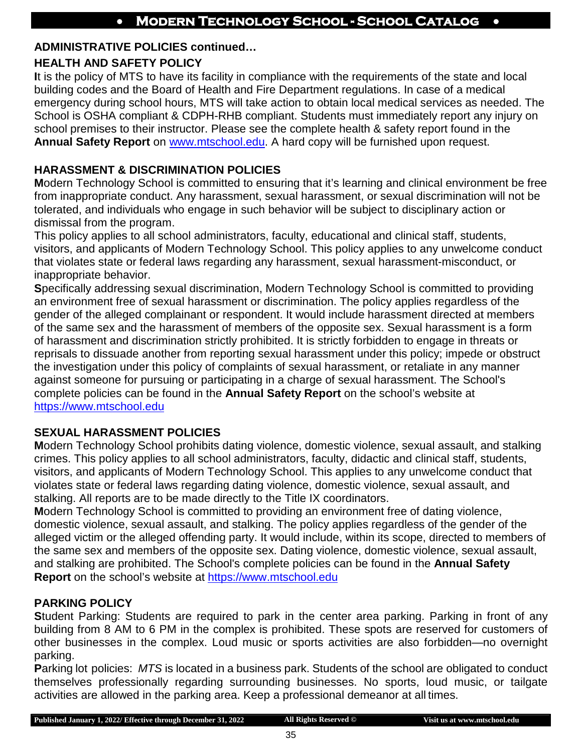## ADMINISTRATIVE POLICIES continued…

### HEALTH AND SAFETY POLICY

**I**t is the policy of MTS to have its facility in compliance with the requirements of the state and local building codes and the Board of Health and Fire Department regulations. In case of a medical emergency during school hours, MTS will take action to obtain local medical services as needed. The School is OSHA compliant & CDPH-RHB compliant. Students must immediately report any injury on school premises to their instructor. Please see the complete health & safety report found in the **Annual Safety Report** on www.mtschool.edu. A hard copy will be furnished upon request.

### HARASSMENT & DISCRIMINATION POLICIES

**M**odern Technology School is committed to ensuring that it's learning and clinical environment be free from inappropriate conduct. Any harassment, sexual harassment, or sexual discrimination will not be tolerated, and individuals who engage in such behavior will be subject to disciplinary action or dismissal from the program.

This policy applies to all school administrators, faculty, educational and clinical staff, students, visitors, and applicants of Modern Technology School. This policy applies to any unwelcome conduct that violates state or federal laws regarding any harassment, sexual harassment-misconduct, or inappropriate behavior.

**S**pecifically addressing sexual discrimination, Modern Technology School is committed to providing an environment free of sexual harassment or discrimination. The policy applies regardless of the gender of the alleged complainant or respondent. It would include harassment directed at members of the same sex and the harassment of members of the opposite sex. Sexual harassment is a form of harassment and discrimination strictly prohibited. It is strictly forbidden to engage in threats or reprisals to dissuade another from reporting sexual harassment under this policy; impede or obstruct the investigation under this policy of complaints of sexual harassment, or retaliate in any manner against someone for pursuing or participating in a charge of sexual harassment. The School's complete policies can be found in the **Annual Safety Report** on the school's website at https://www.mtschool.edu

### SEXUAL HARASSMENT POLICIES

**M**odern Technology School prohibits dating violence, domestic violence, sexual assault, and stalking crimes. This policy applies to all school administrators, faculty, didactic and clinical staff, students, visitors, and applicants of Modern Technology School. This applies to any unwelcome conduct that violates state or federal laws regarding dating violence, domestic violence, sexual assault, and stalking. All reports are to be made directly to the Title IX coordinators.

**M**odern Technology School is committed to providing an environment free of dating violence, domestic violence, sexual assault, and stalking. The policy applies regardless of the gender of the alleged victim or the alleged offending party. It would include, within its scope, directed to members of the same sex and members of the opposite sex. Dating violence, domestic violence, sexual assault, and stalking are prohibited. The School's complete policies can be found in the **Annual Safety Report** on the school's website at https://www.mtschool.edu

### PARKING POLICY

**S**tudent Parking: Students are required to park in the center area parking. Parking in front of any building from 8 AM to 6 PM in the complex is prohibited. These spots are reserved for customers of other businesses in the complex. Loud music or sports activities are also forbidden—no overnight parking.

**P**arking lot policies: *MTS* is located in a business park. Students of the school are obligated to conduct themselves professionally regarding surrounding businesses. No sports, loud music, or tailgate activities are allowed in the parking area. Keep a professional demeanor at all times.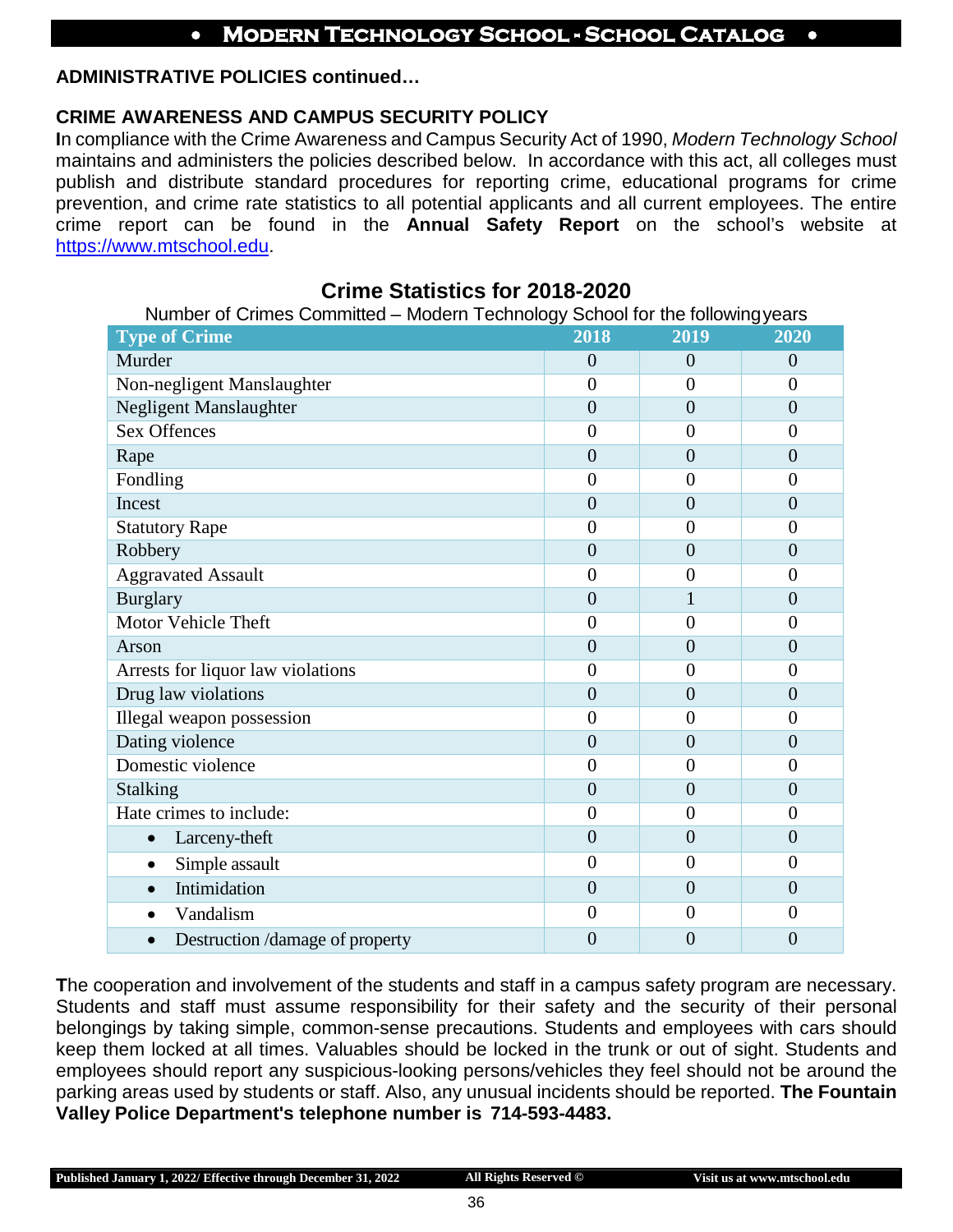**ADMINISTRATIVE POLICIES continued…**

## CRIME AWARENESS AND CAMPUS SECURITY POLICY

In compliance with the Crime Awareness and Campus Security Act of 1990, *Modern Technology School* maintains and administers the policies described below. In accordance with this act, all colleges must publish and distribute standard procedures for reporting crime, educational programs for crime prevention, and crime rate statistics to all potential applicants and all current employees. The entire crime report can be found in the **Annual Safety Report** on the school's website at https://www.mtschool.edu.

### Crime Statistics for 2018-2020

Number of Crimes Committed – Modern Technology School for the following years

| Type of Crime | 2018 | 2019 | 2020 |
|---|---|---|---|
| Murder | 0 | 0 | 0 |
| Non-negligent Manslaughter | 0 | 0 | 0 |
| Negligent Manslaughter | 0 | 0 | 0 |
| Sex Offences | 0 | 0 | 0 |
| Rape | 0 | 0 | 0 |
| Fondling | 0 | 0 | 0 |
| Incest | 0 | 0 | 0 |
| Statutory Rape | 0 | 0 | 0 |
| Robbery | 0 | 0 | 0 |
| Aggravated Assault | 0 | 0 | 0 |
| Burglary | 0 | 1 | 0 |
| Motor Vehicle Theft | 0 | 0 | 0 |
| Arson | 0 | 0 | 0 |
| Arrests for liquor law violations | 0 | 0 | 0 |
| Drug law violations | 0 | 0 | 0 |
| Illegal weapon possession | 0 | 0 | 0 |
| Dating violence | 0 | 0 | 0 |
| Domestic violence | 0 | 0 | 0 |
| Stalking | 0 | 0 | 0 |
| Hate crimes to include: | 0 | 0 | 0 |
| • Larceny-theft | 0 | 0 | 0 |
| • Simple assault | 0 | 0 | 0 |
| • Intimidation | 0 | 0 | 0 |
| • Vandalism | 0 | 0 | 0 |
| • Destruction /damage of property | 0 | 0 | 0 |

The cooperation and involvement of the students and staff in a campus safety program are necessary. Students and staff must assume responsibility for their safety and the security of their personal belongings by taking simple, common-sense precautions. Students and employees with cars should keep them locked at all times. Valuables should be locked in the trunk or out of sight. Students and employees should report any suspicious-looking persons/vehicles they feel should not be around the parking areas used by students or staff. Also, any unusual incidents should be reported. **The Fountain Valley Police Department's telephone number is 714-593-4483.**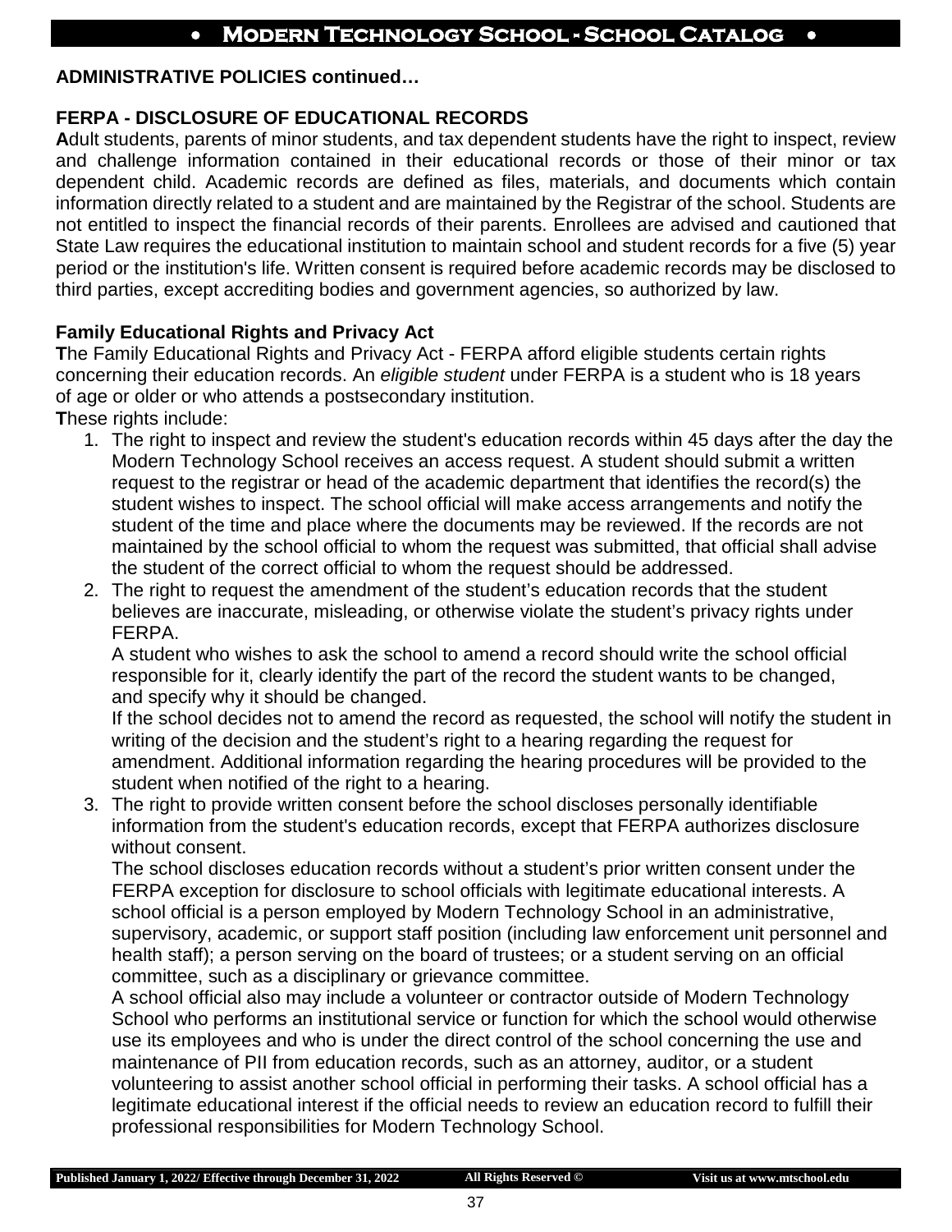**ADMINISTRATIVE POLICIES continued…**

## FERPA - DISCLOSURE OF EDUCATIONAL RECORDS

**A**dult students, parents of minor students, and tax dependent students have the right to inspect, review and challenge information contained in their educational records or those of their minor or tax dependent child. Academic records are defined as files, materials, and documents which contain information directly related to a student and are maintained by the Registrar of the school. Students are not entitled to inspect the financial records of their parents. Enrollees are advised and cautioned that State Law requires the educational institution to maintain school and student records for a five (5) year period or the institution's life. Written consent is required before academic records may be disclosed to third parties, except accrediting bodies and government agencies, so authorized by law.

### Family Educational Rights and Privacy Act

**T**he Family Educational Rights and Privacy Act - FERPA afford eligible students certain rights concerning their education records. An *eligible student* under FERPA is a student who is 18 years of age or older or who attends a postsecondary institution.

**T**hese rights include:

1. The right to inspect and review the student's education records within 45 days after the day the Modern Technology School receives an access request. A student should submit a written request to the registrar or head of the academic department that identifies the record(s) the student wishes to inspect. The school official will make access arrangements and notify the student of the time and place where the documents may be reviewed. If the records are not maintained by the school official to whom the request was submitted, that official shall advise the student of the correct official to whom the request should be addressed.
2. The right to request the amendment of the student's education records that the student believes are inaccurate, misleading, or otherwise violate the student's privacy rights under FERPA.
   A student who wishes to ask the school to amend a record should write the school official responsible for it, clearly identify the part of the record the student wants to be changed, and specify why it should be changed.
   If the school decides not to amend the record as requested, the school will notify the student in writing of the decision and the student's right to a hearing regarding the request for amendment. Additional information regarding the hearing procedures will be provided to the student when notified of the right to a hearing.
3. The right to provide written consent before the school discloses personally identifiable information from the student's education records, except that FERPA authorizes disclosure without consent.
   The school discloses education records without a student's prior written consent under the FERPA exception for disclosure to school officials with legitimate educational interests. A school official is a person employed by Modern Technology School in an administrative, supervisory, academic, or support staff position (including law enforcement unit personnel and health staff); a person serving on the board of trustees; or a student serving on an official committee, such as a disciplinary or grievance committee.
   A school official also may include a volunteer or contractor outside of Modern Technology School who performs an institutional service or function for which the school would otherwise use its employees and who is under the direct control of the school concerning the use and maintenance of PII from education records, such as an attorney, auditor, or a student volunteering to assist another school official in performing their tasks. A school official has a legitimate educational interest if the official needs to review an education record to fulfill their professional responsibilities for Modern Technology School.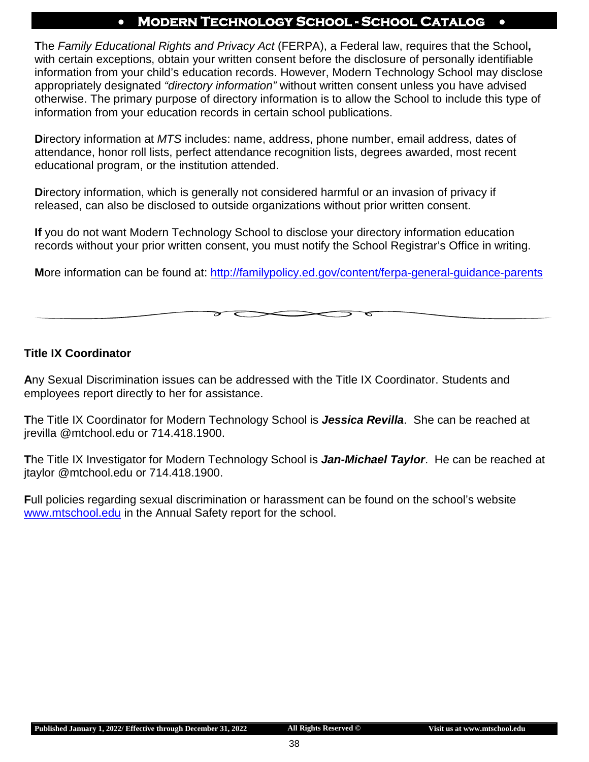The *Family Educational Rights and Privacy Act* (FERPA), a Federal law, requires that the School**,** with certain exceptions, obtain your written consent before the disclosure of personally identifiable information from your child's education records. However, Modern Technology School may disclose appropriately designated *"directory information"* without written consent unless you have advised otherwise. The primary purpose of directory information is to allow the School to include this type of information from your education records in certain school publications.

Directory information at *MTS* includes: name, address, phone number, email address, dates of attendance, honor roll lists, perfect attendance recognition lists, degrees awarded, most recent educational program, or the institution attended.

Directory information, which is generally not considered harmful or an invasion of privacy if released, can also be disclosed to outside organizations without prior written consent.

**If** you do not want Modern Technology School to disclose your directory information education records without your prior written consent, you must notify the School Registrar's Office in writing.

More information can be found at: http://familypolicy.ed.gov/content/ferpa-general-guidance-parents

---

**Title IX Coordinator**

Any Sexual Discrimination issues can be addressed with the Title IX Coordinator. Students and employees report directly to her for assistance.

The Title IX Coordinator for Modern Technology School is ***Jessica Revilla***. She can be reached at jrevilla @mtchool.edu or 714.418.1900.

The Title IX Investigator for Modern Technology School is ***Jan-Michael Taylor***. He can be reached at jtaylor @mtchool.edu or 714.418.1900.

Full policies regarding sexual discrimination or harassment can be found on the school's website www.mtschool.edu in the Annual Safety report for the school.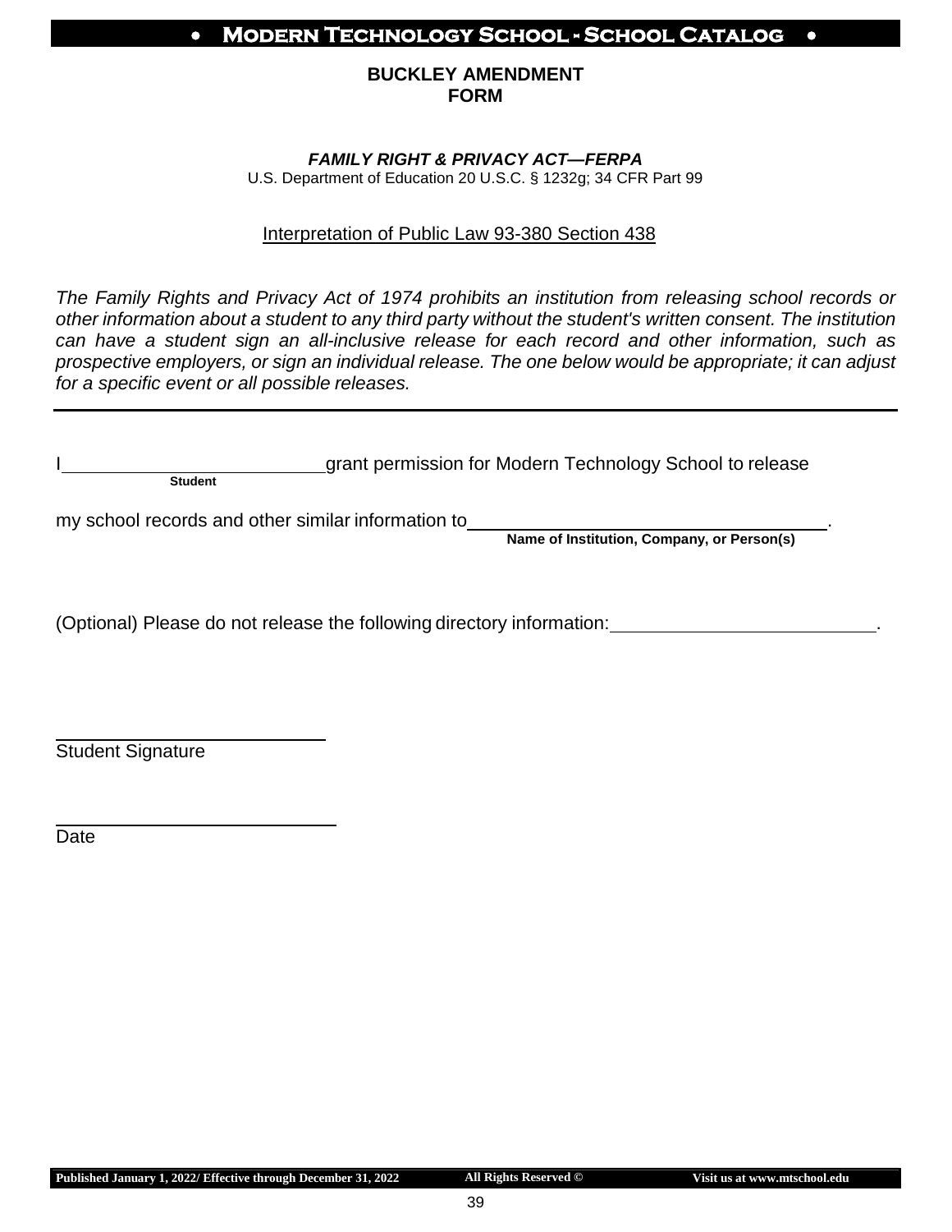## BUCKLEY AMENDMENT FORM

***FAMILY RIGHT & PRIVACY ACT—FERPA***

U.S. Department of Education 20 U.S.C. § 1232g; 34 CFR Part 99

Interpretation of Public Law 93-380 Section 438

*The Family Rights and Privacy Act of 1974 prohibits an institution from releasing school records or other information about a student to any third party without the student's written consent. The institution can have a student sign an all-inclusive release for each record and other information, such as prospective employers, or sign an individual release. The one below would be appropriate; it can adjust for a specific event or all possible releases.*

---

I\_\_\_\_\_\_\_\_\_\_\_\_\_\_\_\_\_\_\_\_\_\_\_\_\_\_\_\_ grant permission for Modern Technology School to release
**Student**

my school records and other similar information to \_\_\_\_\_\_\_\_\_\_\_\_\_\_\_\_\_\_\_\_\_\_\_\_\_\_\_\_\_\_\_\_\_\_\_\_\_\_.
**Name of Institution, Company, or Person(s)**

(Optional) Please do not release the following directory information: \_\_\_\_\_\_\_\_\_\_\_\_\_\_\_\_\_\_\_\_\_\_\_\_\_\_\_\_.

\_\_\_\_\_\_\_\_\_\_\_\_\_\_\_\_\_\_\_\_\_\_\_\_\_\_\_\_
Student Signature

\_\_\_\_\_\_\_\_\_\_\_\_\_\_\_\_\_\_\_\_\_\_\_\_\_\_\_\_
Date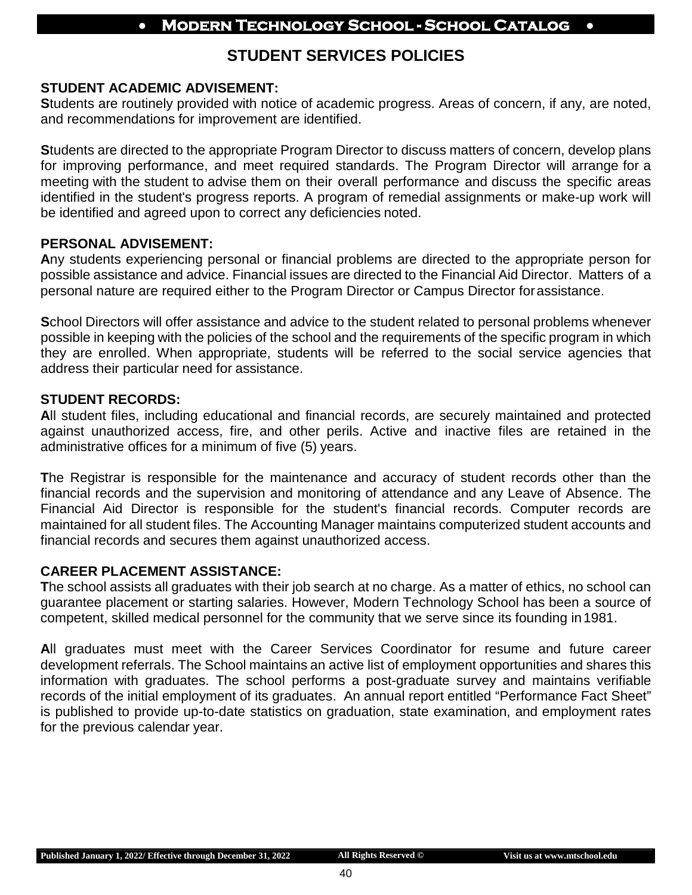# STUDENT SERVICES POLICIES

## STUDENT ACADEMIC ADVISEMENT:

**S**tudents are routinely provided with notice of academic progress. Areas of concern, if any, are noted, and recommendations for improvement are identified.

**S**tudents are directed to the appropriate Program Director to discuss matters of concern, develop plans for improving performance, and meet required standards. The Program Director will arrange for a meeting with the student to advise them on their overall performance and discuss the specific areas identified in the student's progress reports. A program of remedial assignments or make-up work will be identified and agreed upon to correct any deficiencies noted.

## PERSONAL ADVISEMENT:

**A**ny students experiencing personal or financial problems are directed to the appropriate person for possible assistance and advice. Financial issues are directed to the Financial Aid Director. Matters of a personal nature are required either to the Program Director or Campus Director for assistance.

**S**chool Directors will offer assistance and advice to the student related to personal problems whenever possible in keeping with the policies of the school and the requirements of the specific program in which they are enrolled. When appropriate, students will be referred to the social service agencies that address their particular need for assistance.

## STUDENT RECORDS:

**A**ll student files, including educational and financial records, are securely maintained and protected against unauthorized access, fire, and other perils. Active and inactive files are retained in the administrative offices for a minimum of five (5) years.

**T**he Registrar is responsible for the maintenance and accuracy of student records other than the financial records and the supervision and monitoring of attendance and any Leave of Absence. The Financial Aid Director is responsible for the student's financial records. Computer records are maintained for all student files. The Accounting Manager maintains computerized student accounts and financial records and secures them against unauthorized access.

## CAREER PLACEMENT ASSISTANCE:

**T**he school assists all graduates with their job search at no charge. As a matter of ethics, no school can guarantee placement or starting salaries. However, Modern Technology School has been a source of competent, skilled medical personnel for the community that we serve since its founding in 1981.

**A**ll graduates must meet with the Career Services Coordinator for resume and future career development referrals. The School maintains an active list of employment opportunities and shares this information with graduates. The school performs a post-graduate survey and maintains verifiable records of the initial employment of its graduates. An annual report entitled "Performance Fact Sheet" is published to provide up-to-date statistics on graduation, state examination, and employment rates for the previous calendar year.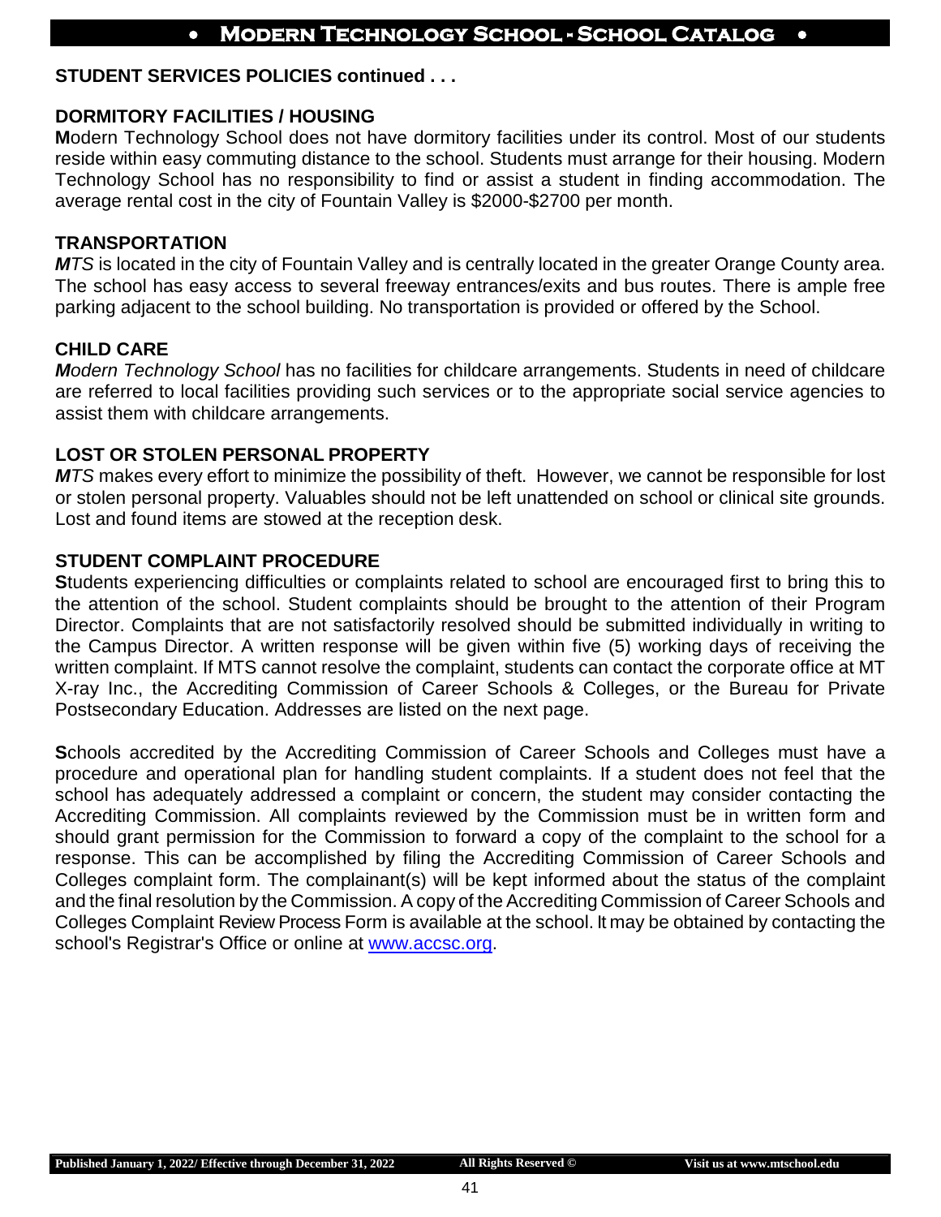**STUDENT SERVICES POLICIES continued . . .**

## DORMITORY FACILITIES / HOUSING

**M**odern Technology School does not have dormitory facilities under its control. Most of our students reside within easy commuting distance to the school. Students must arrange for their housing. Modern Technology School has no responsibility to find or assist a student in finding accommodation. The average rental cost in the city of Fountain Valley is $2000-$2700 per month.

## TRANSPORTATION

***M**TS* is located in the city of Fountain Valley and is centrally located in the greater Orange County area. The school has easy access to several freeway entrances/exits and bus routes. There is ample free parking adjacent to the school building. No transportation is provided or offered by the School.

## CHILD CARE

***M**odern Technology School* has no facilities for childcare arrangements. Students in need of childcare are referred to local facilities providing such services or to the appropriate social service agencies to assist them with childcare arrangements.

## LOST OR STOLEN PERSONAL PROPERTY

***M**TS* makes every effort to minimize the possibility of theft. However, we cannot be responsible for lost or stolen personal property. Valuables should not be left unattended on school or clinical site grounds. Lost and found items are stowed at the reception desk.

## STUDENT COMPLAINT PROCEDURE

**S**tudents experiencing difficulties or complaints related to school are encouraged first to bring this to the attention of the school. Student complaints should be brought to the attention of their Program Director. Complaints that are not satisfactorily resolved should be submitted individually in writing to the Campus Director. A written response will be given within five (5) working days of receiving the written complaint. If MTS cannot resolve the complaint, students can contact the corporate office at MT X-ray Inc., the Accrediting Commission of Career Schools & Colleges, or the Bureau for Private Postsecondary Education. Addresses are listed on the next page.

**S**chools accredited by the Accrediting Commission of Career Schools and Colleges must have a procedure and operational plan for handling student complaints. If a student does not feel that the school has adequately addressed a complaint or concern, the student may consider contacting the Accrediting Commission. All complaints reviewed by the Commission must be in written form and should grant permission for the Commission to forward a copy of the complaint to the school for a response. This can be accomplished by filing the Accrediting Commission of Career Schools and Colleges complaint form. The complainant(s) will be kept informed about the status of the complaint and the final resolution by the Commission. A copy of the Accrediting Commission of Career Schools and Colleges Complaint Review Process Form is available at the school. It may be obtained by contacting the school's Registrar's Office or online at [www.accsc.org](http://www.accsc.org).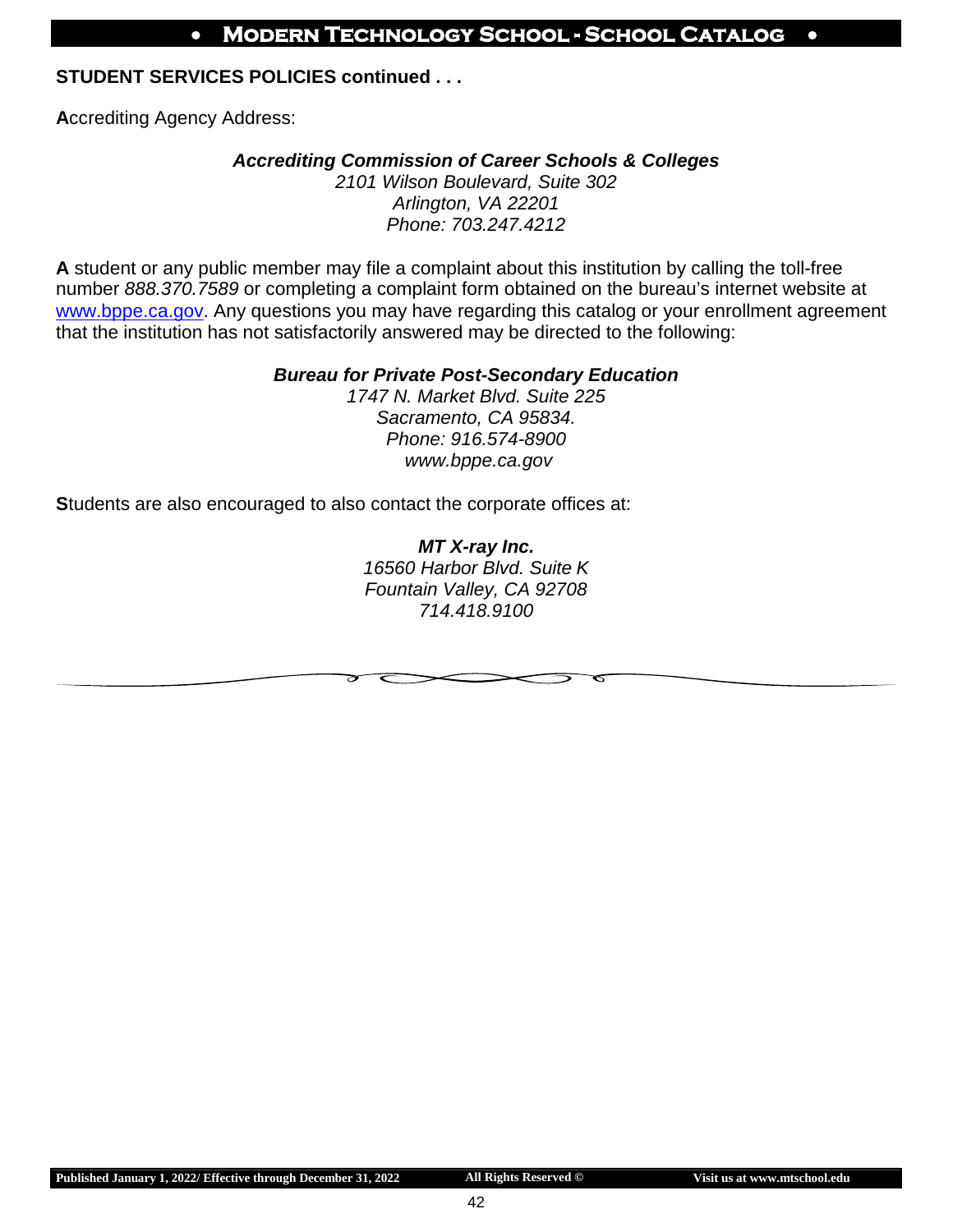**STUDENT SERVICES POLICIES continued . . .**

**A**ccrediting Agency Address:

***Accrediting Commission of Career Schools & Colleges***
*2101 Wilson Boulevard, Suite 302*
*Arlington, VA 22201*
*Phone: 703.247.4212*

**A** student or any public member may file a complaint about this institution by calling the toll-free number *888.370.7589* or completing a complaint form obtained on the bureau's internet website at www.bppe.ca.gov. Any questions you may have regarding this catalog or your enrollment agreement that the institution has not satisfactorily answered may be directed to the following:

***Bureau for Private Post-Secondary Education***
*1747 N. Market Blvd. Suite 225*
*Sacramento, CA 95834.*
*Phone: 916.574-8900*
*www.bppe.ca.gov*

**S**tudents are also encouraged to also contact the corporate offices at:

***MT X-ray Inc.***
*16560 Harbor Blvd. Suite K*
*Fountain Valley, CA 92708*
*714.418.9100*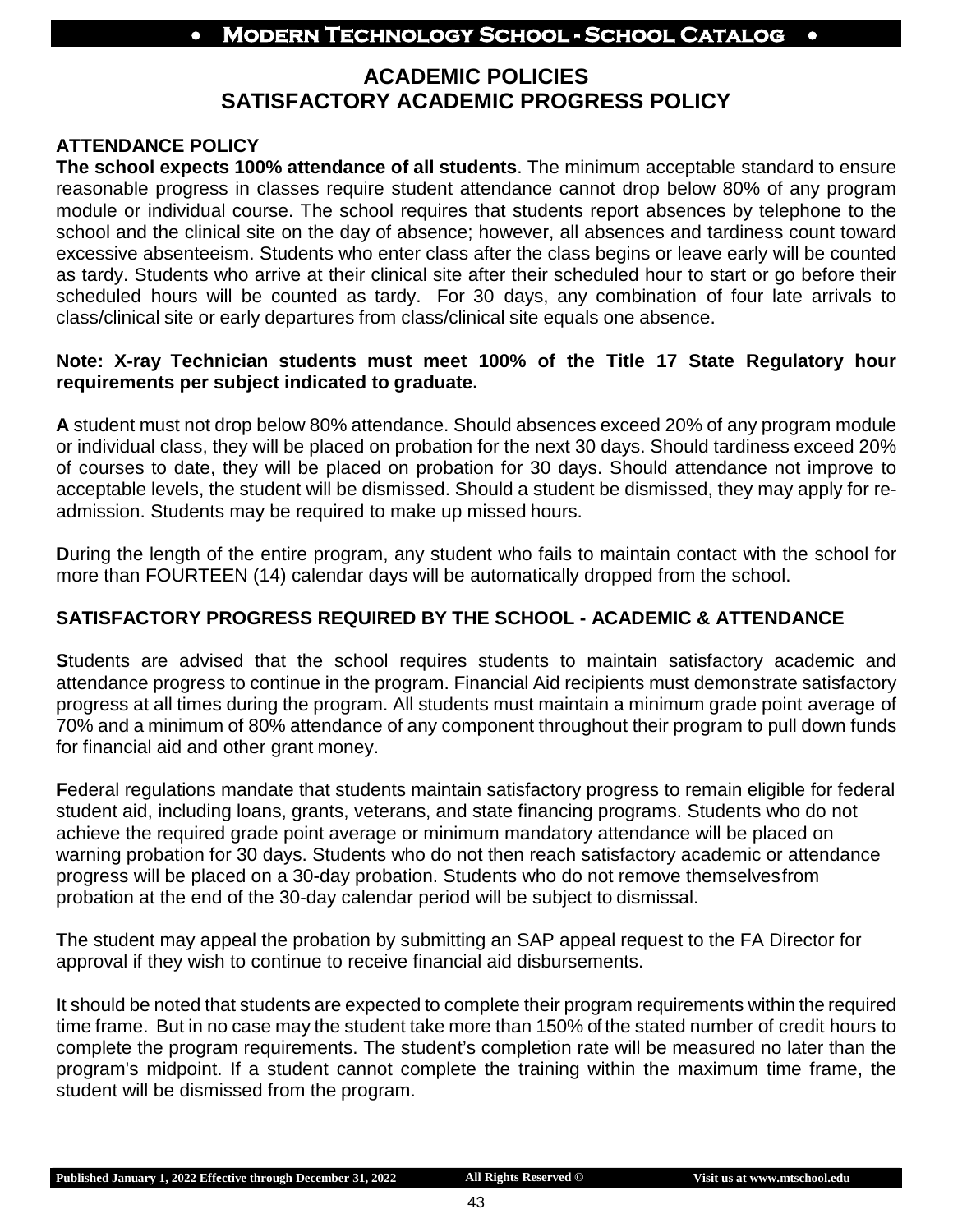# ACADEMIC POLICIES
# SATISFACTORY ACADEMIC PROGRESS POLICY

## ATTENDANCE POLICY

**The school expects 100% attendance of all students**. The minimum acceptable standard to ensure reasonable progress in classes require student attendance cannot drop below 80% of any program module or individual course. The school requires that students report absences by telephone to the school and the clinical site on the day of absence; however, all absences and tardiness count toward excessive absenteeism. Students who enter class after the class begins or leave early will be counted as tardy. Students who arrive at their clinical site after their scheduled hour to start or go before their scheduled hours will be counted as tardy. For 30 days, any combination of four late arrivals to class/clinical site or early departures from class/clinical site equals one absence.

**Note: X-ray Technician students must meet 100% of the Title 17 State Regulatory hour requirements per subject indicated to graduate.**

**A** student must not drop below 80% attendance. Should absences exceed 20% of any program module or individual class, they will be placed on probation for the next 30 days. Should tardiness exceed 20% of courses to date, they will be placed on probation for 30 days. Should attendance not improve to acceptable levels, the student will be dismissed. Should a student be dismissed, they may apply for re-admission. Students may be required to make up missed hours.

**D**uring the length of the entire program, any student who fails to maintain contact with the school for more than FOURTEEN (14) calendar days will be automatically dropped from the school.

## SATISFACTORY PROGRESS REQUIRED BY THE SCHOOL - ACADEMIC & ATTENDANCE

**S**tudents are advised that the school requires students to maintain satisfactory academic and attendance progress to continue in the program. Financial Aid recipients must demonstrate satisfactory progress at all times during the program. All students must maintain a minimum grade point average of 70% and a minimum of 80% attendance of any component throughout their program to pull down funds for financial aid and other grant money.

**F**ederal regulations mandate that students maintain satisfactory progress to remain eligible for federal student aid, including loans, grants, veterans, and state financing programs. Students who do not achieve the required grade point average or minimum mandatory attendance will be placed on warning probation for 30 days. Students who do not then reach satisfactory academic or attendance progress will be placed on a 30-day probation. Students who do not remove themselves from probation at the end of the 30-day calendar period will be subject to dismissal.

**T**he student may appeal the probation by submitting an SAP appeal request to the FA Director for approval if they wish to continue to receive financial aid disbursements.

**I**t should be noted that students are expected to complete their program requirements within the required time frame. But in no case may the student take more than 150% of the stated number of credit hours to complete the program requirements. The student's completion rate will be measured no later than the program's midpoint. If a student cannot complete the training within the maximum time frame, the student will be dismissed from the program.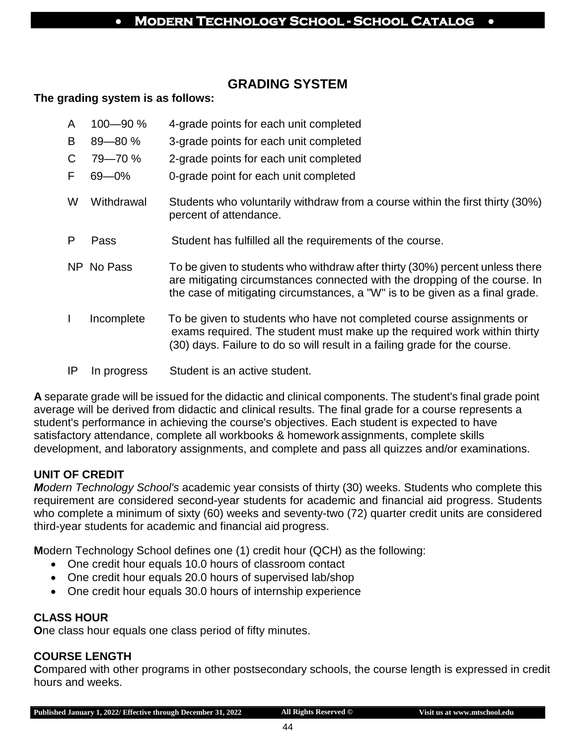# GRADING SYSTEM

**The grading system is as follows:**

| | | |
|---|---|---|
| A | 100—90 % | 4-grade points for each unit completed |
| B | 89—80 % | 3-grade points for each unit completed |
| C | 79—70 % | 2-grade points for each unit completed |
| F | 69—0% | 0-grade point for each unit completed |
| W | Withdrawal | Students who voluntarily withdraw from a course within the first thirty (30%) percent of attendance. |
| P | Pass | Student has fulfilled all the requirements of the course. |
| NP | No Pass | To be given to students who withdraw after thirty (30%) percent unless there are mitigating circumstances connected with the dropping of the course. In the case of mitigating circumstances, a "W" is to be given as a final grade. |
| I | Incomplete | To be given to students who have not completed course assignments or exams required. The student must make up the required work within thirty (30) days. Failure to do so will result in a failing grade for the course. |
| IP | In progress | Student is an active student. |

**A** separate grade will be issued for the didactic and clinical components. The student's final grade point average will be derived from didactic and clinical results. The final grade for a course represents a student's performance in achieving the course's objectives. Each student is expected to have satisfactory attendance, complete all workbooks & homework assignments, complete skills development, and laboratory assignments, and complete and pass all quizzes and/or examinations.

### UNIT OF CREDIT

***M****odern Technology School's* academic year consists of thirty (30) weeks. Students who complete this requirement are considered second-year students for academic and financial aid progress. Students who complete a minimum of sixty (60) weeks and seventy-two (72) quarter credit units are considered third-year students for academic and financial aid progress.

**M**odern Technology School defines one (1) credit hour (QCH) as the following:

- One credit hour equals 10.0 hours of classroom contact
- One credit hour equals 20.0 hours of supervised lab/shop
- One credit hour equals 30.0 hours of internship experience

### CLASS HOUR

**O**ne class hour equals one class period of fifty minutes.

### COURSE LENGTH

**C**ompared with other programs in other postsecondary schools, the course length is expressed in credit hours and weeks.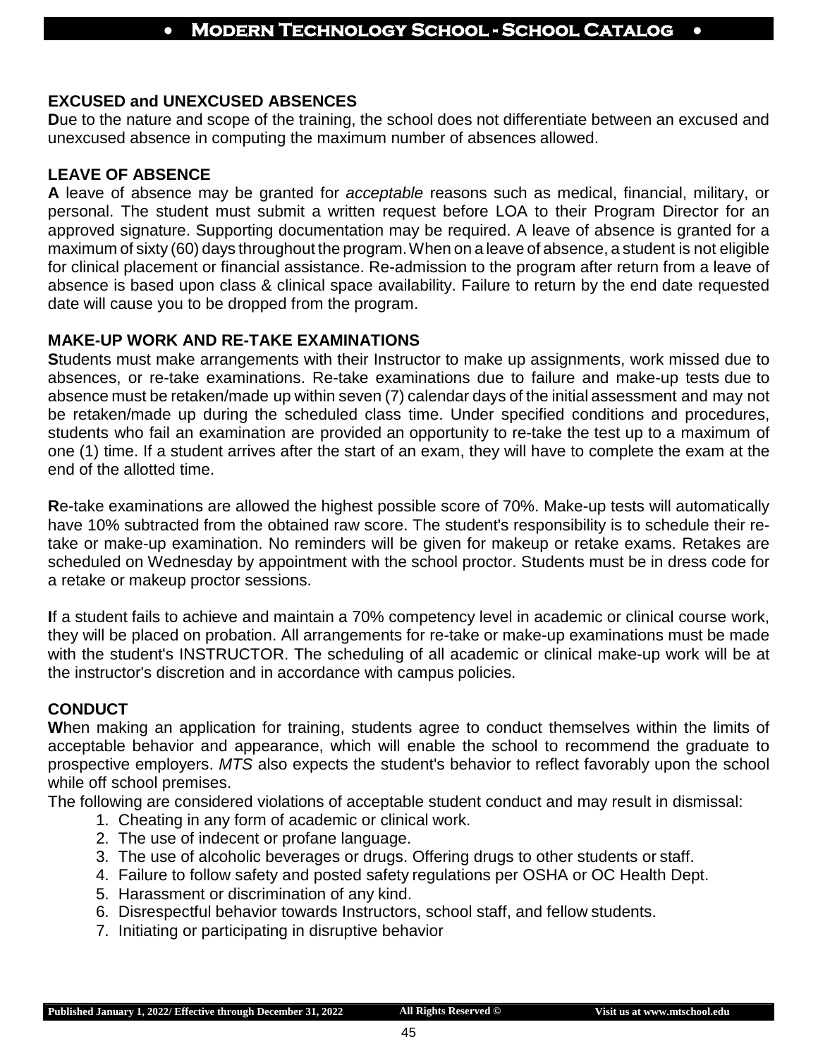## EXCUSED and UNEXCUSED ABSENCES

**D**ue to the nature and scope of the training, the school does not differentiate between an excused and unexcused absence in computing the maximum number of absences allowed.

## LEAVE OF ABSENCE

**A** leave of absence may be granted for *acceptable* reasons such as medical, financial, military, or personal. The student must submit a written request before LOA to their Program Director for an approved signature. Supporting documentation may be required. A leave of absence is granted for a maximum of sixty (60) days throughout the program. When on a leave of absence, a student is not eligible for clinical placement or financial assistance. Re-admission to the program after return from a leave of absence is based upon class & clinical space availability. Failure to return by the end date requested date will cause you to be dropped from the program.

## MAKE-UP WORK AND RE-TAKE EXAMINATIONS

**S**tudents must make arrangements with their Instructor to make up assignments, work missed due to absences, or re-take examinations. Re-take examinations due to failure and make-up tests due to absence must be retaken/made up within seven (7) calendar days of the initial assessment and may not be retaken/made up during the scheduled class time. Under specified conditions and procedures, students who fail an examination are provided an opportunity to re-take the test up to a maximum of one (1) time. If a student arrives after the start of an exam, they will have to complete the exam at the end of the allotted time.

**R**e-take examinations are allowed the highest possible score of 70%. Make-up tests will automatically have 10% subtracted from the obtained raw score. The student's responsibility is to schedule their re-take or make-up examination. No reminders will be given for makeup or retake exams. Retakes are scheduled on Wednesday by appointment with the school proctor. Students must be in dress code for a retake or makeup proctor sessions.

**I**f a student fails to achieve and maintain a 70% competency level in academic or clinical course work, they will be placed on probation. All arrangements for re-take or make-up examinations must be made with the student's INSTRUCTOR. The scheduling of all academic or clinical make-up work will be at the instructor's discretion and in accordance with campus policies.

## CONDUCT

**W**hen making an application for training, students agree to conduct themselves within the limits of acceptable behavior and appearance, which will enable the school to recommend the graduate to prospective employers. *MTS* also expects the student's behavior to reflect favorably upon the school while off school premises.

The following are considered violations of acceptable student conduct and may result in dismissal:

1. Cheating in any form of academic or clinical work.
2. The use of indecent or profane language.
3. The use of alcoholic beverages or drugs. Offering drugs to other students or staff.
4. Failure to follow safety and posted safety regulations per OSHA or OC Health Dept.
5. Harassment or discrimination of any kind.
6. Disrespectful behavior towards Instructors, school staff, and fellow students.
7. Initiating or participating in disruptive behavior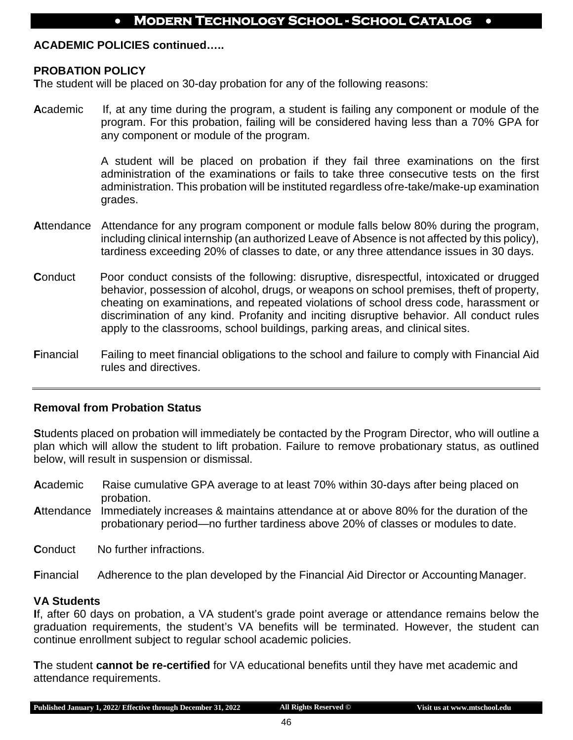**ACADEMIC POLICIES continued…..**

## PROBATION POLICY

**T**he student will be placed on 30-day probation for any of the following reasons:

**A**cademic — If, at any time during the program, a student is failing any component or module of the program. For this probation, failing will be considered having less than a 70% GPA for any component or module of the program.

A student will be placed on probation if they fail three examinations on the first administration of the examinations or fails to take three consecutive tests on the first administration. This probation will be instituted regardless ofre-take/make-up examination grades.

**A**ttendance — Attendance for any program component or module falls below 80% during the program, including clinical internship (an authorized Leave of Absence is not affected by this policy), tardiness exceeding 20% of classes to date, or any three attendance issues in 30 days.

**C**onduct — Poor conduct consists of the following: disruptive, disrespectful, intoxicated or drugged behavior, possession of alcohol, drugs, or weapons on school premises, theft of property, cheating on examinations, and repeated violations of school dress code, harassment or discrimination of any kind. Profanity and inciting disruptive behavior. All conduct rules apply to the classrooms, school buildings, parking areas, and clinical sites.

**F**inancial — Failing to meet financial obligations to the school and failure to comply with Financial Aid rules and directives.

---

## Removal from Probation Status

**S**tudents placed on probation will immediately be contacted by the Program Director, who will outline a plan which will allow the student to lift probation. Failure to remove probationary status, as outlined below, will result in suspension or dismissal.

**A**cademic — Raise cumulative GPA average to at least 70% within 30-days after being placed on probation.

**A**ttendance — Immediately increases & maintains attendance at or above 80% for the duration of the probationary period—no further tardiness above 20% of classes or modules to date.

**C**onduct — No further infractions.

**F**inancial — Adherence to the plan developed by the Financial Aid Director or Accounting Manager.

## VA Students

**I**f, after 60 days on probation, a VA student's grade point average or attendance remains below the graduation requirements, the student's VA benefits will be terminated. However, the student can continue enrollment subject to regular school academic policies.

**T**he student **cannot be re-certified** for VA educational benefits until they have met academic and attendance requirements.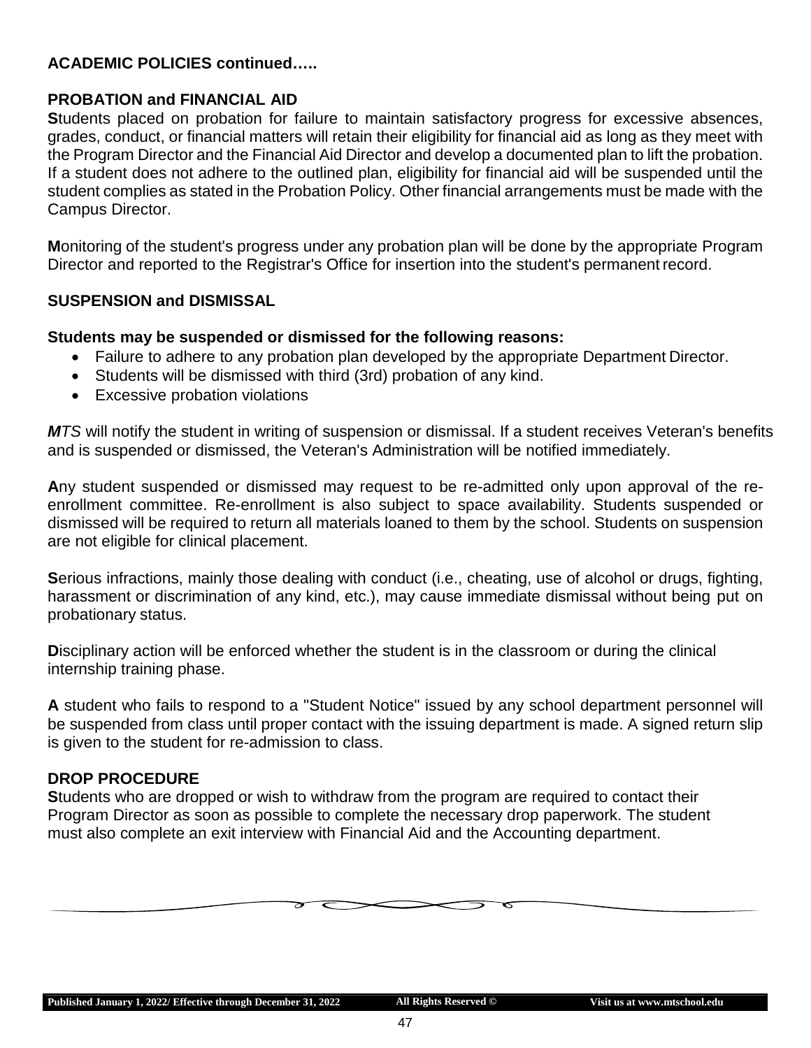**ACADEMIC POLICIES continued…..**

## PROBATION and FINANCIAL AID

**S**tudents placed on probation for failure to maintain satisfactory progress for excessive absences, grades, conduct, or financial matters will retain their eligibility for financial aid as long as they meet with the Program Director and the Financial Aid Director and develop a documented plan to lift the probation. If a student does not adhere to the outlined plan, eligibility for financial aid will be suspended until the student complies as stated in the Probation Policy. Other financial arrangements must be made with the Campus Director.

**M**onitoring of the student's progress under any probation plan will be done by the appropriate Program Director and reported to the Registrar's Office for insertion into the student's permanent record.

## SUSPENSION and DISMISSAL

**Students may be suspended or dismissed for the following reasons:**

- Failure to adhere to any probation plan developed by the appropriate Department Director.
- Students will be dismissed with third (3rd) probation of any kind.
- Excessive probation violations

***M****TS* will notify the student in writing of suspension or dismissal. If a student receives Veteran's benefits and is suspended or dismissed, the Veteran's Administration will be notified immediately.

**A**ny student suspended or dismissed may request to be re-admitted only upon approval of the re-enrollment committee. Re-enrollment is also subject to space availability. Students suspended or dismissed will be required to return all materials loaned to them by the school. Students on suspension are not eligible for clinical placement.

**S**erious infractions, mainly those dealing with conduct (i.e., cheating, use of alcohol or drugs, fighting, harassment or discrimination of any kind, etc.), may cause immediate dismissal without being put on probationary status.

**D**isciplinary action will be enforced whether the student is in the classroom or during the clinical internship training phase.

**A** student who fails to respond to a "Student Notice" issued by any school department personnel will be suspended from class until proper contact with the issuing department is made. A signed return slip is given to the student for re-admission to class.

## DROP PROCEDURE

**S**tudents who are dropped or wish to withdraw from the program are required to contact their Program Director as soon as possible to complete the necessary drop paperwork. The student must also complete an exit interview with Financial Aid and the Accounting department.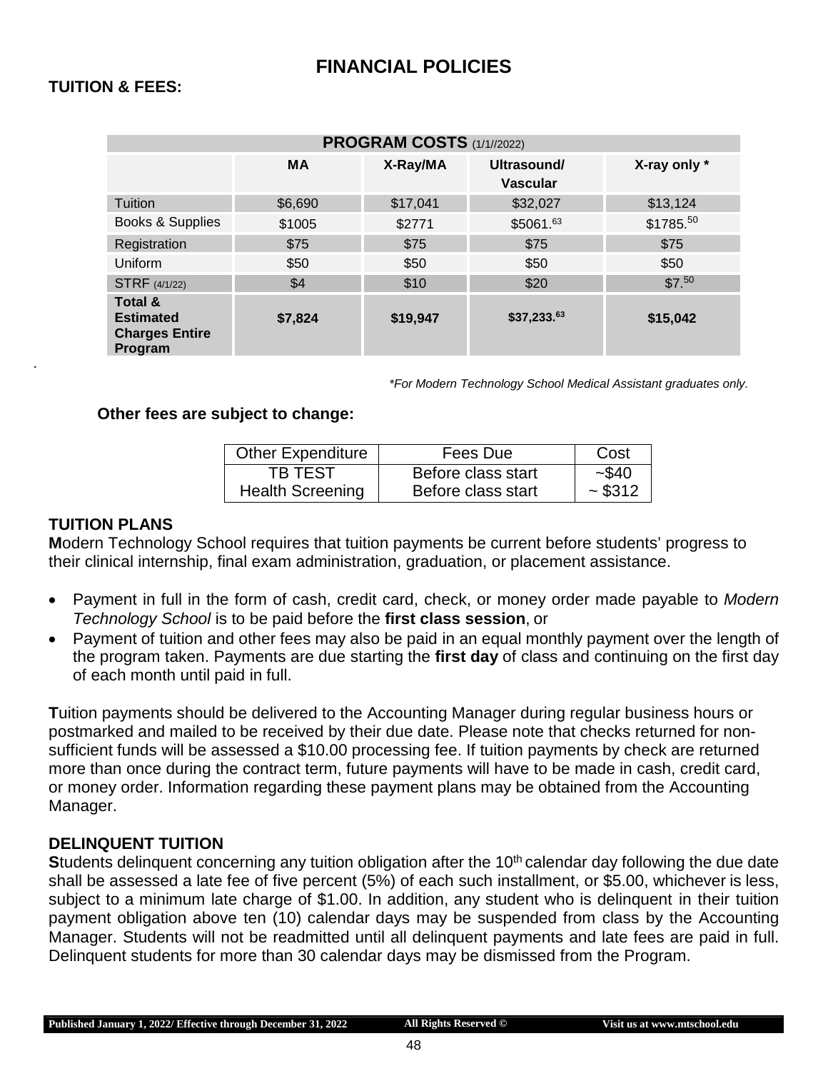# FINANCIAL POLICIES

## TUITION & FEES:

| PROGRAM COSTS (1/1//2022) | | | | |
|---|---|---|---|---|
| | **MA** | **X-Ray/MA** | **Ultrasound/ Vascular** | **X-ray only *** |
| Tuition | $6,690 | $17,041 | $32,027 | $13,124 |
| Books & Supplies | $1005 | $2771 | $5061.63 | $1785.50 |
| Registration | $75 | $75 | $75 | $75 |
| Uniform | $50 | $50 | $50 | $50 |
| STRF (4/1/22) | $4 | $10 | $20 | $7.50 |
| **Total & Estimated Charges Entire Program** | **$7,824** | **$19,947** | **$37,233.63** | **$15,042** |

*\*For Modern Technology School Medical Assistant graduates only.*

**Other fees are subject to change:**

| Other Expenditure | Fees Due | Cost |
|---|---|---|
| TB TEST | Before class start | ~$40 |
| Health Screening | Before class start | ~ $312 |

## TUITION PLANS

**M**odern Technology School requires that tuition payments be current before students' progress to their clinical internship, final exam administration, graduation, or placement assistance.

- Payment in full in the form of cash, credit card, check, or money order made payable to *Modern Technology School* is to be paid before the **first class session**, or
- Payment of tuition and other fees may also be paid in an equal monthly payment over the length of the program taken. Payments are due starting the **first day** of class and continuing on the first day of each month until paid in full.

**T**uition payments should be delivered to the Accounting Manager during regular business hours or postmarked and mailed to be received by their due date. Please note that checks returned for non-sufficient funds will be assessed a $10.00 processing fee. If tuition payments by check are returned more than once during the contract term, future payments will have to be made in cash, credit card, or money order. Information regarding these payment plans may be obtained from the Accounting Manager.

## DELINQUENT TUITION

**S**tudents delinquent concerning any tuition obligation after the 10th calendar day following the due date shall be assessed a late fee of five percent (5%) of each such installment, or $5.00, whichever is less, subject to a minimum late charge of $1.00. In addition, any student who is delinquent in their tuition payment obligation above ten (10) calendar days may be suspended from class by the Accounting Manager. Students will not be readmitted until all delinquent payments and late fees are paid in full. Delinquent students for more than 30 calendar days may be dismissed from the Program.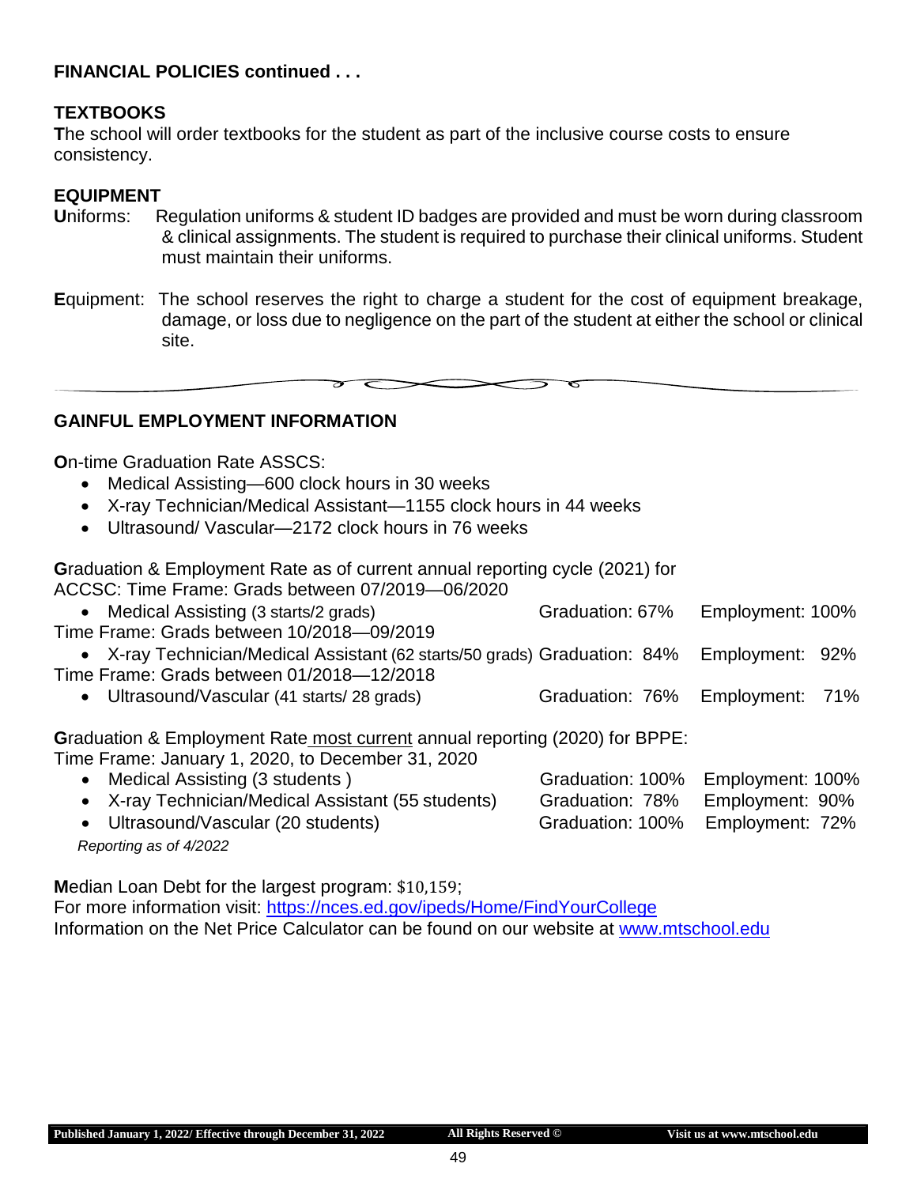**FINANCIAL POLICIES continued . . .**

## TEXTBOOKS

The school will order textbooks for the student as part of the inclusive course costs to ensure consistency.

## EQUIPMENT

**U**niforms: Regulation uniforms & student ID badges are provided and must be worn during classroom & clinical assignments. The student is required to purchase their clinical uniforms. Student must maintain their uniforms.

**E**quipment: The school reserves the right to charge a student for the cost of equipment breakage, damage, or loss due to negligence on the part of the student at either the school or clinical site.

---

## GAINFUL EMPLOYMENT INFORMATION

**O**n-time Graduation Rate ASSCS:

- Medical Assisting—600 clock hours in 30 weeks
- X-ray Technician/Medical Assistant—1155 clock hours in 44 weeks
- Ultrasound/ Vascular—2172 clock hours in 76 weeks

**G**raduation & Employment Rate as of current annual reporting cycle (2021) for ACCSC: Time Frame: Grads between 07/2019—06/2020

- Medical Assisting (3 starts/2 grads) Graduation: 67% Employment: 100%

Time Frame: Grads between 10/2018—09/2019

- X-ray Technician/Medical Assistant (62 starts/50 grads) Graduation: 84% Employment: 92%

Time Frame: Grads between 01/2018—12/2018

- Ultrasound/Vascular (41 starts/ 28 grads) Graduation: 76% Employment: 71%

**G**raduation & Employment Rate most current annual reporting (2020) for BPPE:
Time Frame: January 1, 2020, to December 31, 2020

- Medical Assisting (3 students ) Graduation: 100% Employment: 100%
- X-ray Technician/Medical Assistant (55 students) Graduation: 78% Employment: 90%
- Ultrasound/Vascular (20 students) Graduation: 100% Employment: 72%

*Reporting as of 4/2022*

**M**edian Loan Debt for the largest program: $10,159;
For more information visit: https://nces.ed.gov/ipeds/Home/FindYourCollege
Information on the Net Price Calculator can be found on our website at www.mtschool.edu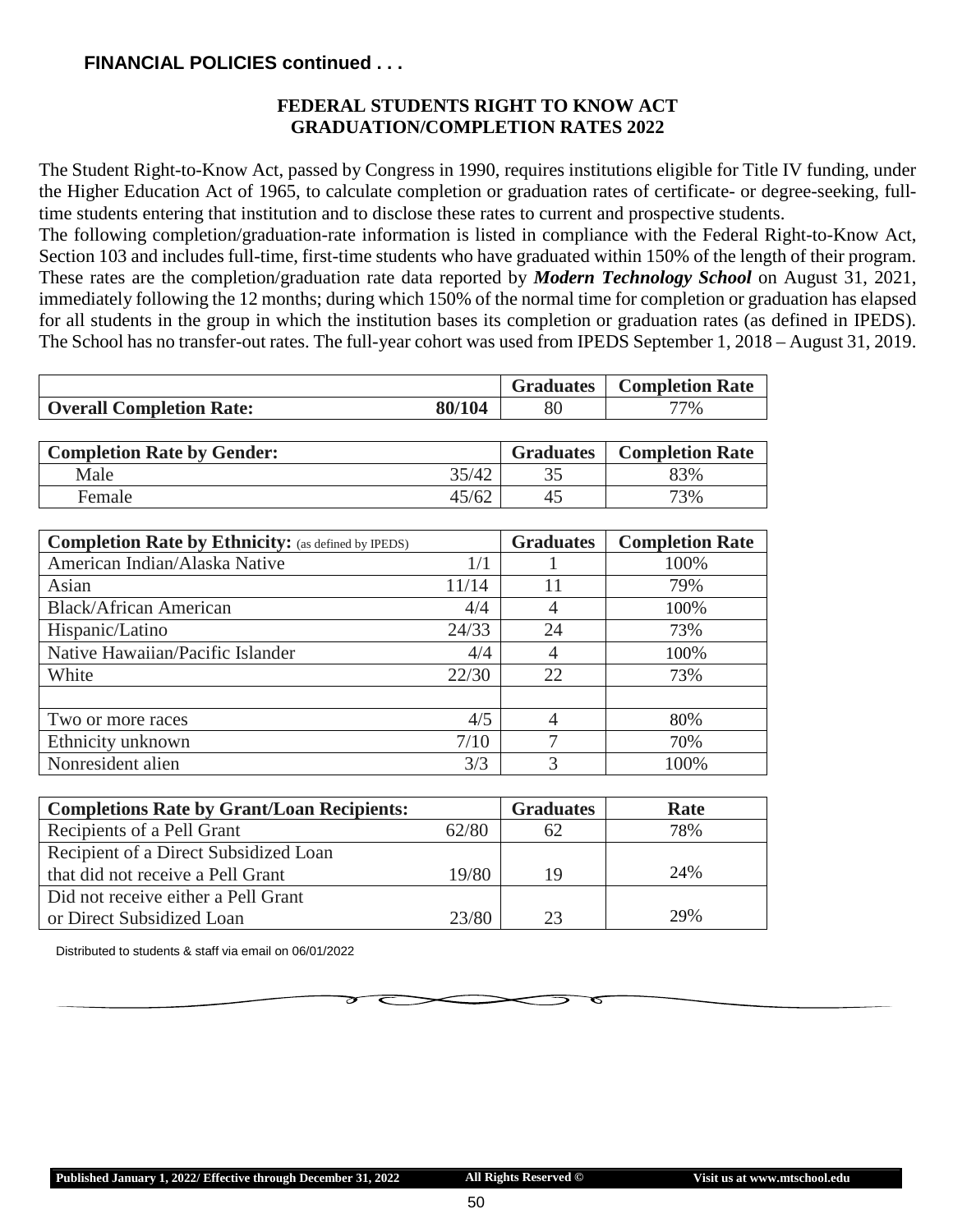**FINANCIAL POLICIES continued . . .**

## FEDERAL STUDENTS RIGHT TO KNOW ACT
## GRADUATION/COMPLETION RATES 2022

The Student Right-to-Know Act, passed by Congress in 1990, requires institutions eligible for Title IV funding, under the Higher Education Act of 1965, to calculate completion or graduation rates of certificate- or degree-seeking, full-time students entering that institution and to disclose these rates to current and prospective students.
The following completion/graduation-rate information is listed in compliance with the Federal Right-to-Know Act, Section 103 and includes full-time, first-time students who have graduated within 150% of the length of their program. These rates are the completion/graduation rate data reported by ***Modern Technology School*** on August 31, 2021, immediately following the 12 months; during which 150% of the normal time for completion or graduation has elapsed for all students in the group in which the institution bases its completion or graduation rates (as defined in IPEDS). The School has no transfer-out rates. The full-year cohort was used from IPEDS September 1, 2018 – August 31, 2019.

| | | Graduates | Completion Rate |
|---|---|---|---|
| **Overall Completion Rate:** | **80/104** | 80 | 77% |

| Completion Rate by Gender: | | Graduates | Completion Rate |
|---|---|---|---|
| Male | 35/42 | 35 | 83% |
| Female | 45/62 | 45 | 73% |

| Completion Rate by Ethnicity: (as defined by IPEDS) | | Graduates | Completion Rate |
|---|---|---|---|
| American Indian/Alaska Native | 1/1 | 1 | 100% |
| Asian | 11/14 | 11 | 79% |
| Black/African American | 4/4 | 4 | 100% |
| Hispanic/Latino | 24/33 | 24 | 73% |
| Native Hawaiian/Pacific Islander | 4/4 | 4 | 100% |
| White | 22/30 | 22 | 73% |
| | | | |
| Two or more races | 4/5 | 4 | 80% |
| Ethnicity unknown | 7/10 | 7 | 70% |
| Nonresident alien | 3/3 | 3 | 100% |

| Completions Rate by Grant/Loan Recipients: | | Graduates | Rate |
|---|---|---|---|
| Recipients of a Pell Grant | 62/80 | 62 | 78% |
| Recipient of a Direct Subsidized Loan that did not receive a Pell Grant | 19/80 | 19 | 24% |
| Did not receive either a Pell Grant or Direct Subsidized Loan | 23/80 | 23 | 29% |

Distributed to students & staff via email on 06/01/2022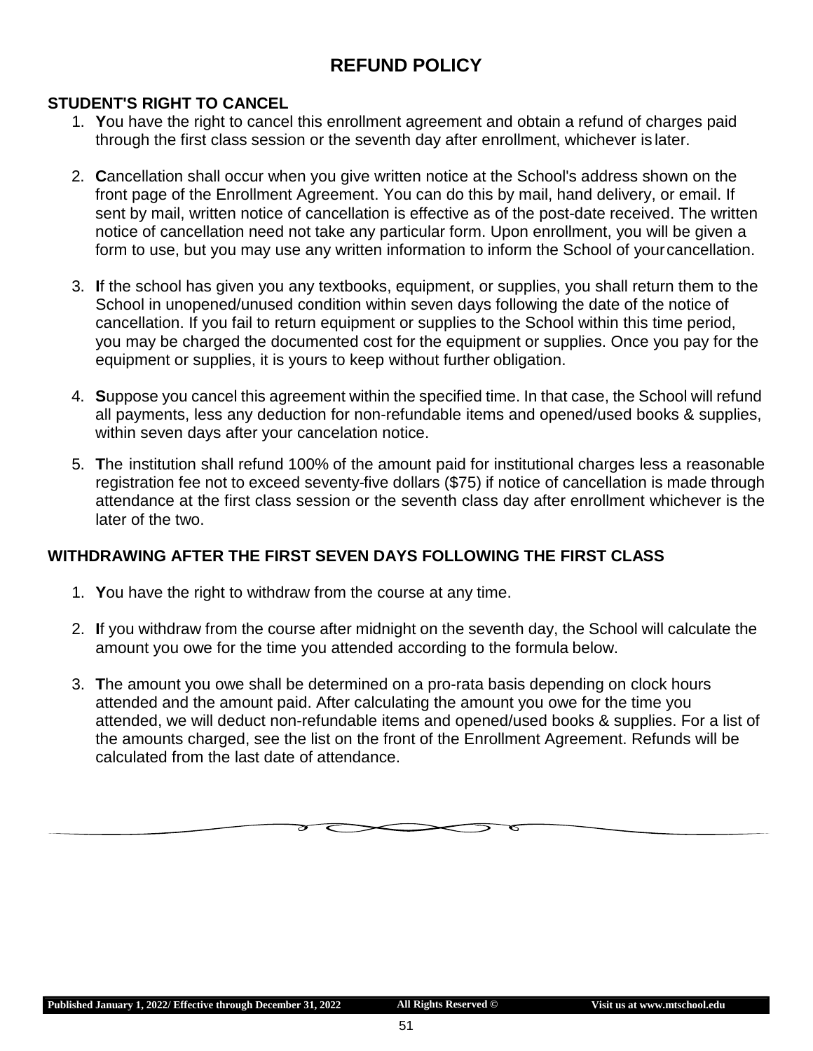# REFUND POLICY

## STUDENT'S RIGHT TO CANCEL

1. **Y**ou have the right to cancel this enrollment agreement and obtain a refund of charges paid through the first class session or the seventh day after enrollment, whichever is later.

2. **C**ancellation shall occur when you give written notice at the School's address shown on the front page of the Enrollment Agreement. You can do this by mail, hand delivery, or email. If sent by mail, written notice of cancellation is effective as of the post-date received. The written notice of cancellation need not take any particular form. Upon enrollment, you will be given a form to use, but you may use any written information to inform the School of your cancellation.

3. **I**f the school has given you any textbooks, equipment, or supplies, you shall return them to the School in unopened/unused condition within seven days following the date of the notice of cancellation. If you fail to return equipment or supplies to the School within this time period, you may be charged the documented cost for the equipment or supplies. Once you pay for the equipment or supplies, it is yours to keep without further obligation.

4. **S**uppose you cancel this agreement within the specified time. In that case, the School will refund all payments, less any deduction for non-refundable items and opened/used books & supplies, within seven days after your cancelation notice.

5. **T**he institution shall refund 100% of the amount paid for institutional charges less a reasonable registration fee not to exceed seventy-five dollars ($75) if notice of cancellation is made through attendance at the first class session or the seventh class day after enrollment whichever is the later of the two.

## WITHDRAWING AFTER THE FIRST SEVEN DAYS FOLLOWING THE FIRST CLASS

1. **Y**ou have the right to withdraw from the course at any time.

2. **I**f you withdraw from the course after midnight on the seventh day, the School will calculate the amount you owe for the time you attended according to the formula below.

3. **T**he amount you owe shall be determined on a pro-rata basis depending on clock hours attended and the amount paid. After calculating the amount you owe for the time you attended, we will deduct non-refundable items and opened/used books & supplies. For a list of the amounts charged, see the list on the front of the Enrollment Agreement. Refunds will be calculated from the last date of attendance.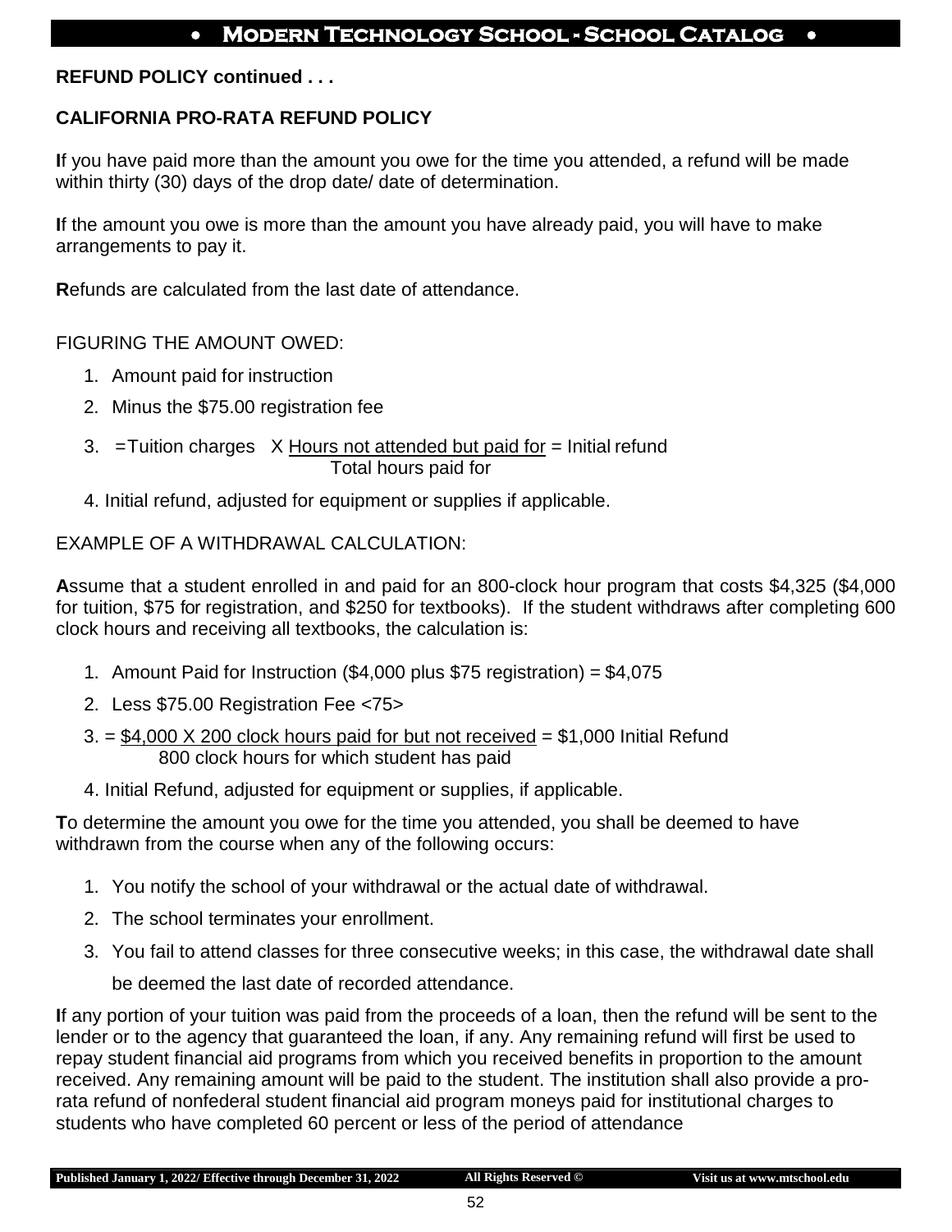**REFUND POLICY continued . . .**

**CALIFORNIA PRO-RATA REFUND POLICY**

**I**f you have paid more than the amount you owe for the time you attended, a refund will be made within thirty (30) days of the drop date/ date of determination.

**I**f the amount you owe is more than the amount you have already paid, you will have to make arrangements to pay it.

**R**efunds are calculated from the last date of attendance.

FIGURING THE AMOUNT OWED:

1. Amount paid for instruction
2. Minus the $75.00 registration fee
3. = Tuition charges X $\frac{\text{Hours not attended but paid for}}{\text{Total hours paid for}}$ = Initial refund
4. Initial refund, adjusted for equipment or supplies if applicable.

EXAMPLE OF A WITHDRAWAL CALCULATION:

**A**ssume that a student enrolled in and paid for an 800-clock hour program that costs $4,325 ($4,000 for tuition, $75 for registration, and $250 for textbooks). If the student withdraws after completing 600 clock hours and receiving all textbooks, the calculation is:

1. Amount Paid for Instruction ($4,000 plus $75 registration) = $4,075
2. Less $75.00 Registration Fee <75>
3. = $\frac{\text{\$4,000 X 200 clock hours paid for but not received}}{\text{800 clock hours for which student has paid}}$ = $1,000 Initial Refund
4. Initial Refund, adjusted for equipment or supplies, if applicable.

**T**o determine the amount you owe for the time you attended, you shall be deemed to have withdrawn from the course when any of the following occurs:

1. You notify the school of your withdrawal or the actual date of withdrawal.
2. The school terminates your enrollment.
3. You fail to attend classes for three consecutive weeks; in this case, the withdrawal date shall be deemed the last date of recorded attendance.

**I**f any portion of your tuition was paid from the proceeds of a loan, then the refund will be sent to the lender or to the agency that guaranteed the loan, if any. Any remaining refund will first be used to repay student financial aid programs from which you received benefits in proportion to the amount received. Any remaining amount will be paid to the student. The institution shall also provide a pro-rata refund of nonfederal student financial aid program moneys paid for institutional charges to students who have completed 60 percent or less of the period of attendance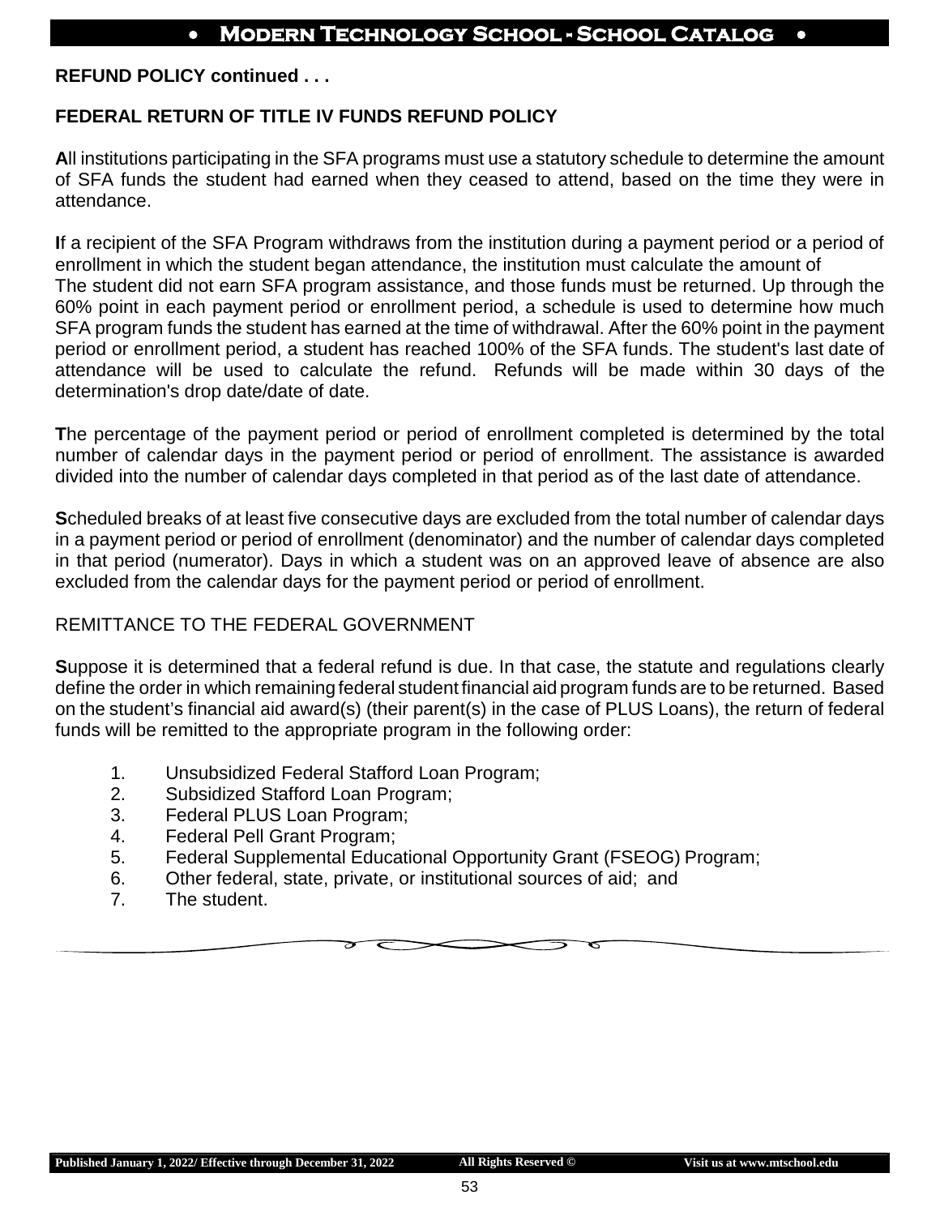**REFUND POLICY continued . . .**

**FEDERAL RETURN OF TITLE IV FUNDS REFUND POLICY**

**A**ll institutions participating in the SFA programs must use a statutory schedule to determine the amount of SFA funds the student had earned when they ceased to attend, based on the time they were in attendance.

**I**f a recipient of the SFA Program withdraws from the institution during a payment period or a period of enrollment in which the student began attendance, the institution must calculate the amount of The student did not earn SFA program assistance, and those funds must be returned. Up through the 60% point in each payment period or enrollment period, a schedule is used to determine how much SFA program funds the student has earned at the time of withdrawal. After the 60% point in the payment period or enrollment period, a student has reached 100% of the SFA funds. The student's last date of attendance will be used to calculate the refund. Refunds will be made within 30 days of the determination's drop date/date of date.

**T**he percentage of the payment period or period of enrollment completed is determined by the total number of calendar days in the payment period or period of enrollment. The assistance is awarded divided into the number of calendar days completed in that period as of the last date of attendance.

**S**cheduled breaks of at least five consecutive days are excluded from the total number of calendar days in a payment period or period of enrollment (denominator) and the number of calendar days completed in that period (numerator). Days in which a student was on an approved leave of absence are also excluded from the calendar days for the payment period or period of enrollment.

REMITTANCE TO THE FEDERAL GOVERNMENT

**S**uppose it is determined that a federal refund is due. In that case, the statute and regulations clearly define the order in which remaining federal student financial aid program funds are to be returned. Based on the student's financial aid award(s) (their parent(s) in the case of PLUS Loans), the return of federal funds will be remitted to the appropriate program in the following order:

1. Unsubsidized Federal Stafford Loan Program;
2. Subsidized Stafford Loan Program;
3. Federal PLUS Loan Program;
4. Federal Pell Grant Program;
5. Federal Supplemental Educational Opportunity Grant (FSEOG) Program;
6. Other federal, state, private, or institutional sources of aid; and
7. The student.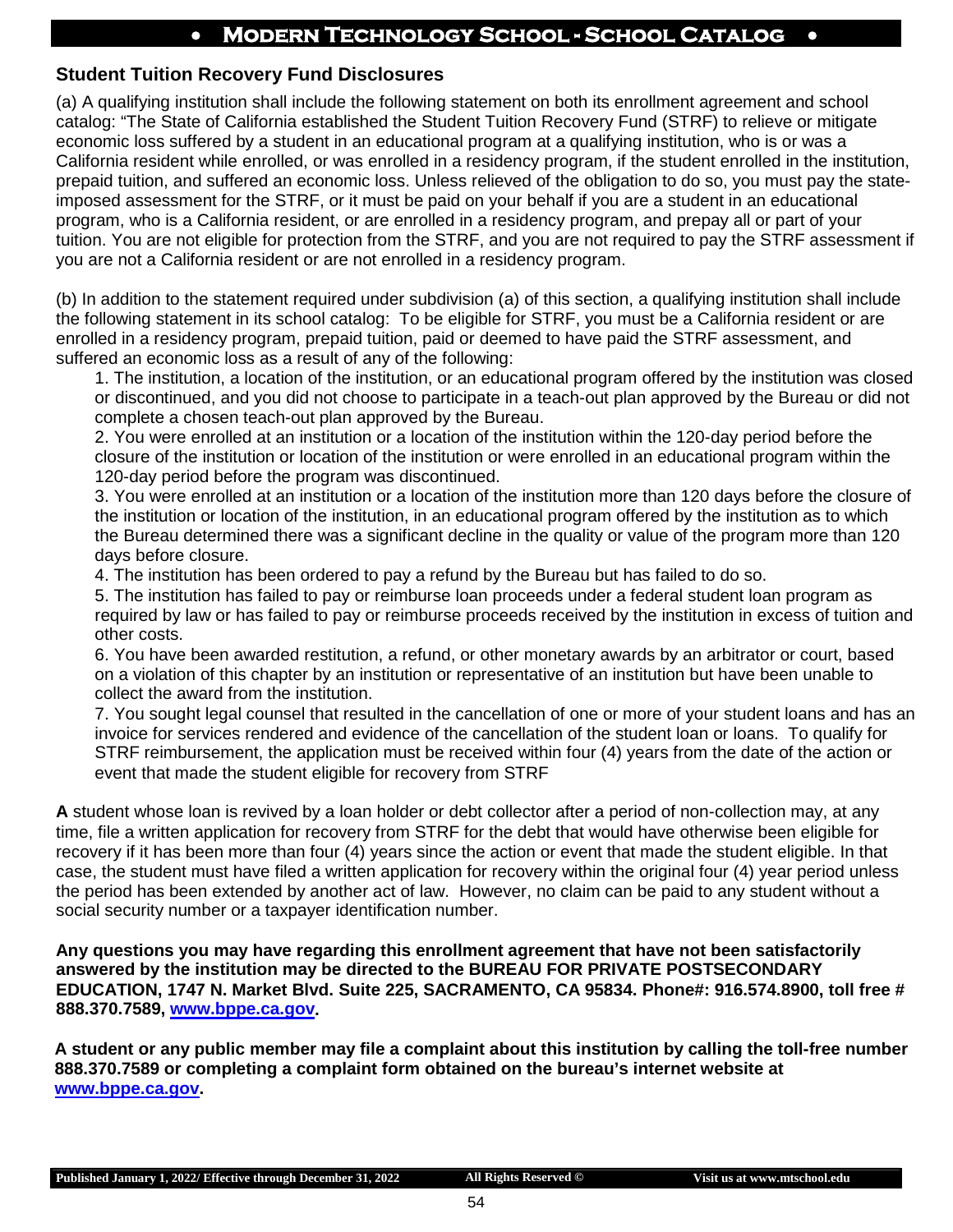## Student Tuition Recovery Fund Disclosures

(a) A qualifying institution shall include the following statement on both its enrollment agreement and school catalog: "The State of California established the Student Tuition Recovery Fund (STRF) to relieve or mitigate economic loss suffered by a student in an educational program at a qualifying institution, who is or was a California resident while enrolled, or was enrolled in a residency program, if the student enrolled in the institution, prepaid tuition, and suffered an economic loss. Unless relieved of the obligation to do so, you must pay the state-imposed assessment for the STRF, or it must be paid on your behalf if you are a student in an educational program, who is a California resident, or are enrolled in a residency program, and prepay all or part of your tuition. You are not eligible for protection from the STRF, and you are not required to pay the STRF assessment if you are not a California resident or are not enrolled in a residency program.

(b) In addition to the statement required under subdivision (a) of this section, a qualifying institution shall include the following statement in its school catalog: To be eligible for STRF, you must be a California resident or are enrolled in a residency program, prepaid tuition, paid or deemed to have paid the STRF assessment, and suffered an economic loss as a result of any of the following:

1. The institution, a location of the institution, or an educational program offered by the institution was closed or discontinued, and you did not choose to participate in a teach-out plan approved by the Bureau or did not complete a chosen teach-out plan approved by the Bureau.
2. You were enrolled at an institution or a location of the institution within the 120-day period before the closure of the institution or location of the institution or were enrolled in an educational program within the 120-day period before the program was discontinued.
3. You were enrolled at an institution or a location of the institution more than 120 days before the closure of the institution or location of the institution, in an educational program offered by the institution as to which the Bureau determined there was a significant decline in the quality or value of the program more than 120 days before closure.
4. The institution has been ordered to pay a refund by the Bureau but has failed to do so.
5. The institution has failed to pay or reimburse loan proceeds under a federal student loan program as required by law or has failed to pay or reimburse proceeds received by the institution in excess of tuition and other costs.
6. You have been awarded restitution, a refund, or other monetary awards by an arbitrator or court, based on a violation of this chapter by an institution or representative of an institution but have been unable to collect the award from the institution.
7. You sought legal counsel that resulted in the cancellation of one or more of your student loans and has an invoice for services rendered and evidence of the cancellation of the student loan or loans. To qualify for STRF reimbursement, the application must be received within four (4) years from the date of the action or event that made the student eligible for recovery from STRF

**A** student whose loan is revived by a loan holder or debt collector after a period of non-collection may, at any time, file a written application for recovery from STRF for the debt that would have otherwise been eligible for recovery if it has been more than four (4) years since the action or event that made the student eligible. In that case, the student must have filed a written application for recovery within the original four (4) year period unless the period has been extended by another act of law. However, no claim can be paid to any student without a social security number or a taxpayer identification number.

**Any questions you may have regarding this enrollment agreement that have not been satisfactorily answered by the institution may be directed to the BUREAU FOR PRIVATE POSTSECONDARY EDUCATION, 1747 N. Market Blvd. Suite 225, SACRAMENTO, CA 95834. Phone#: 916.574.8900, toll free # 888.370.7589, www.bppe.ca.gov.**

**A student or any public member may file a complaint about this institution by calling the toll-free number 888.370.7589 or completing a complaint form obtained on the bureau's internet website at www.bppe.ca.gov.**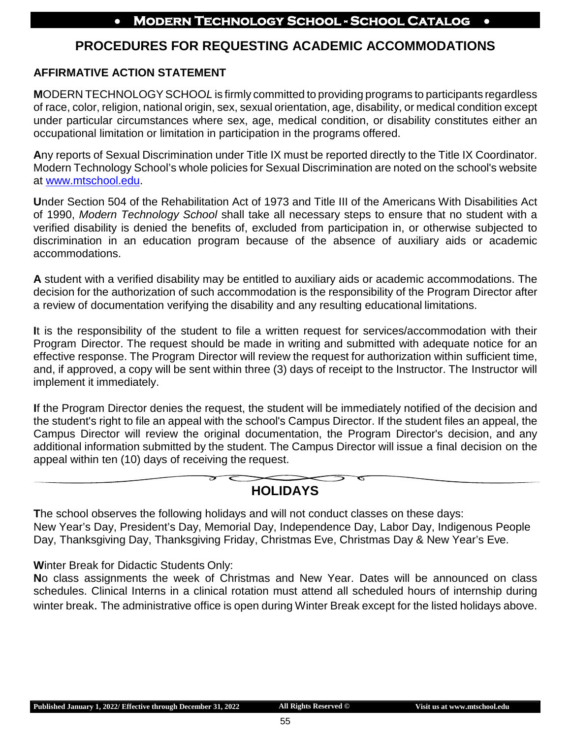# PROCEDURES FOR REQUESTING ACADEMIC ACCOMMODATIONS

## AFFIRMATIVE ACTION STATEMENT

**M**ODERN TECHNOLOGY SCHOOL is firmly committed to providing programs to participants regardless of race, color, religion, national origin, sex, sexual orientation, age, disability, or medical condition except under particular circumstances where sex, age, medical condition, or disability constitutes either an occupational limitation or limitation in participation in the programs offered.

**A**ny reports of Sexual Discrimination under Title IX must be reported directly to the Title IX Coordinator. Modern Technology School's whole policies for Sexual Discrimination are noted on the school's website at www.mtschool.edu.

**U**nder Section 504 of the Rehabilitation Act of 1973 and Title III of the Americans With Disabilities Act of 1990, *Modern Technology School* shall take all necessary steps to ensure that no student with a verified disability is denied the benefits of, excluded from participation in, or otherwise subjected to discrimination in an education program because of the absence of auxiliary aids or academic accommodations.

**A** student with a verified disability may be entitled to auxiliary aids or academic accommodations. The decision for the authorization of such accommodation is the responsibility of the Program Director after a review of documentation verifying the disability and any resulting educational limitations.

**I**t is the responsibility of the student to file a written request for services/accommodation with their Program Director. The request should be made in writing and submitted with adequate notice for an effective response. The Program Director will review the request for authorization within sufficient time, and, if approved, a copy will be sent within three (3) days of receipt to the Instructor. The Instructor will implement it immediately.

**I**f the Program Director denies the request, the student will be immediately notified of the decision and the student's right to file an appeal with the school's Campus Director. If the student files an appeal, the Campus Director will review the original documentation, the Program Director's decision, and any additional information submitted by the student. The Campus Director will issue a final decision on the appeal within ten (10) days of receiving the request.

## HOLIDAYS

**T**he school observes the following holidays and will not conduct classes on these days:
New Year's Day, President's Day, Memorial Day, Independence Day, Labor Day, Indigenous People Day, Thanksgiving Day, Thanksgiving Friday, Christmas Eve, Christmas Day & New Year's Eve.

**W**inter Break for Didactic Students Only:
**N**o class assignments the week of Christmas and New Year. Dates will be announced on class schedules. Clinical Interns in a clinical rotation must attend all scheduled hours of internship during winter break. The administrative office is open during Winter Break except for the listed holidays above.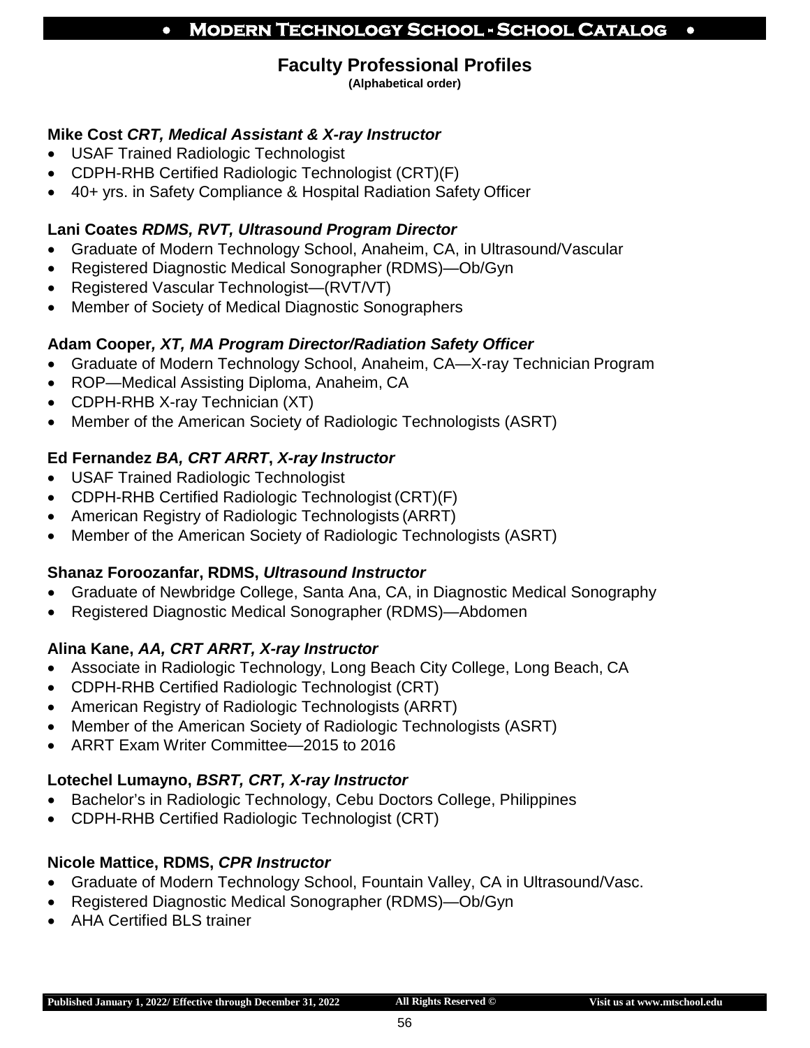## Faculty Professional Profiles

**(Alphabetical order)**

**Mike Cost *CRT, Medical Assistant & X-ray Instructor***

- USAF Trained Radiologic Technologist
- CDPH-RHB Certified Radiologic Technologist (CRT)(F)
- 40+ yrs. in Safety Compliance & Hospital Radiation Safety Officer

**Lani Coates *RDMS, RVT, Ultrasound Program Director***

- Graduate of Modern Technology School, Anaheim, CA, in Ultrasound/Vascular
- Registered Diagnostic Medical Sonographer (RDMS)—Ob/Gyn
- Registered Vascular Technologist—(RVT/VT)
- Member of Society of Medical Diagnostic Sonographers

**Adam Cooper*, XT, MA Program Director/Radiation Safety Officer***

- Graduate of Modern Technology School, Anaheim, CA—X-ray Technician Program
- ROP—Medical Assisting Diploma, Anaheim, CA
- CDPH-RHB X-ray Technician (XT)
- Member of the American Society of Radiologic Technologists (ASRT)

**Ed Fernandez *BA, CRT ARRT*, *X-ray Instructor***

- USAF Trained Radiologic Technologist
- CDPH-RHB Certified Radiologic Technologist (CRT)(F)
- American Registry of Radiologic Technologists (ARRT)
- Member of the American Society of Radiologic Technologists (ASRT)

**Shanaz Foroozanfar, RDMS, *Ultrasound Instructor***

- Graduate of Newbridge College, Santa Ana, CA, in Diagnostic Medical Sonography
- Registered Diagnostic Medical Sonographer (RDMS)—Abdomen

**Alina Kane, *AA, CRT ARRT, X-ray Instructor***

- Associate in Radiologic Technology, Long Beach City College, Long Beach, CA
- CDPH-RHB Certified Radiologic Technologist (CRT)
- American Registry of Radiologic Technologists (ARRT)
- Member of the American Society of Radiologic Technologists (ASRT)
- ARRT Exam Writer Committee—2015 to 2016

**Lotechel Lumayno, *BSRT, CRT, X-ray Instructor***

- Bachelor's in Radiologic Technology, Cebu Doctors College, Philippines
- CDPH-RHB Certified Radiologic Technologist (CRT)

**Nicole Mattice, RDMS, *CPR Instructor***

- Graduate of Modern Technology School, Fountain Valley, CA in Ultrasound/Vasc.
- Registered Diagnostic Medical Sonographer (RDMS)—Ob/Gyn
- AHA Certified BLS trainer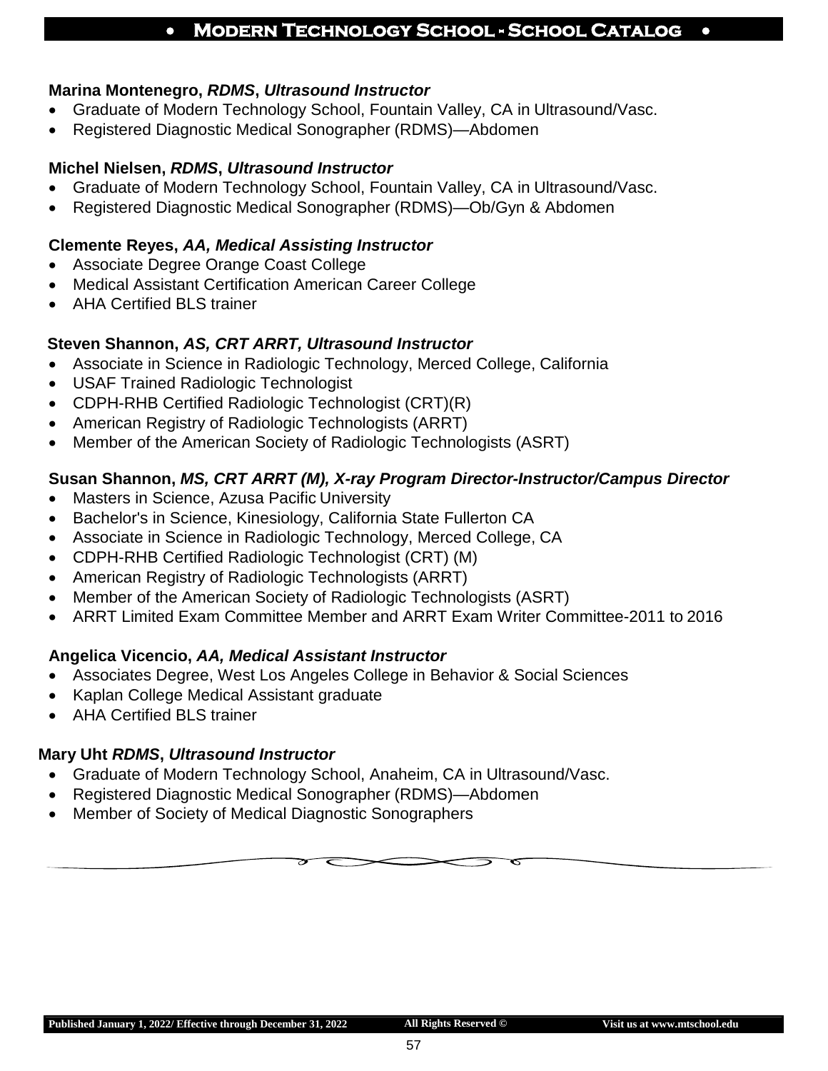**Marina Montenegro, *RDMS*, *Ultrasound Instructor***

- Graduate of Modern Technology School, Fountain Valley, CA in Ultrasound/Vasc.
- Registered Diagnostic Medical Sonographer (RDMS)—Abdomen

**Michel Nielsen, *RDMS*, *Ultrasound Instructor***

- Graduate of Modern Technology School, Fountain Valley, CA in Ultrasound/Vasc.
- Registered Diagnostic Medical Sonographer (RDMS)—Ob/Gyn & Abdomen

**Clemente Reyes, *AA, Medical Assisting Instructor***

- Associate Degree Orange Coast College
- Medical Assistant Certification American Career College
- AHA Certified BLS trainer

**Steven Shannon, *AS, CRT ARRT, Ultrasound Instructor***

- Associate in Science in Radiologic Technology, Merced College, California
- USAF Trained Radiologic Technologist
- CDPH-RHB Certified Radiologic Technologist (CRT)(R)
- American Registry of Radiologic Technologists (ARRT)
- Member of the American Society of Radiologic Technologists (ASRT)

**Susan Shannon, *MS, CRT ARRT (M), X-ray Program Director-Instructor/Campus Director***

- Masters in Science, Azusa Pacific University
- Bachelor's in Science, Kinesiology, California State Fullerton CA
- Associate in Science in Radiologic Technology, Merced College, CA
- CDPH-RHB Certified Radiologic Technologist (CRT) (M)
- American Registry of Radiologic Technologists (ARRT)
- Member of the American Society of Radiologic Technologists (ASRT)
- ARRT Limited Exam Committee Member and ARRT Exam Writer Committee-2011 to 2016

**Angelica Vicencio, *AA, Medical Assistant Instructor***

- Associates Degree, West Los Angeles College in Behavior & Social Sciences
- Kaplan College Medical Assistant graduate
- AHA Certified BLS trainer

**Mary Uht *RDMS*, *Ultrasound Instructor***

- Graduate of Modern Technology School, Anaheim, CA in Ultrasound/Vasc.
- Registered Diagnostic Medical Sonographer (RDMS)—Abdomen
- Member of Society of Medical Diagnostic Sonographers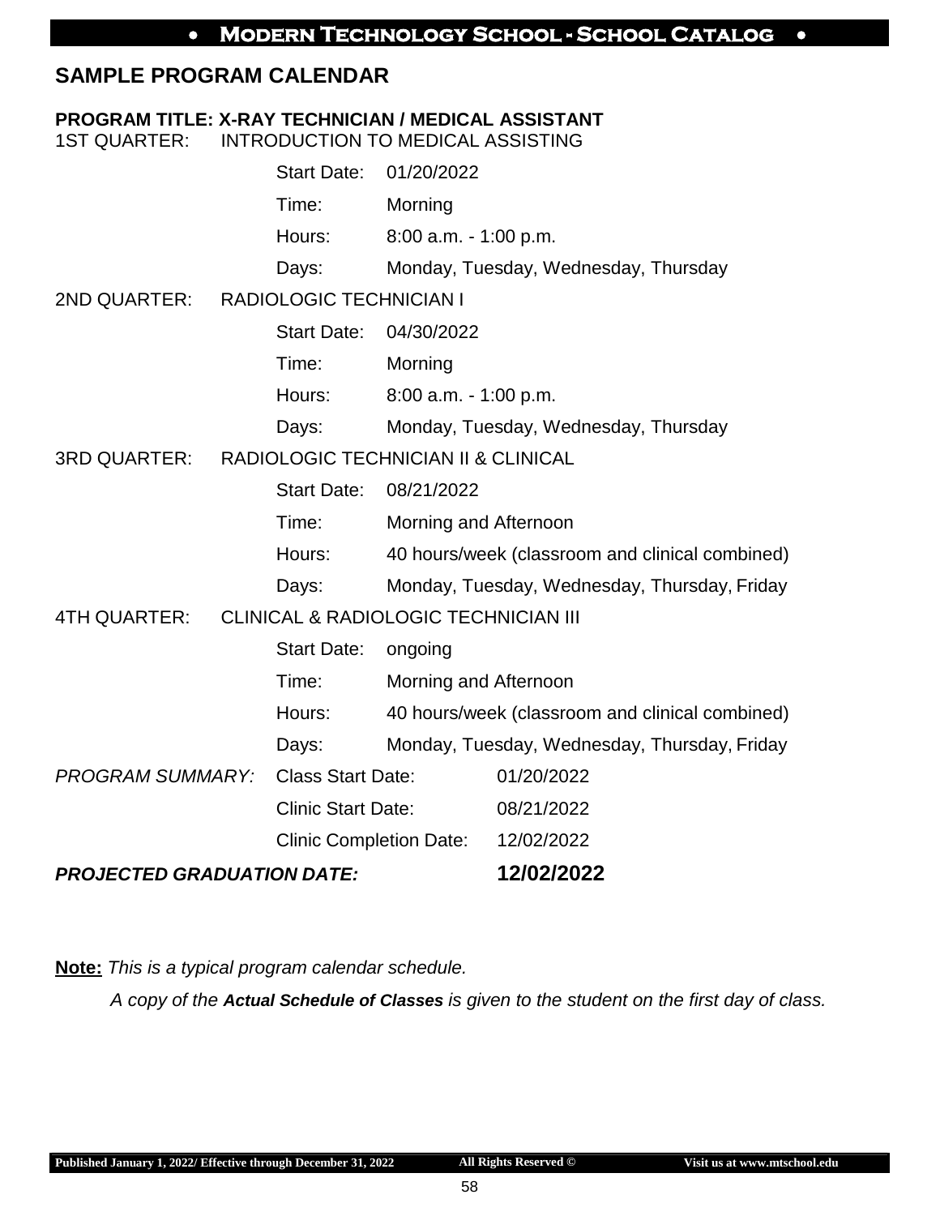## SAMPLE PROGRAM CALENDAR

**PROGRAM TITLE: X-RAY TECHNICIAN / MEDICAL ASSISTANT**

1ST QUARTER: INTRODUCTION TO MEDICAL ASSISTING

| | |
|---|---|
| Start Date: | 01/20/2022 |
| Time: | Morning |
| Hours: | 8:00 a.m. - 1:00 p.m. |
| Days: | Monday, Tuesday, Wednesday, Thursday |

2ND QUARTER: RADIOLOGIC TECHNICIAN I

| | |
|---|---|
| Start Date: | 04/30/2022 |
| Time: | Morning |
| Hours: | 8:00 a.m. - 1:00 p.m. |
| Days: | Monday, Tuesday, Wednesday, Thursday |

3RD QUARTER: RADIOLOGIC TECHNICIAN II & CLINICAL

| | |
|---|---|
| Start Date: | 08/21/2022 |
| Time: | Morning and Afternoon |
| Hours: | 40 hours/week (classroom and clinical combined) |
| Days: | Monday, Tuesday, Wednesday, Thursday, Friday |

4TH QUARTER: CLINICAL & RADIOLOGIC TECHNICIAN III

| | |
|---|---|
| Start Date: | ongoing |
| Time: | Morning and Afternoon |
| Hours: | 40 hours/week (classroom and clinical combined) |
| Days: | Monday, Tuesday, Wednesday, Thursday, Friday |

*PROGRAM SUMMARY:*

| | |
|---|---|
| Class Start Date: | 01/20/2022 |
| Clinic Start Date: | 08/21/2022 |
| Clinic Completion Date: | 12/02/2022 |

***PROJECTED GRADUATION DATE:*** **12/02/2022**

**Note:** *This is a typical program calendar schedule.*

*A copy of the **Actual Schedule of Classes** is given to the student on the first day of class.*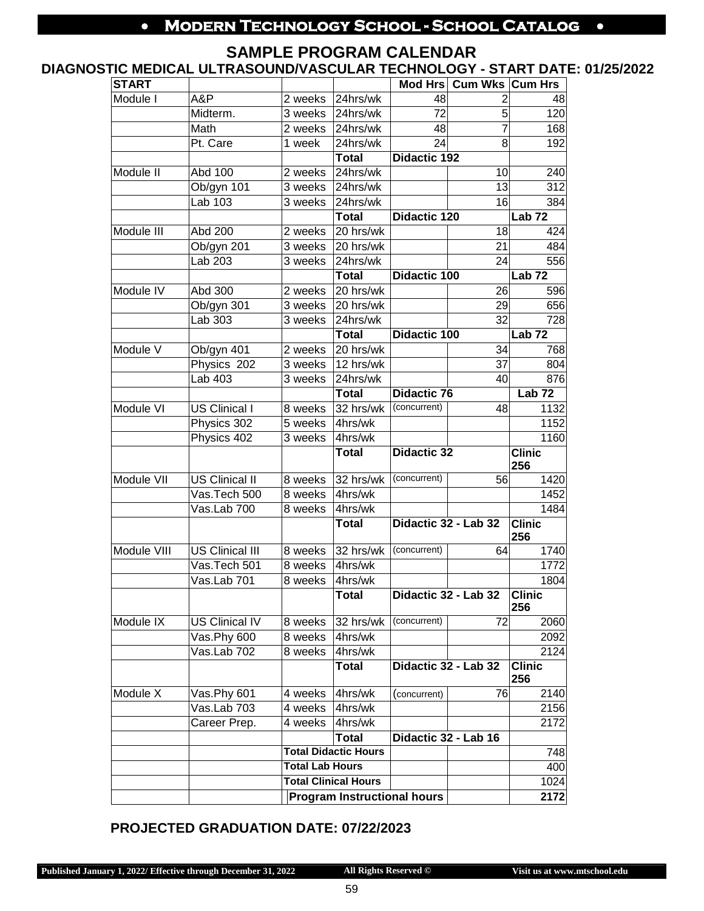## SAMPLE PROGRAM CALENDAR

### DIAGNOSTIC MEDICAL ULTRASOUND/VASCULAR TECHNOLOGY - START DATE: 01/25/2022

| START | | | | Mod Hrs | Cum Wks | Cum Hrs |
|---|---|---|---|---|---|---|
| Module I | A&P | 2 weeks | 24hrs/wk | 48 | 2 | 48 |
| | Midterm. | 3 weeks | 24hrs/wk | 72 | 5 | 120 |
| | Math | 2 weeks | 24hrs/wk | 48 | 7 | 168 |
| | Pt. Care | 1 week | 24hrs/wk | 24 | 8 | 192 |
| | | | **Total** | **Didactic 192** | | |
| Module II | Abd 100 | 2 weeks | 24hrs/wk | | 10 | 240 |
| | Ob/gyn 101 | 3 weeks | 24hrs/wk | | 13 | 312 |
| | Lab 103 | 3 weeks | 24hrs/wk | | 16 | 384 |
| | | | **Total** | **Didactic 120** | | **Lab 72** |
| Module III | Abd 200 | 2 weeks | 20 hrs/wk | | 18 | 424 |
| | Ob/gyn 201 | 3 weeks | 20 hrs/wk | | 21 | 484 |
| | Lab 203 | 3 weeks | 24hrs/wk | | 24 | 556 |
| | | | **Total** | **Didactic 100** | | **Lab 72** |
| Module IV | Abd 300 | 2 weeks | 20 hrs/wk | | 26 | 596 |
| | Ob/gyn 301 | 3 weeks | 20 hrs/wk | | 29 | 656 |
| | Lab 303 | 3 weeks | 24hrs/wk | | 32 | 728 |
| | | | **Total** | **Didactic 100** | | **Lab 72** |
| Module V | Ob/gyn 401 | 2 weeks | 20 hrs/wk | | 34 | 768 |
| | Physics 202 | 3 weeks | 12 hrs/wk | | 37 | 804 |
| | Lab 403 | 3 weeks | 24hrs/wk | | 40 | 876 |
| | | | **Total** | **Didactic 76** | | **Lab 72** |
| Module VI | US Clinical I | 8 weeks | 32 hrs/wk | (concurrent) | 48 | 1132 |
| | Physics 302 | 5 weeks | 4hrs/wk | | | 1152 |
| | Physics 402 | 3 weeks | 4hrs/wk | | | 1160 |
| | | | **Total** | **Didactic 32** | | **Clinic 256** |
| Module VII | US Clinical II | 8 weeks | 32 hrs/wk | (concurrent) | 56 | 1420 |
| | Vas.Tech 500 | 8 weeks | 4hrs/wk | | | 1452 |
| | Vas.Lab 700 | 8 weeks | 4hrs/wk | | | 1484 |
| | | | **Total** | **Didactic 32 - Lab 32** | | **Clinic 256** |
| Module VIII | US Clinical III | 8 weeks | 32 hrs/wk | (concurrent) | 64 | 1740 |
| | Vas.Tech 501 | 8 weeks | 4hrs/wk | | | 1772 |
| | Vas.Lab 701 | 8 weeks | 4hrs/wk | | | 1804 |
| | | | **Total** | **Didactic 32 - Lab 32** | | **Clinic 256** |
| Module IX | US Clinical IV | 8 weeks | 32 hrs/wk | (concurrent) | 72 | 2060 |
| | Vas.Phy 600 | 8 weeks | 4hrs/wk | | | 2092 |
| | Vas.Lab 702 | 8 weeks | 4hrs/wk | | | 2124 |
| | | | **Total** | **Didactic 32 - Lab 32** | | **Clinic 256** |
| Module X | Vas.Phy 601 | 4 weeks | 4hrs/wk | (concurrent) | 76 | 2140 |
| | Vas.Lab 703 | 4 weeks | 4hrs/wk | | | 2156 |
| | Career Prep. | 4 weeks | 4hrs/wk | | | 2172 |
| | | | **Total** | **Didactic 32 - Lab 16** | | |
| | | **Total Didactic Hours** | | | | 748 |
| | | **Total Lab Hours** | | | | 400 |
| | | **Total Clinical Hours** | | | | 1024 |
| | | **Program Instructional hours** | | | | **2172** |

**PROJECTED GRADUATION DATE: 07/22/2023**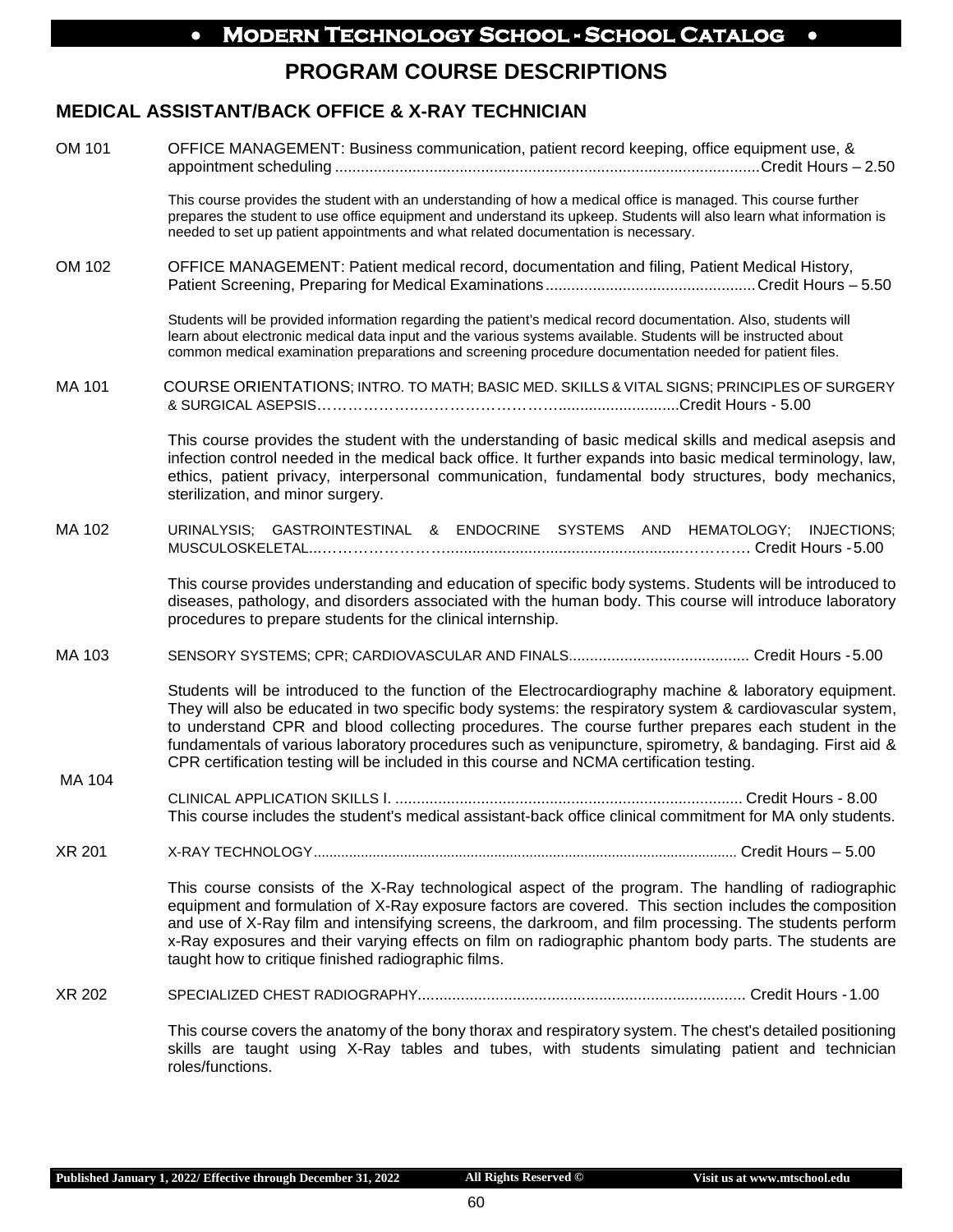# PROGRAM COURSE DESCRIPTIONS

## MEDICAL ASSISTANT/BACK OFFICE & X-RAY TECHNICIAN

**OM 101** — OFFICE MANAGEMENT: Business communication, patient record keeping, office equipment use, & appointment scheduling ................................................................................................Credit Hours – 2.50

This course provides the student with an understanding of how a medical office is managed. This course further prepares the student to use office equipment and understand its upkeep. Students will also learn what information is needed to set up patient appointments and what related documentation is necessary.

**OM 102** — OFFICE MANAGEMENT: Patient medical record, documentation and filing, Patient Medical History, Patient Screening, Preparing for Medical Examinations................................................Credit Hours – 5.50

Students will be provided information regarding the patient's medical record documentation. Also, students will learn about electronic medical data input and the various systems available. Students will be instructed about common medical examination preparations and screening procedure documentation needed for patient files.

**MA 101** — COURSE ORIENTATIONS; INTRO. TO MATH; BASIC MED. SKILLS & VITAL SIGNS; PRINCIPLES OF SURGERY & SURGICAL ASEPSIS……………….………………………...........................Credit Hours - 5.00

This course provides the student with the understanding of basic medical skills and medical asepsis and infection control needed in the medical back office. It further expands into basic medical terminology, law, ethics, patient privacy, interpersonal communication, fundamental body structures, body mechanics, sterilization, and minor surgery.

**MA 102** — URINALYSIS; GASTROINTESTINAL & ENDOCRINE SYSTEMS AND HEMATOLOGY; INJECTIONS; MUSCULOSKELETAL..……………………......................................................………… Credit Hours - 5.00

This course provides understanding and education of specific body systems. Students will be introduced to diseases, pathology, and disorders associated with the human body. This course will introduce laboratory procedures to prepare students for the clinical internship.

**MA 103** — SENSORY SYSTEMS; CPR; CARDIOVASCULAR AND FINALS......................................... Credit Hours - 5.00

Students will be introduced to the function of the Electrocardiography machine & laboratory equipment. They will also be educated in two specific body systems: the respiratory system & cardiovascular system, to understand CPR and blood collecting procedures. The course further prepares each student in the fundamentals of various laboratory procedures such as venipuncture, spirometry, & bandaging. First aid & CPR certification testing will be included in this course and NCMA certification testing.

**MA 104** — CLINICAL APPLICATION SKILLS I. ................................................................................. Credit Hours - 8.00

This course includes the student's medical assistant-back office clinical commitment for MA only students.

**XR 201** — X-RAY TECHNOLOGY........................................................................................................... Credit Hours – 5.00

This course consists of the X-Ray technological aspect of the program. The handling of radiographic equipment and formulation of X-Ray exposure factors are covered. This section includes the composition and use of X-Ray film and intensifying screens, the darkroom, and film processing. The students perform x-Ray exposures and their varying effects on film on radiographic phantom body parts. The students are taught how to critique finished radiographic films.

**XR 202** — SPECIALIZED CHEST RADIOGRAPHY............................................................................ Credit Hours - 1.00

This course covers the anatomy of the bony thorax and respiratory system. The chest's detailed positioning skills are taught using X-Ray tables and tubes, with students simulating patient and technician roles/functions.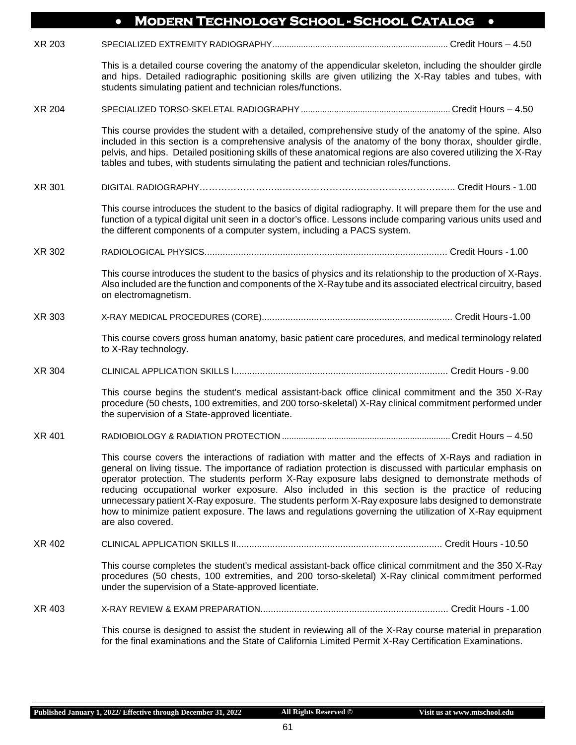XR 203 SPECIALIZED EXTREMITY RADIOGRAPHY........................................................................ Credit Hours – 4.50

This is a detailed course covering the anatomy of the appendicular skeleton, including the shoulder girdle and hips. Detailed radiographic positioning skills are given utilizing the X-Ray tables and tubes, with students simulating patient and technician roles/functions.

XR 204 SPECIALIZED TORSO-SKELETAL RADIOGRAPHY .............................................................. Credit Hours – 4.50

This course provides the student with a detailed, comprehensive study of the anatomy of the spine. Also included in this section is a comprehensive analysis of the anatomy of the bony thorax, shoulder girdle, pelvis, and hips. Detailed positioning skills of these anatomical regions are also covered utilizing the X-Ray tables and tubes, with students simulating the patient and technician roles/functions.

XR 301 DIGITAL RADIOGRAPHY……………………...………………………………………………….. Credit Hours - 1.00

This course introduces the student to the basics of digital radiography. It will prepare them for the use and function of a typical digital unit seen in a doctor's office. Lessons include comparing various units used and the different components of a computer system, including a PACS system.

XR 302 RADIOLOGICAL PHYSICS.............................................................................................. Credit Hours - 1.00

This course introduces the student to the basics of physics and its relationship to the production of X-Rays. Also included are the function and components of the X-Ray tube and its associated electrical circuitry, based on electromagnetism.

XR 303 X-RAY MEDICAL PROCEDURES (CORE)......................................................................... Credit Hours - 1.00

This course covers gross human anatomy, basic patient care procedures, and medical terminology related to X-Ray technology.

XR 304 CLINICAL APPLICATION SKILLS I.................................................................................. Credit Hours - 9.00

This course begins the student's medical assistant-back office clinical commitment and the 350 X-Ray procedure (50 chests, 100 extremities, and 200 torso-skeletal) X-Ray clinical commitment performed under the supervision of a State-approved licentiate.

XR 401 RADIOBIOLOGY & RADIATION PROTECTION ....................................................................... Credit Hours – 4.50

This course covers the interactions of radiation with matter and the effects of X-Rays and radiation in general on living tissue. The importance of radiation protection is discussed with particular emphasis on operator protection. The students perform X-Ray exposure labs designed to demonstrate methods of reducing occupational worker exposure. Also included in this section is the practice of reducing unnecessary patient X-Ray exposure. The students perform X-Ray exposure labs designed to demonstrate how to minimize patient exposure. The laws and regulations governing the utilization of X-Ray equipment are also covered.

XR 402 CLINICAL APPLICATION SKILLS II.............................................................................. Credit Hours - 10.50

This course completes the student's medical assistant-back office clinical commitment and the 350 X-Ray procedures (50 chests, 100 extremities, and 200 torso-skeletal) X-Ray clinical commitment performed under the supervision of a State-approved licentiate.

XR 403 X-RAY REVIEW & EXAM PREPARATION........................................................................ Credit Hours - 1.00

This course is designed to assist the student in reviewing all of the X-Ray course material in preparation for the final examinations and the State of California Limited Permit X-Ray Certification Examinations.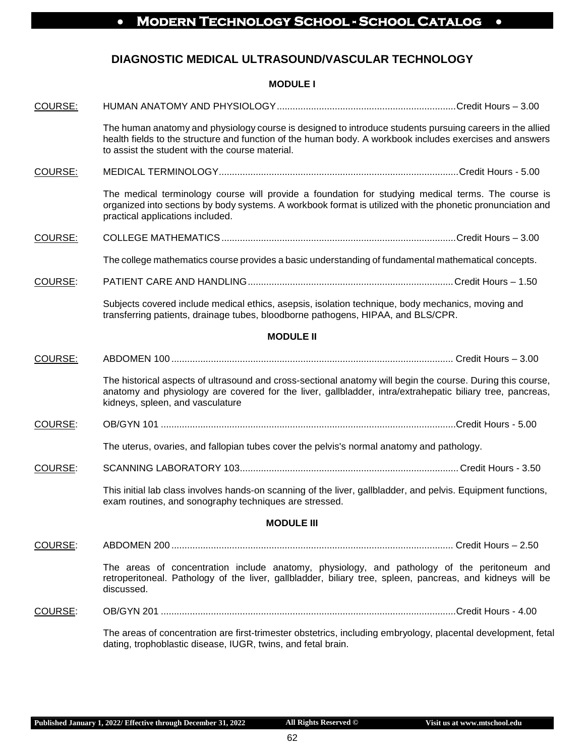## DIAGNOSTIC MEDICAL ULTRASOUND/VASCULAR TECHNOLOGY

### MODULE I

COURSE: HUMAN ANATOMY AND PHYSIOLOGY....................................................................Credit Hours – 3.00

The human anatomy and physiology course is designed to introduce students pursuing careers in the allied health fields to the structure and function of the human body. A workbook includes exercises and answers to assist the student with the course material.

COURSE: MEDICAL TERMINOLOGY..........................................................................................Credit Hours - 5.00

The medical terminology course will provide a foundation for studying medical terms. The course is organized into sections by body systems. A workbook format is utilized with the phonetic pronunciation and practical applications included.

COURSE: COLLEGE MATHEMATICS........................................................................................Credit Hours – 3.00

The college mathematics course provides a basic understanding of fundamental mathematical concepts.

COURSE: PATIENT CARE AND HANDLING.............................................................................Credit Hours – 1.50

Subjects covered include medical ethics, asepsis, isolation technique, body mechanics, moving and transferring patients, drainage tubes, bloodborne pathogens, HIPAA, and BLS/CPR.

### MODULE II

COURSE: ABDOMEN 100.......................................................................................................... Credit Hours – 3.00

The historical aspects of ultrasound and cross-sectional anatomy will begin the course. During this course, anatomy and physiology are covered for the liver, gallbladder, intra/extrahepatic biliary tree, pancreas, kidneys, spleen, and vasculature

COURSE: OB/GYN 101 ...............................................................................................................Credit Hours - 5.00

The uterus, ovaries, and fallopian tubes cover the pelvis's normal anatomy and pathology.

COURSE: SCANNING LABORATORY 103..................................................................................Credit Hours - 3.50

This initial lab class involves hands-on scanning of the liver, gallbladder, and pelvis. Equipment functions, exam routines, and sonography techniques are stressed.

### MODULE III

COURSE: ABDOMEN 200.......................................................................................................... Credit Hours – 2.50

The areas of concentration include anatomy, physiology, and pathology of the peritoneum and retroperitoneal. Pathology of the liver, gallbladder, biliary tree, spleen, pancreas, and kidneys will be discussed.

COURSE: OB/GYN 201 ...............................................................................................................Credit Hours - 4.00

The areas of concentration are first-trimester obstetrics, including embryology, placental development, fetal dating, trophoblastic disease, IUGR, twins, and fetal brain.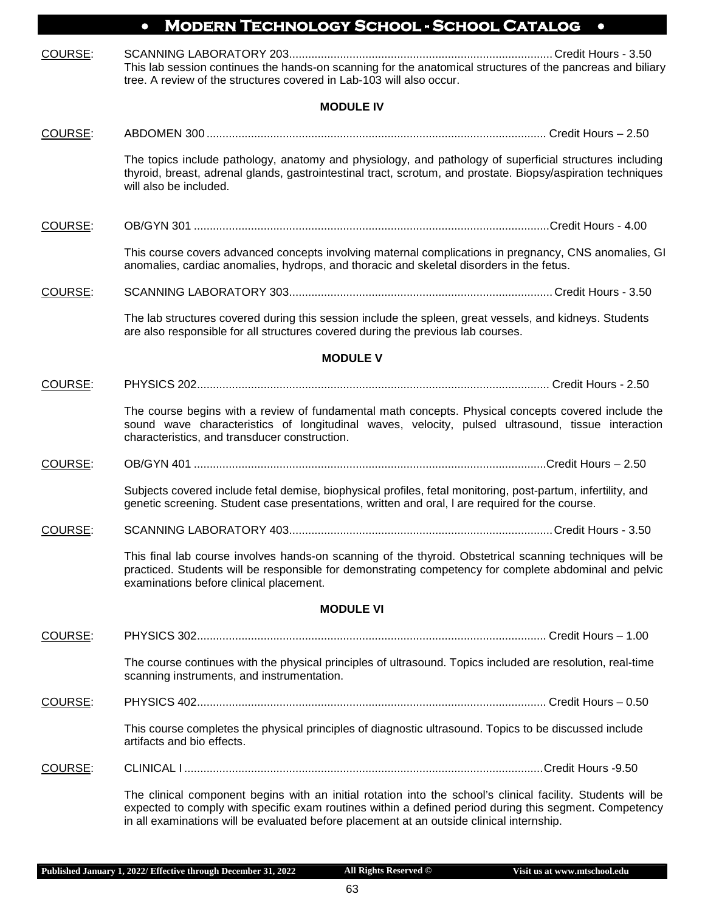COURSE: SCANNING LABORATORY 203 .................... Credit Hours - 3.50

This lab session continues the hands-on scanning for the anatomical structures of the pancreas and biliary tree. A review of the structures covered in Lab-103 will also occur.

**MODULE IV**

COURSE: ABDOMEN 300 .................... Credit Hours – 2.50

The topics include pathology, anatomy and physiology, and pathology of superficial structures including thyroid, breast, adrenal glands, gastrointestinal tract, scrotum, and prostate. Biopsy/aspiration techniques will also be included.

COURSE: OB/GYN 301 .................... Credit Hours - 4.00

This course covers advanced concepts involving maternal complications in pregnancy, CNS anomalies, GI anomalies, cardiac anomalies, hydrops, and thoracic and skeletal disorders in the fetus.

COURSE: SCANNING LABORATORY 303 .................... Credit Hours - 3.50

The lab structures covered during this session include the spleen, great vessels, and kidneys. Students are also responsible for all structures covered during the previous lab courses.

**MODULE V**

COURSE: PHYSICS 202 .................... Credit Hours - 2.50

The course begins with a review of fundamental math concepts. Physical concepts covered include the sound wave characteristics of longitudinal waves, velocity, pulsed ultrasound, tissue interaction characteristics, and transducer construction.

COURSE: OB/GYN 401 .................... Credit Hours – 2.50

Subjects covered include fetal demise, biophysical profiles, fetal monitoring, post-partum, infertility, and genetic screening. Student case presentations, written and oral, l are required for the course.

COURSE: SCANNING LABORATORY 403 .................... Credit Hours - 3.50

This final lab course involves hands-on scanning of the thyroid. Obstetrical scanning techniques will be practiced. Students will be responsible for demonstrating competency for complete abdominal and pelvic examinations before clinical placement.

**MODULE VI**

COURSE: PHYSICS 302 .................... Credit Hours – 1.00

The course continues with the physical principles of ultrasound. Topics included are resolution, real-time scanning instruments, and instrumentation.

COURSE: PHYSICS 402 .................... Credit Hours – 0.50

This course completes the physical principles of diagnostic ultrasound. Topics to be discussed include artifacts and bio effects.

COURSE: CLINICAL I .................... Credit Hours -9.50

The clinical component begins with an initial rotation into the school's clinical facility. Students will be expected to comply with specific exam routines within a defined period during this segment. Competency in all examinations will be evaluated before placement at an outside clinical internship.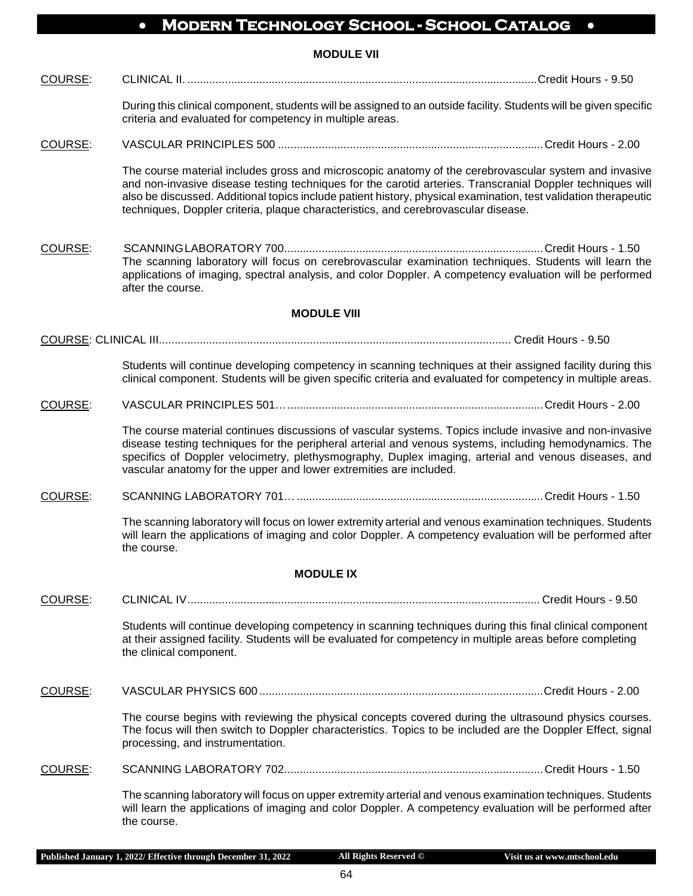### MODULE VII

COURSE: CLINICAL II. ................................................................................................................Credit Hours - 9.50

During this clinical component, students will be assigned to an outside facility. Students will be given specific criteria and evaluated for competency in multiple areas.

COURSE: VASCULAR PRINCIPLES 500 ....................................................................................Credit Hours - 2.00

The course material includes gross and microscopic anatomy of the cerebrovascular system and invasive and non-invasive disease testing techniques for the carotid arteries. Transcranial Doppler techniques will also be discussed. Additional topics include patient history, physical examination, test validation therapeutic techniques, Doppler criteria, plaque characteristics, and cerebrovascular disease.

COURSE: SCANNING LABORATORY 700...................................................................................Credit Hours - 1.50

The scanning laboratory will focus on cerebrovascular examination techniques. Students will learn the applications of imaging, spectral analysis, and color Doppler. A competency evaluation will be performed after the course.

### MODULE VIII

COURSE: CLINICAL III................................................................................................................ Credit Hours - 9.50

Students will continue developing competency in scanning techniques at their assigned facility during this clinical component. Students will be given specific criteria and evaluated for competency in multiple areas.

COURSE: VASCULAR PRINCIPLES 501… ..................................................................................Credit Hours - 2.00

The course material continues discussions of vascular systems. Topics include invasive and non-invasive disease testing techniques for the peripheral arterial and venous systems, including hemodynamics. The specifics of Doppler velocimetry, plethysmography, Duplex imaging, arterial and venous diseases, and vascular anatomy for the upper and lower extremities are included.

COURSE: SCANNING LABORATORY 701… ...............................................................................Credit Hours - 1.50

The scanning laboratory will focus on lower extremity arterial and venous examination techniques. Students will learn the applications of imaging and color Doppler. A competency evaluation will be performed after the course.

### MODULE IX

COURSE: CLINICAL IV................................................................................................................ Credit Hours - 9.50

Students will continue developing competency in scanning techniques during this final clinical component at their assigned facility. Students will be evaluated for competency in multiple areas before completing the clinical component.

COURSE: VASCULAR PHYSICS 600 ..........................................................................................Credit Hours - 2.00

The course begins with reviewing the physical concepts covered during the ultrasound physics courses. The focus will then switch to Doppler characteristics. Topics to be included are the Doppler Effect, signal processing, and instrumentation.

COURSE: SCANNING LABORATORY 702...................................................................................Credit Hours - 1.50

The scanning laboratory will focus on upper extremity arterial and venous examination techniques. Students will learn the applications of imaging and color Doppler. A competency evaluation will be performed after the course.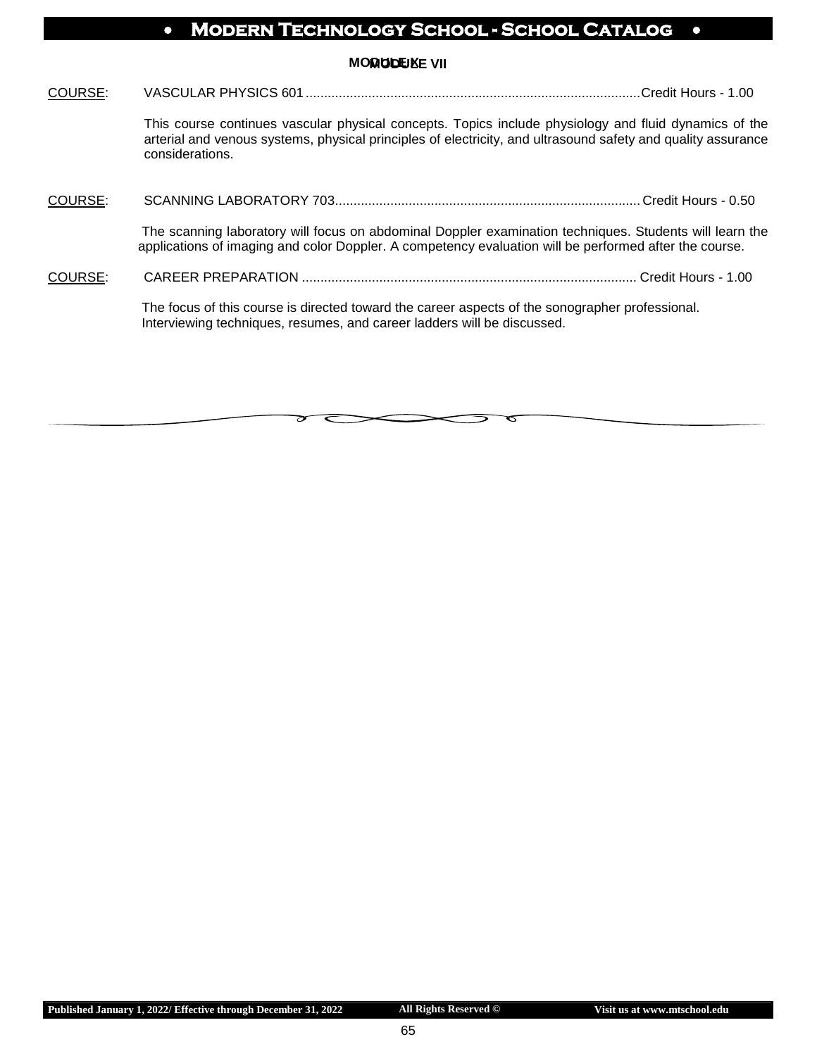## MODULE VII

COURSE: VASCULAR PHYSICS 601 ............................................................................................ Credit Hours - 1.00

This course continues vascular physical concepts. Topics include physiology and fluid dynamics of the arterial and venous systems, physical principles of electricity, and ultrasound safety and quality assurance considerations.

COURSE: SCANNING LABORATORY 703.................................................................................. Credit Hours - 0.50

The scanning laboratory will focus on abdominal Doppler examination techniques. Students will learn the applications of imaging and color Doppler. A competency evaluation will be performed after the course.

COURSE: CAREER PREPARATION ........................................................................................... Credit Hours - 1.00

The focus of this course is directed toward the career aspects of the sonographer professional. Interviewing techniques, resumes, and career ladders will be discussed.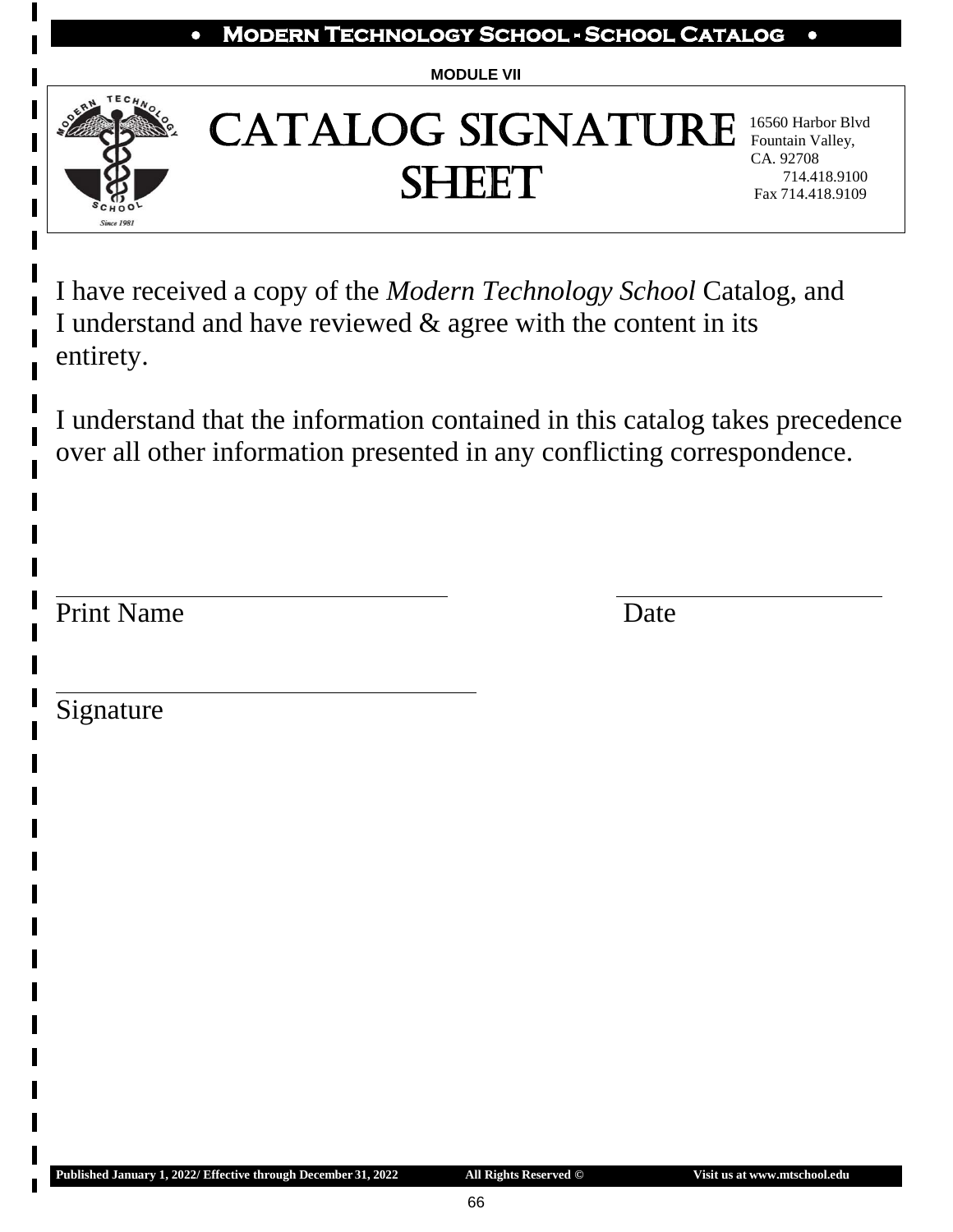**MODULE VII**

# CATALOG SIGNATURE SHEET

16560 Harbor Blvd
Fountain Valley,
CA. 92708
714.418.9100
Fax 714.418.9109

I have received a copy of the *Modern Technology School* Catalog, and I understand and have reviewed & agree with the content in its entirety.

I understand that the information contained in this catalog takes precedence over all other information presented in any conflicting correspondence.

\_\_\_\_\_\_\_\_\_\_\_\_\_\_\_\_\_\_\_\_\_\_\_\_\_\_\_\_\_\_\_\_ \_\_\_\_\_\_\_\_\_\_\_\_\_\_\_\_\_\_\_\_\_\_
Print Name Date

\_\_\_\_\_\_\_\_\_\_\_\_\_\_\_\_\_\_\_\_\_\_\_\_\_\_\_\_\_\_\_\_
Signature